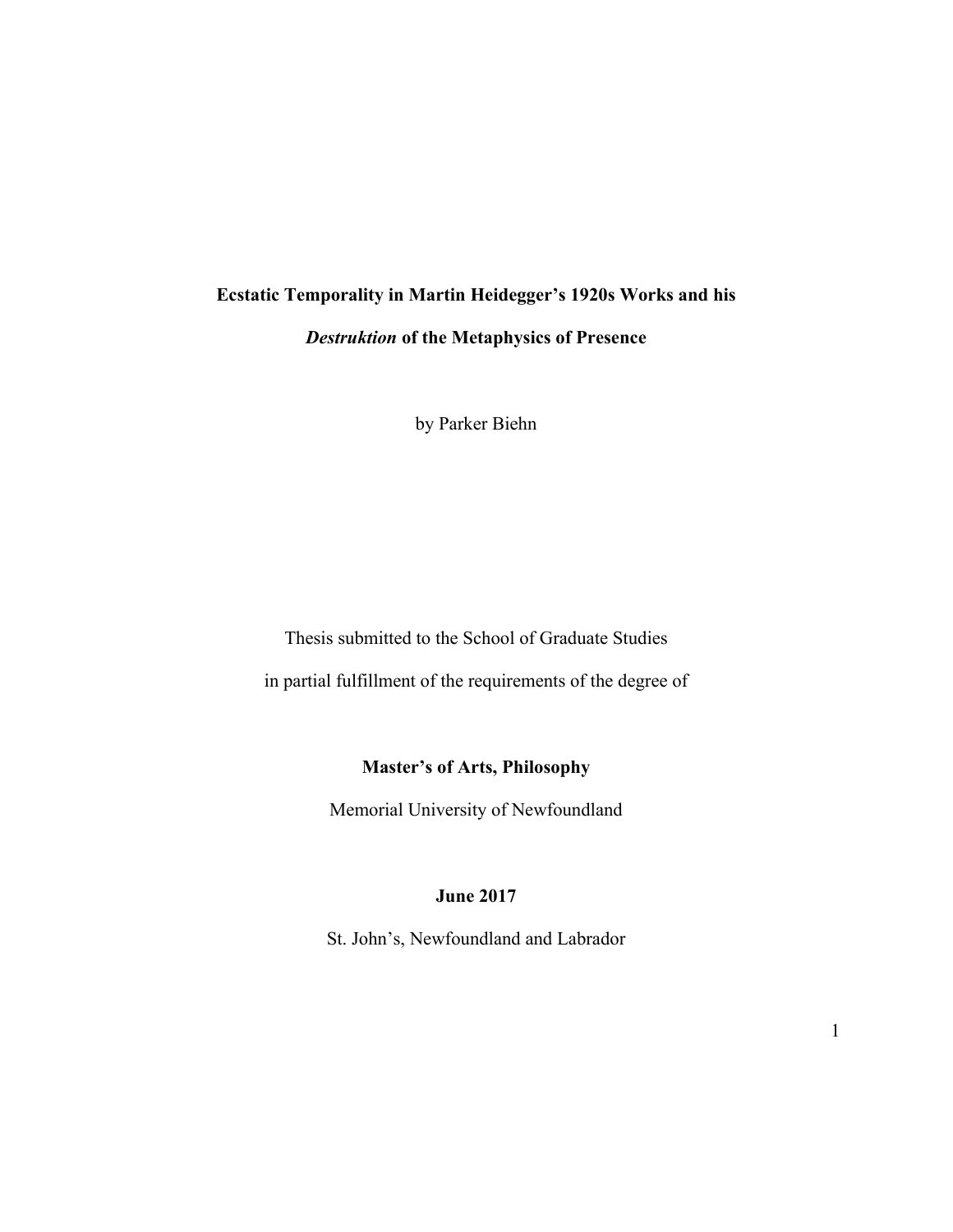# Ecstatic Temporality in Martin Heidegger's 1920s Works and his *Destruktion* of the Metaphysics of Presence

by Parker Biehn

Thesis submitted to the School of Graduate Studies

in partial fulfillment of the requirements of the degree of

**Master's of Arts, Philosophy**

Memorial University of Newfoundland

**June 2017**

St. John's, Newfoundland and Labrador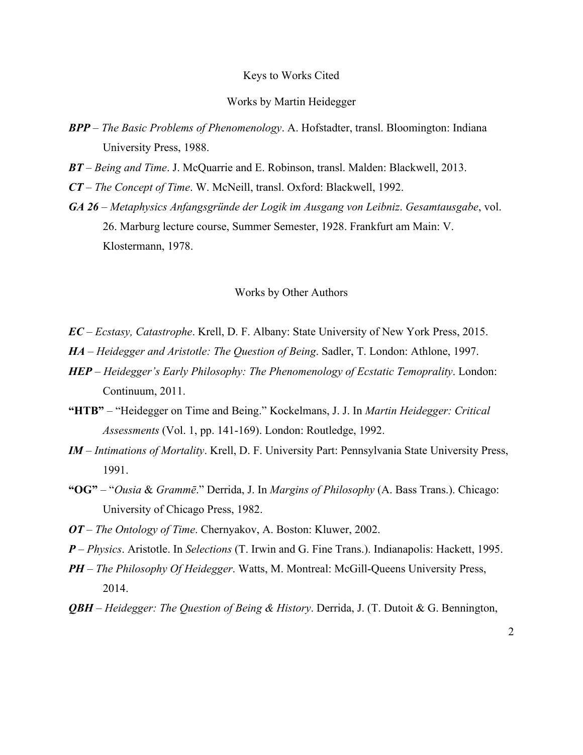## Keys to Works Cited

### Works by Martin Heidegger

***BPP*** – *The Basic Problems of Phenomenology*. A. Hofstadter, transl. Bloomington: Indiana University Press, 1988.

***BT*** – *Being and Time*. J. McQuarrie and E. Robinson, transl. Malden: Blackwell, 2013.

***CT*** – *The Concept of Time*. W. McNeill, transl. Oxford: Blackwell, 1992.

***GA 26*** – *Metaphysics Anfangsgründe der Logik im Ausgang von Leibniz*. *Gesamtausgabe*, vol. 26. Marburg lecture course, Summer Semester, 1928. Frankfurt am Main: V. Klostermann, 1978.

### Works by Other Authors

***EC*** – *Ecstasy, Catastrophe*. Krell, D. F. Albany: State University of New York Press, 2015.

***HA*** – *Heidegger and Aristotle: The Question of Being*. Sadler, T. London: Athlone, 1997.

***HEP*** – *Heidegger's Early Philosophy: The Phenomenology of Ecstatic Temoprality*. London: Continuum, 2011.

**"HTB"** – "Heidegger on Time and Being." Kockelmans, J. J. In *Martin Heidegger: Critical Assessments* (Vol. 1, pp. 141-169). London: Routledge, 1992.

***IM*** – *Intimations of Mortality*. Krell, D. F. University Part: Pennsylvania State University Press, 1991.

**"OG"** – "*Ousia* & *Grammē*." Derrida, J. In *Margins of Philosophy* (A. Bass Trans.). Chicago: University of Chicago Press, 1982.

***OT*** – *The Ontology of Time*. Chernyakov, A. Boston: Kluwer, 2002.

***P*** – *Physics*. Aristotle. In *Selections* (T. Irwin and G. Fine Trans.). Indianapolis: Hackett, 1995.

***PH*** – *The Philosophy Of Heidegger*. Watts, M. Montreal: McGill-Queens University Press, 2014.

***QBH*** – *Heidegger: The Question of Being & History*. Derrida, J. (T. Dutoit & G. Bennington,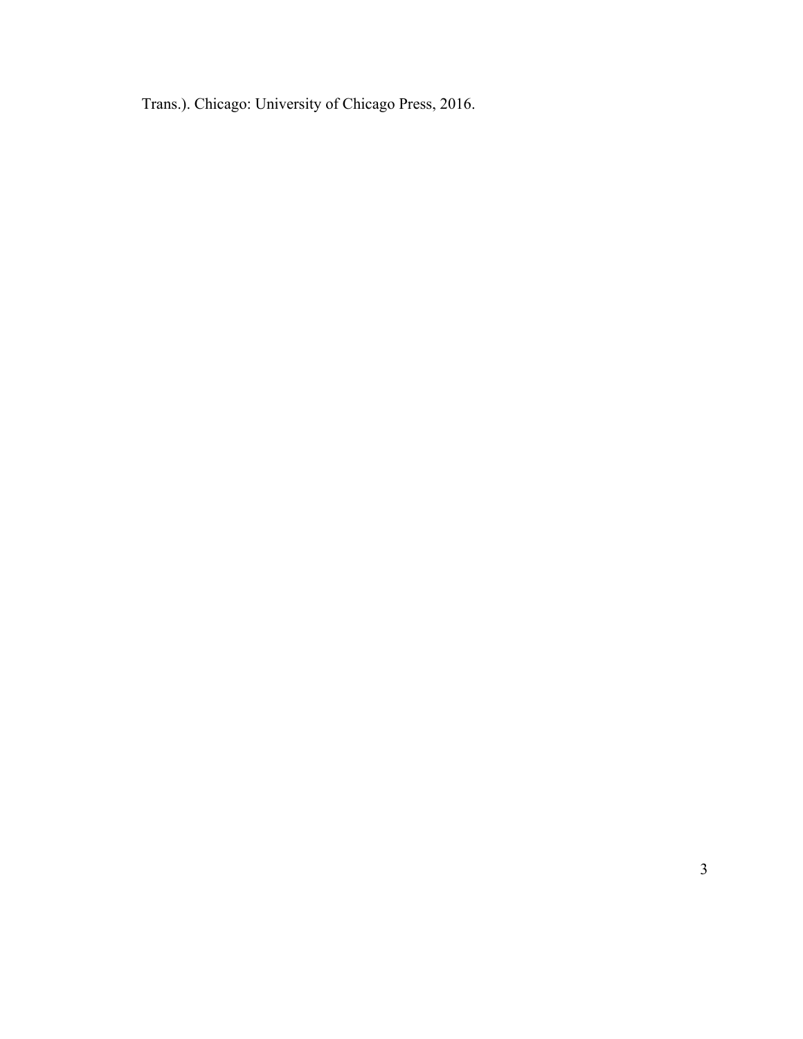Trans.). Chicago: University of Chicago Press, 2016.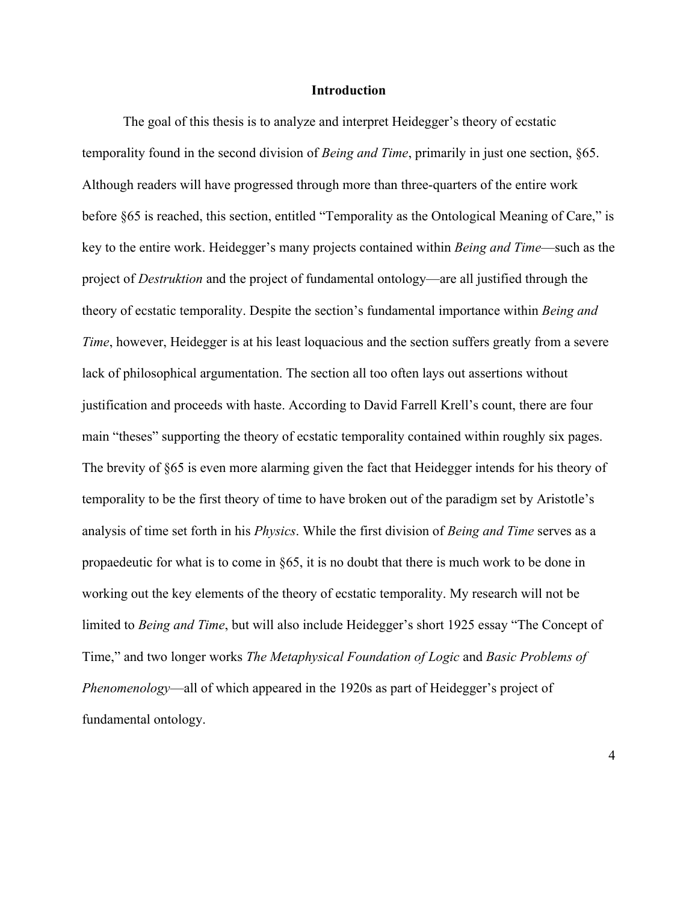# Introduction

The goal of this thesis is to analyze and interpret Heidegger's theory of ecstatic temporality found in the second division of *Being and Time*, primarily in just one section, §65. Although readers will have progressed through more than three-quarters of the entire work before §65 is reached, this section, entitled "Temporality as the Ontological Meaning of Care," is key to the entire work. Heidegger's many projects contained within *Being and Time*—such as the project of *Destruktion* and the project of fundamental ontology—are all justified through the theory of ecstatic temporality. Despite the section's fundamental importance within *Being and Time*, however, Heidegger is at his least loquacious and the section suffers greatly from a severe lack of philosophical argumentation. The section all too often lays out assertions without justification and proceeds with haste. According to David Farrell Krell's count, there are four main "theses" supporting the theory of ecstatic temporality contained within roughly six pages. The brevity of §65 is even more alarming given the fact that Heidegger intends for his theory of temporality to be the first theory of time to have broken out of the paradigm set by Aristotle's analysis of time set forth in his *Physics*. While the first division of *Being and Time* serves as a propaedeutic for what is to come in §65, it is no doubt that there is much work to be done in working out the key elements of the theory of ecstatic temporality. My research will not be limited to *Being and Time*, but will also include Heidegger's short 1925 essay "The Concept of Time," and two longer works *The Metaphysical Foundation of Logic* and *Basic Problems of Phenomenology*—all of which appeared in the 1920s as part of Heidegger's project of fundamental ontology.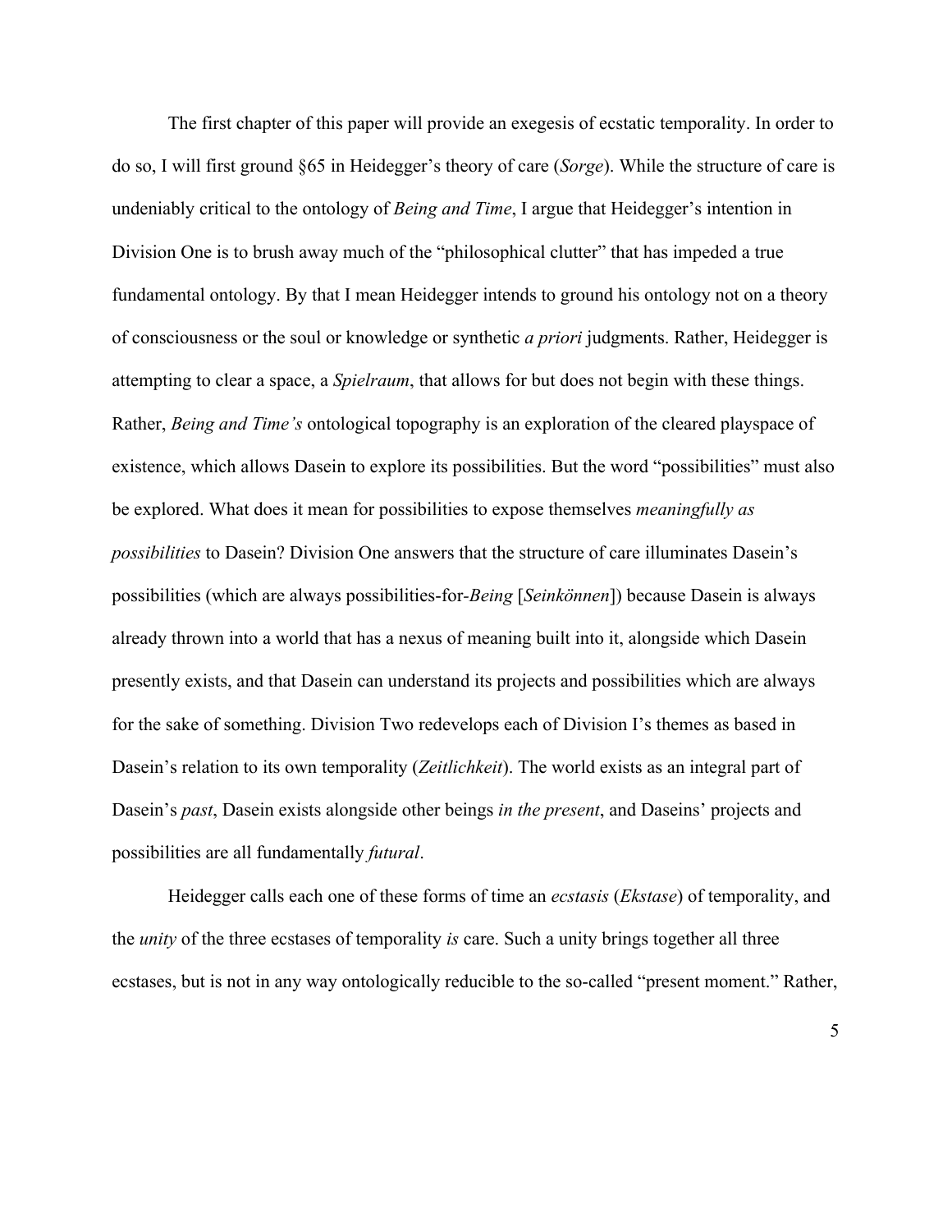The first chapter of this paper will provide an exegesis of ecstatic temporality. In order to do so, I will first ground §65 in Heidegger's theory of care (*Sorge*). While the structure of care is undeniably critical to the ontology of *Being and Time*, I argue that Heidegger's intention in Division One is to brush away much of the "philosophical clutter" that has impeded a true fundamental ontology. By that I mean Heidegger intends to ground his ontology not on a theory of consciousness or the soul or knowledge or synthetic *a priori* judgments. Rather, Heidegger is attempting to clear a space, a *Spielraum*, that allows for but does not begin with these things. Rather, *Being and Time's* ontological topography is an exploration of the cleared playspace of existence, which allows Dasein to explore its possibilities. But the word "possibilities" must also be explored. What does it mean for possibilities to expose themselves *meaningfully as possibilities* to Dasein? Division One answers that the structure of care illuminates Dasein's possibilities (which are always possibilities-for-*Being* [*Seinkönnen*]) because Dasein is always already thrown into a world that has a nexus of meaning built into it, alongside which Dasein presently exists, and that Dasein can understand its projects and possibilities which are always for the sake of something. Division Two redevelops each of Division I's themes as based in Dasein's relation to its own temporality (*Zeitlichkeit*). The world exists as an integral part of Dasein's *past*, Dasein exists alongside other beings *in the present*, and Daseins' projects and possibilities are all fundamentally *futural*.

Heidegger calls each one of these forms of time an *ecstasis* (*Ekstase*) of temporality, and the *unity* of the three ecstases of temporality *is* care. Such a unity brings together all three ecstases, but is not in any way ontologically reducible to the so-called "present moment." Rather,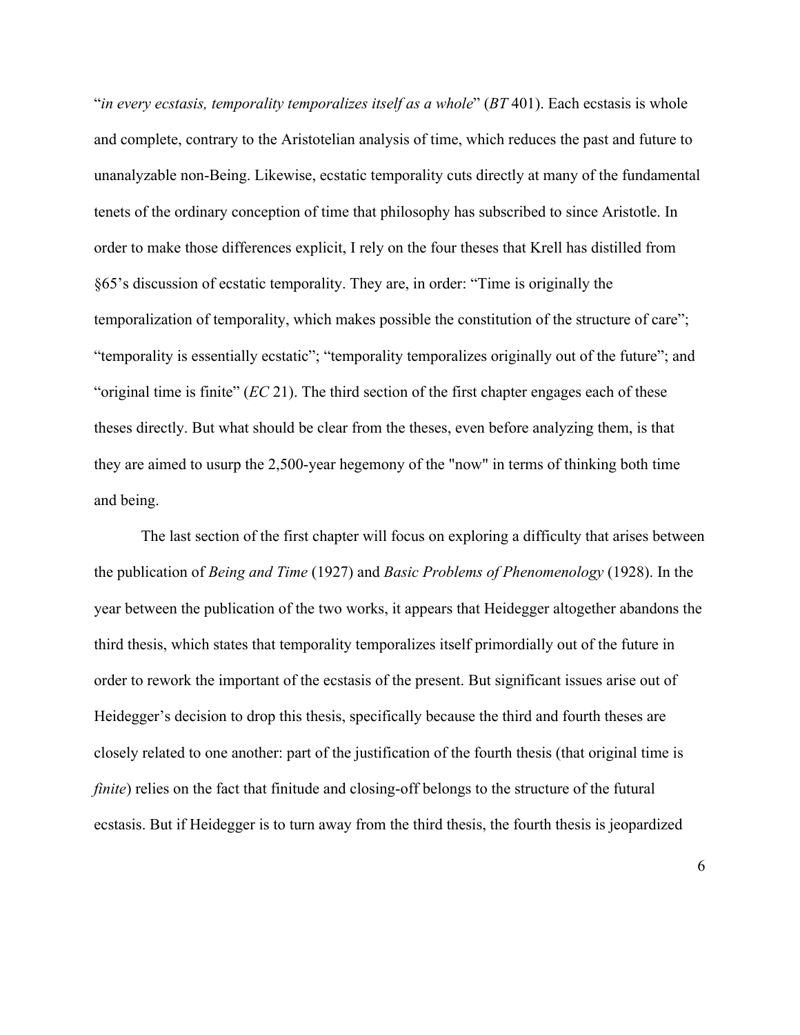"*in every ecstasis, temporality temporalizes itself as a whole*" (*BT* 401). Each ecstasis is whole and complete, contrary to the Aristotelian analysis of time, which reduces the past and future to unanalyzable non-Being. Likewise, ecstatic temporality cuts directly at many of the fundamental tenets of the ordinary conception of time that philosophy has subscribed to since Aristotle. In order to make those differences explicit, I rely on the four theses that Krell has distilled from §65's discussion of ecstatic temporality. They are, in order: "Time is originally the temporalization of temporality, which makes possible the constitution of the structure of care"; "temporality is essentially ecstatic"; "temporality temporalizes originally out of the future"; and "original time is finite" (*EC* 21). The third section of the first chapter engages each of these theses directly. But what should be clear from the theses, even before analyzing them, is that they are aimed to usurp the 2,500-year hegemony of the "now" in terms of thinking both time and being.

The last section of the first chapter will focus on exploring a difficulty that arises between the publication of *Being and Time* (1927) and *Basic Problems of Phenomenology* (1928). In the year between the publication of the two works, it appears that Heidegger altogether abandons the third thesis, which states that temporality temporalizes itself primordially out of the future in order to rework the important of the ecstasis of the present. But significant issues arise out of Heidegger's decision to drop this thesis, specifically because the third and fourth theses are closely related to one another: part of the justification of the fourth thesis (that original time is *finite*) relies on the fact that finitude and closing-off belongs to the structure of the futural ecstasis. But if Heidegger is to turn away from the third thesis, the fourth thesis is jeopardized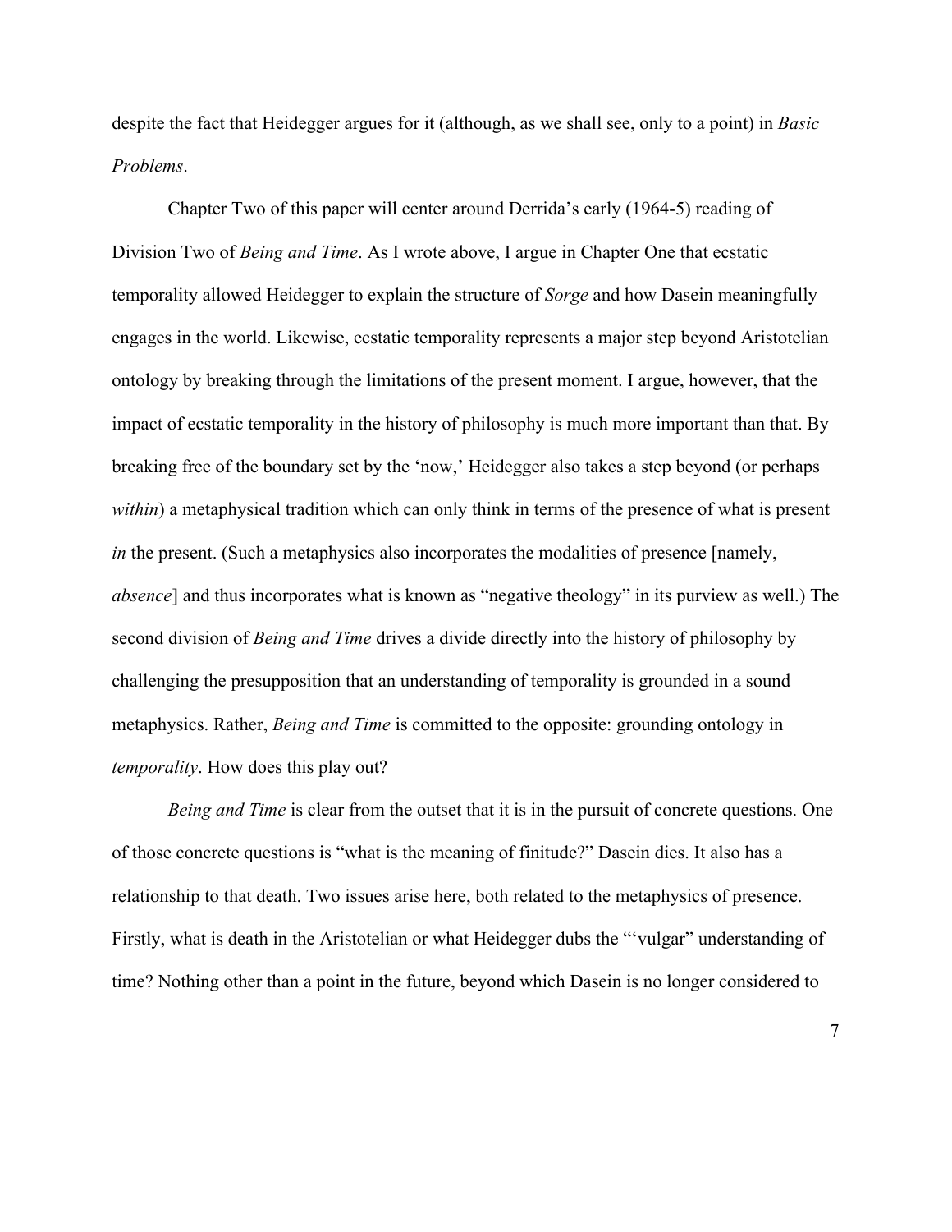despite the fact that Heidegger argues for it (although, as we shall see, only to a point) in *Basic Problems*.

Chapter Two of this paper will center around Derrida's early (1964-5) reading of Division Two of *Being and Time*. As I wrote above, I argue in Chapter One that ecstatic temporality allowed Heidegger to explain the structure of *Sorge* and how Dasein meaningfully engages in the world. Likewise, ecstatic temporality represents a major step beyond Aristotelian ontology by breaking through the limitations of the present moment. I argue, however, that the impact of ecstatic temporality in the history of philosophy is much more important than that. By breaking free of the boundary set by the 'now,' Heidegger also takes a step beyond (or perhaps *within*) a metaphysical tradition which can only think in terms of the presence of what is present *in* the present. (Such a metaphysics also incorporates the modalities of presence [namely, *absence*] and thus incorporates what is known as "negative theology" in its purview as well.) The second division of *Being and Time* drives a divide directly into the history of philosophy by challenging the presupposition that an understanding of temporality is grounded in a sound metaphysics. Rather, *Being and Time* is committed to the opposite: grounding ontology in *temporality*. How does this play out?

*Being and Time* is clear from the outset that it is in the pursuit of concrete questions. One of those concrete questions is "what is the meaning of finitude?" Dasein dies. It also has a relationship to that death. Two issues arise here, both related to the metaphysics of presence. Firstly, what is death in the Aristotelian or what Heidegger dubs the "'vulgar" understanding of time? Nothing other than a point in the future, beyond which Dasein is no longer considered to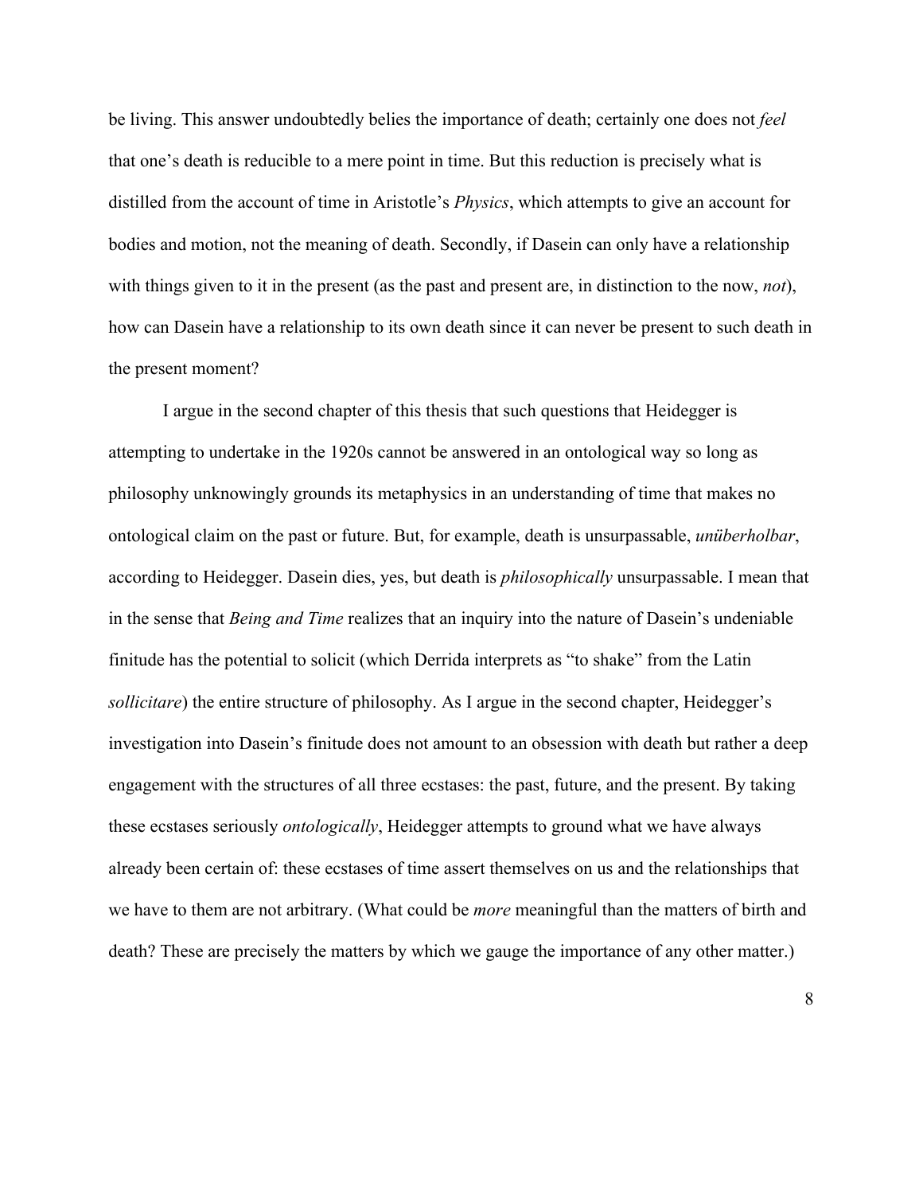be living. This answer undoubtedly belies the importance of death; certainly one does not *feel* that one's death is reducible to a mere point in time. But this reduction is precisely what is distilled from the account of time in Aristotle's *Physics*, which attempts to give an account for bodies and motion, not the meaning of death. Secondly, if Dasein can only have a relationship with things given to it in the present (as the past and present are, in distinction to the now, *not*), how can Dasein have a relationship to its own death since it can never be present to such death in the present moment?

I argue in the second chapter of this thesis that such questions that Heidegger is attempting to undertake in the 1920s cannot be answered in an ontological way so long as philosophy unknowingly grounds its metaphysics in an understanding of time that makes no ontological claim on the past or future. But, for example, death is unsurpassable, *unüberholbar*, according to Heidegger. Dasein dies, yes, but death is *philosophically* unsurpassable. I mean that in the sense that *Being and Time* realizes that an inquiry into the nature of Dasein's undeniable finitude has the potential to solicit (which Derrida interprets as "to shake" from the Latin *sollicitare*) the entire structure of philosophy. As I argue in the second chapter, Heidegger's investigation into Dasein's finitude does not amount to an obsession with death but rather a deep engagement with the structures of all three ecstases: the past, future, and the present. By taking these ecstases seriously *ontologically*, Heidegger attempts to ground what we have always already been certain of: these ecstases of time assert themselves on us and the relationships that we have to them are not arbitrary. (What could be *more* meaningful than the matters of birth and death? These are precisely the matters by which we gauge the importance of any other matter.)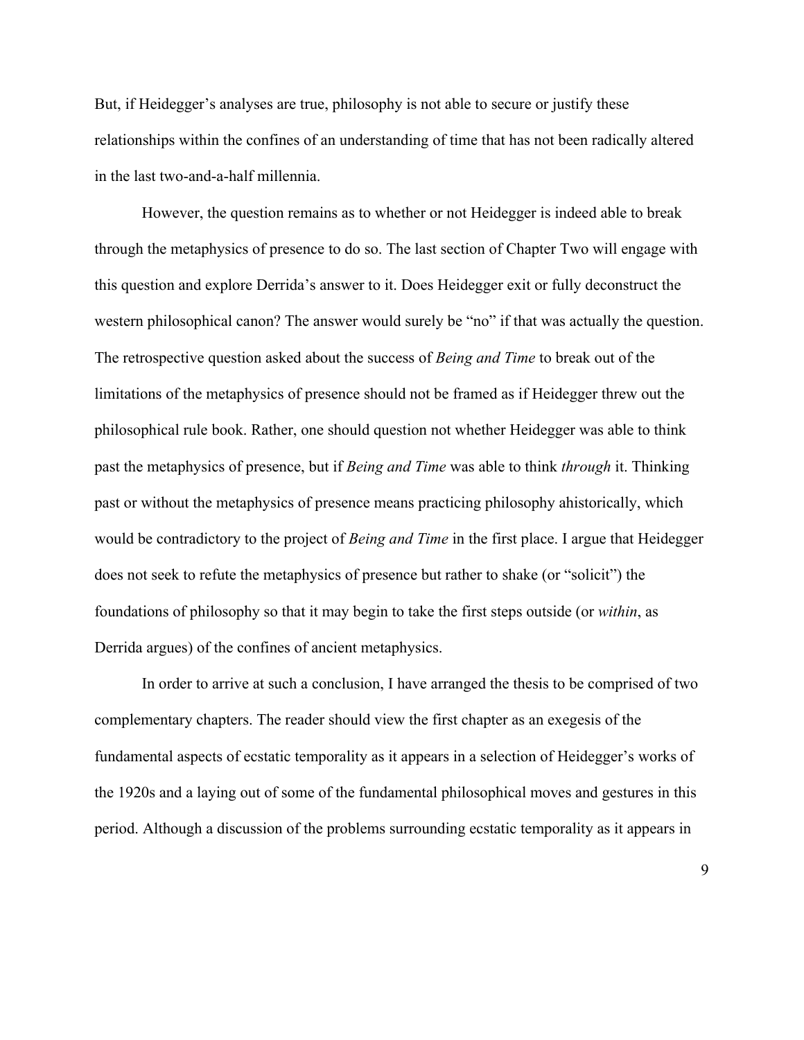But, if Heidegger's analyses are true, philosophy is not able to secure or justify these relationships within the confines of an understanding of time that has not been radically altered in the last two-and-a-half millennia.

However, the question remains as to whether or not Heidegger is indeed able to break through the metaphysics of presence to do so. The last section of Chapter Two will engage with this question and explore Derrida's answer to it. Does Heidegger exit or fully deconstruct the western philosophical canon? The answer would surely be "no" if that was actually the question. The retrospective question asked about the success of *Being and Time* to break out of the limitations of the metaphysics of presence should not be framed as if Heidegger threw out the philosophical rule book. Rather, one should question not whether Heidegger was able to think past the metaphysics of presence, but if *Being and Time* was able to think *through* it. Thinking past or without the metaphysics of presence means practicing philosophy ahistorically, which would be contradictory to the project of *Being and Time* in the first place. I argue that Heidegger does not seek to refute the metaphysics of presence but rather to shake (or "solicit") the foundations of philosophy so that it may begin to take the first steps outside (or *within*, as Derrida argues) of the confines of ancient metaphysics.

In order to arrive at such a conclusion, I have arranged the thesis to be comprised of two complementary chapters. The reader should view the first chapter as an exegesis of the fundamental aspects of ecstatic temporality as it appears in a selection of Heidegger's works of the 1920s and a laying out of some of the fundamental philosophical moves and gestures in this period. Although a discussion of the problems surrounding ecstatic temporality as it appears in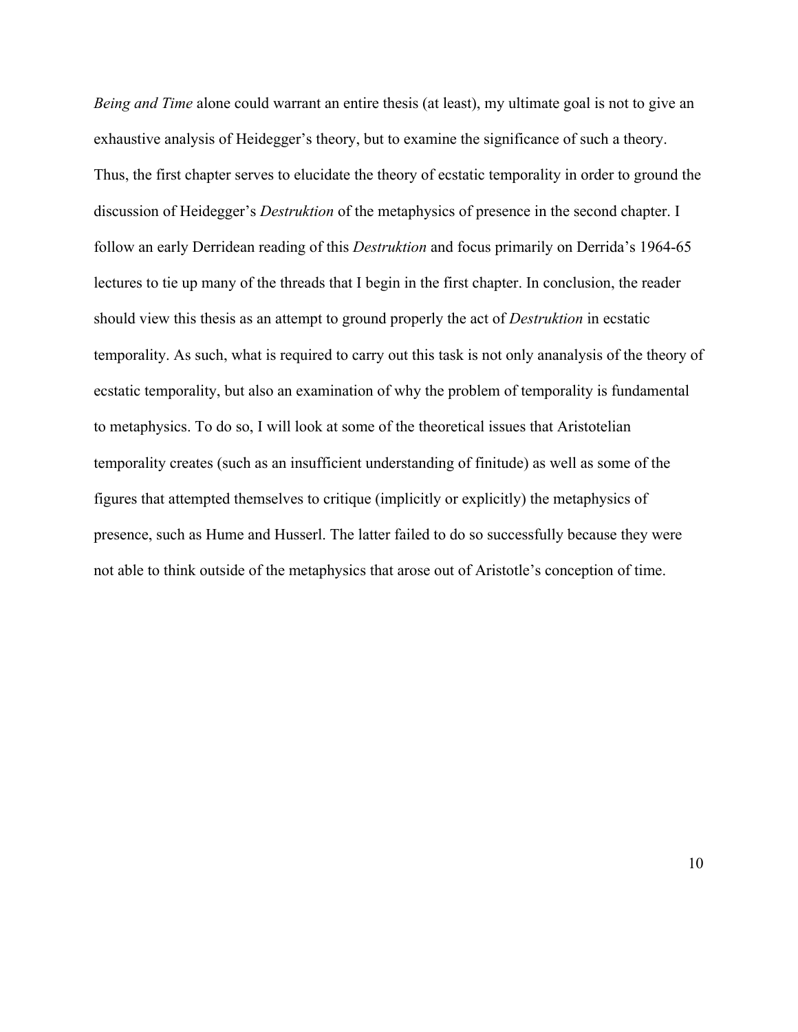*Being and Time* alone could warrant an entire thesis (at least), my ultimate goal is not to give an exhaustive analysis of Heidegger's theory, but to examine the significance of such a theory. Thus, the first chapter serves to elucidate the theory of ecstatic temporality in order to ground the discussion of Heidegger's *Destruktion* of the metaphysics of presence in the second chapter. I follow an early Derridean reading of this *Destruktion* and focus primarily on Derrida's 1964-65 lectures to tie up many of the threads that I begin in the first chapter. In conclusion, the reader should view this thesis as an attempt to ground properly the act of *Destruktion* in ecstatic temporality. As such, what is required to carry out this task is not only ananalysis of the theory of ecstatic temporality, but also an examination of why the problem of temporality is fundamental to metaphysics. To do so, I will look at some of the theoretical issues that Aristotelian temporality creates (such as an insufficient understanding of finitude) as well as some of the figures that attempted themselves to critique (implicitly or explicitly) the metaphysics of presence, such as Hume and Husserl. The latter failed to do so successfully because they were not able to think outside of the metaphysics that arose out of Aristotle's conception of time.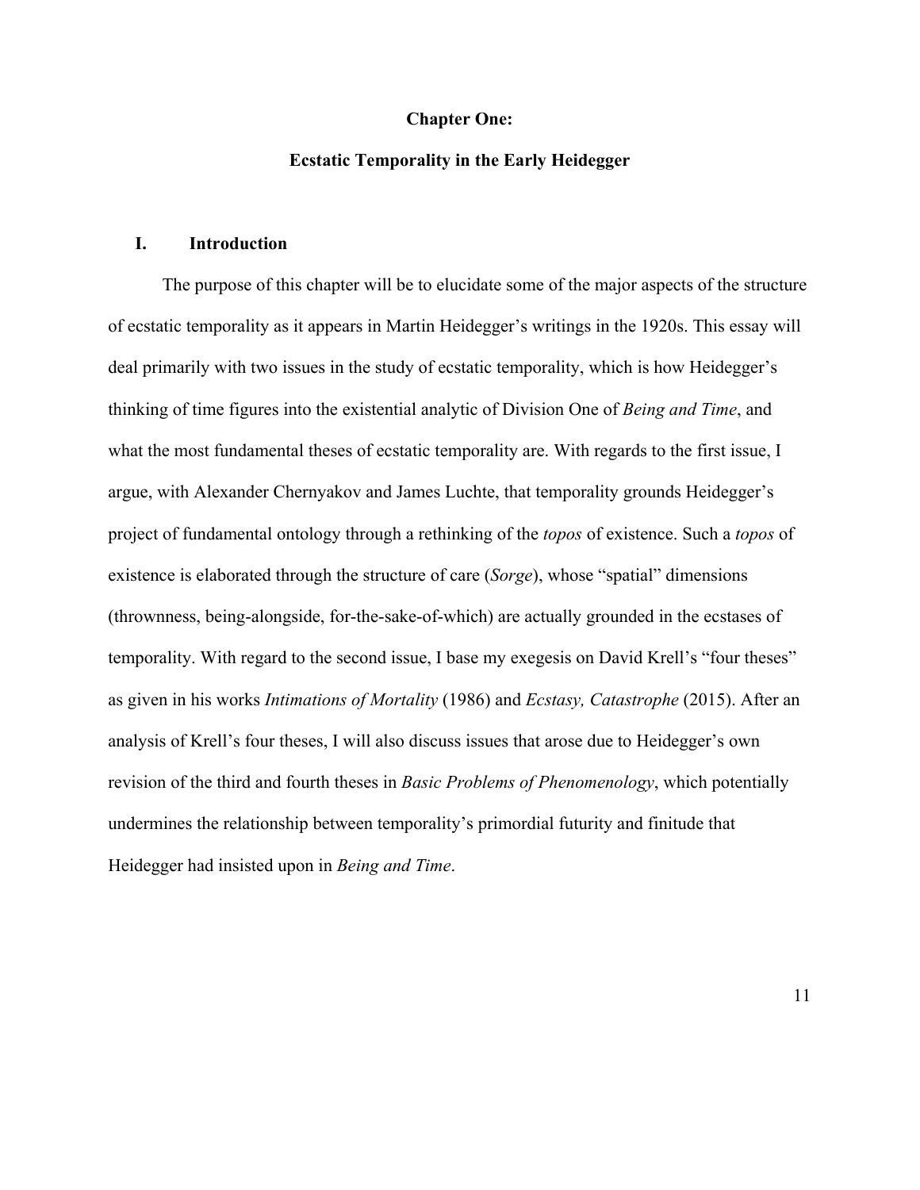# Chapter One:

# Ecstatic Temporality in the Early Heidegger

## I. Introduction

The purpose of this chapter will be to elucidate some of the major aspects of the structure of ecstatic temporality as it appears in Martin Heidegger's writings in the 1920s. This essay will deal primarily with two issues in the study of ecstatic temporality, which is how Heidegger's thinking of time figures into the existential analytic of Division One of *Being and Time*, and what the most fundamental theses of ecstatic temporality are. With regards to the first issue, I argue, with Alexander Chernyakov and James Luchte, that temporality grounds Heidegger's project of fundamental ontology through a rethinking of the *topos* of existence. Such a *topos* of existence is elaborated through the structure of care (*Sorge*), whose "spatial" dimensions (thrownness, being-alongside, for-the-sake-of-which) are actually grounded in the ecstases of temporality. With regard to the second issue, I base my exegesis on David Krell's "four theses" as given in his works *Intimations of Mortality* (1986) and *Ecstasy, Catastrophe* (2015). After an analysis of Krell's four theses, I will also discuss issues that arose due to Heidegger's own revision of the third and fourth theses in *Basic Problems of Phenomenology*, which potentially undermines the relationship between temporality's primordial futurity and finitude that Heidegger had insisted upon in *Being and Time*.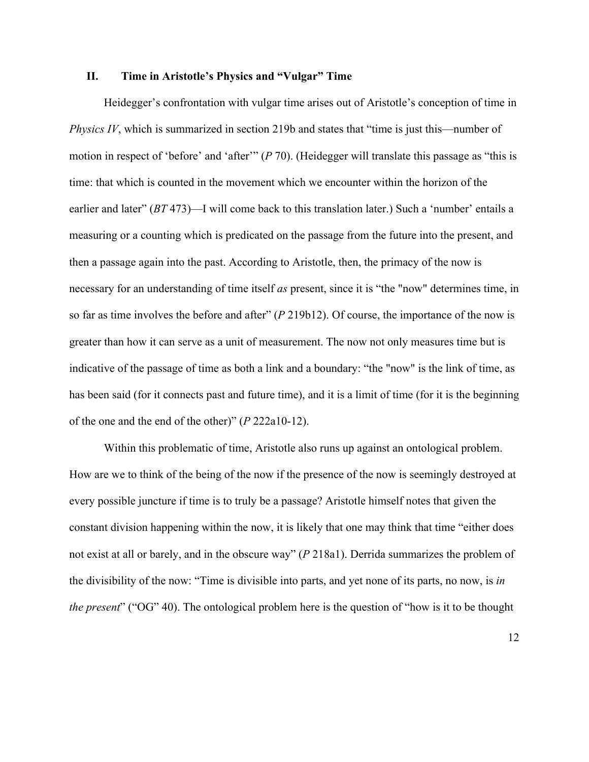## II. Time in Aristotle's Physics and "Vulgar" Time

Heidegger's confrontation with vulgar time arises out of Aristotle's conception of time in *Physics IV*, which is summarized in section 219b and states that "time is just this—number of motion in respect of 'before' and 'after'" (*P* 70). (Heidegger will translate this passage as "this is time: that which is counted in the movement which we encounter within the horizon of the earlier and later" (*BT* 473)—I will come back to this translation later.) Such a 'number' entails a measuring or a counting which is predicated on the passage from the future into the present, and then a passage again into the past. According to Aristotle, then, the primacy of the now is necessary for an understanding of time itself *as* present, since it is "the "now" determines time, in so far as time involves the before and after" (*P* 219b12). Of course, the importance of the now is greater than how it can serve as a unit of measurement. The now not only measures time but is indicative of the passage of time as both a link and a boundary: "the "now" is the link of time, as has been said (for it connects past and future time), and it is a limit of time (for it is the beginning of the one and the end of the other)" (*P* 222a10-12).

Within this problematic of time, Aristotle also runs up against an ontological problem. How are we to think of the being of the now if the presence of the now is seemingly destroyed at every possible juncture if time is to truly be a passage? Aristotle himself notes that given the constant division happening within the now, it is likely that one may think that time "either does not exist at all or barely, and in the obscure way" (*P* 218a1). Derrida summarizes the problem of the divisibility of the now: "Time is divisible into parts, and yet none of its parts, no now, is *in the present*" ("OG" 40). The ontological problem here is the question of "how is it to be thought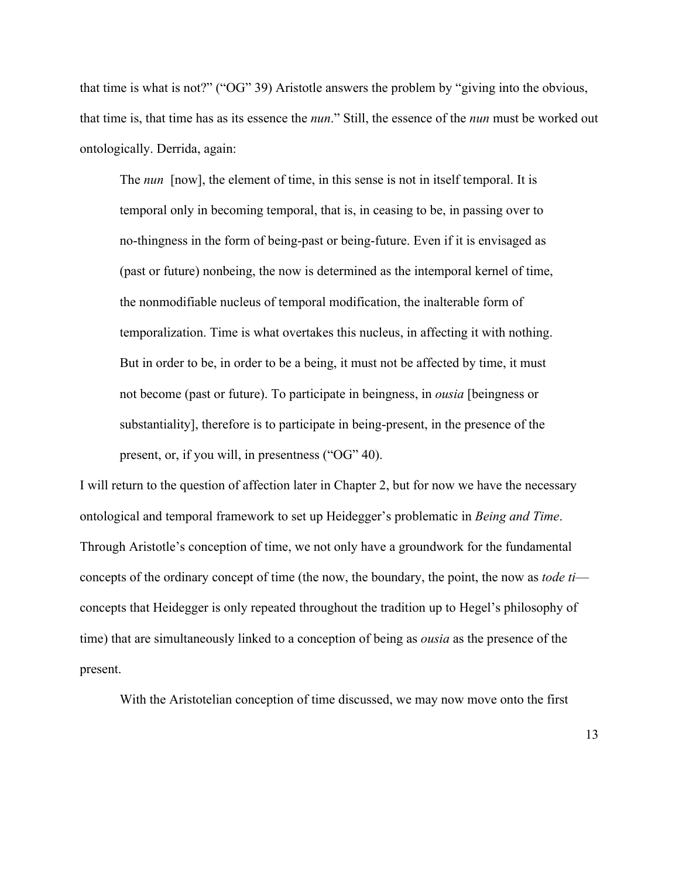that time is what is not?" ("OG" 39) Aristotle answers the problem by "giving into the obvious, that time is, that time has as its essence the *nun*." Still, the essence of the *nun* must be worked out ontologically. Derrida, again:

> The *nun* [now], the element of time, in this sense is not in itself temporal. It is temporal only in becoming temporal, that is, in ceasing to be, in passing over to no-thingness in the form of being-past or being-future. Even if it is envisaged as (past or future) nonbeing, the now is determined as the intemporal kernel of time, the nonmodifiable nucleus of temporal modification, the inalterable form of temporalization. Time is what overtakes this nucleus, in affecting it with nothing. But in order to be, in order to be a being, it must not be affected by time, it must not become (past or future). To participate in beingness, in *ousia* [beingness or substantiality], therefore is to participate in being-present, in the presence of the present, or, if you will, in presentness ("OG" 40).

I will return to the question of affection later in Chapter 2, but for now we have the necessary ontological and temporal framework to set up Heidegger's problematic in *Being and Time*. Through Aristotle's conception of time, we not only have a groundwork for the fundamental concepts of the ordinary concept of time (the now, the boundary, the point, the now as *tode ti*—concepts that Heidegger is only repeated throughout the tradition up to Hegel's philosophy of time) that are simultaneously linked to a conception of being as *ousia* as the presence of the present.

With the Aristotelian conception of time discussed, we may now move onto the first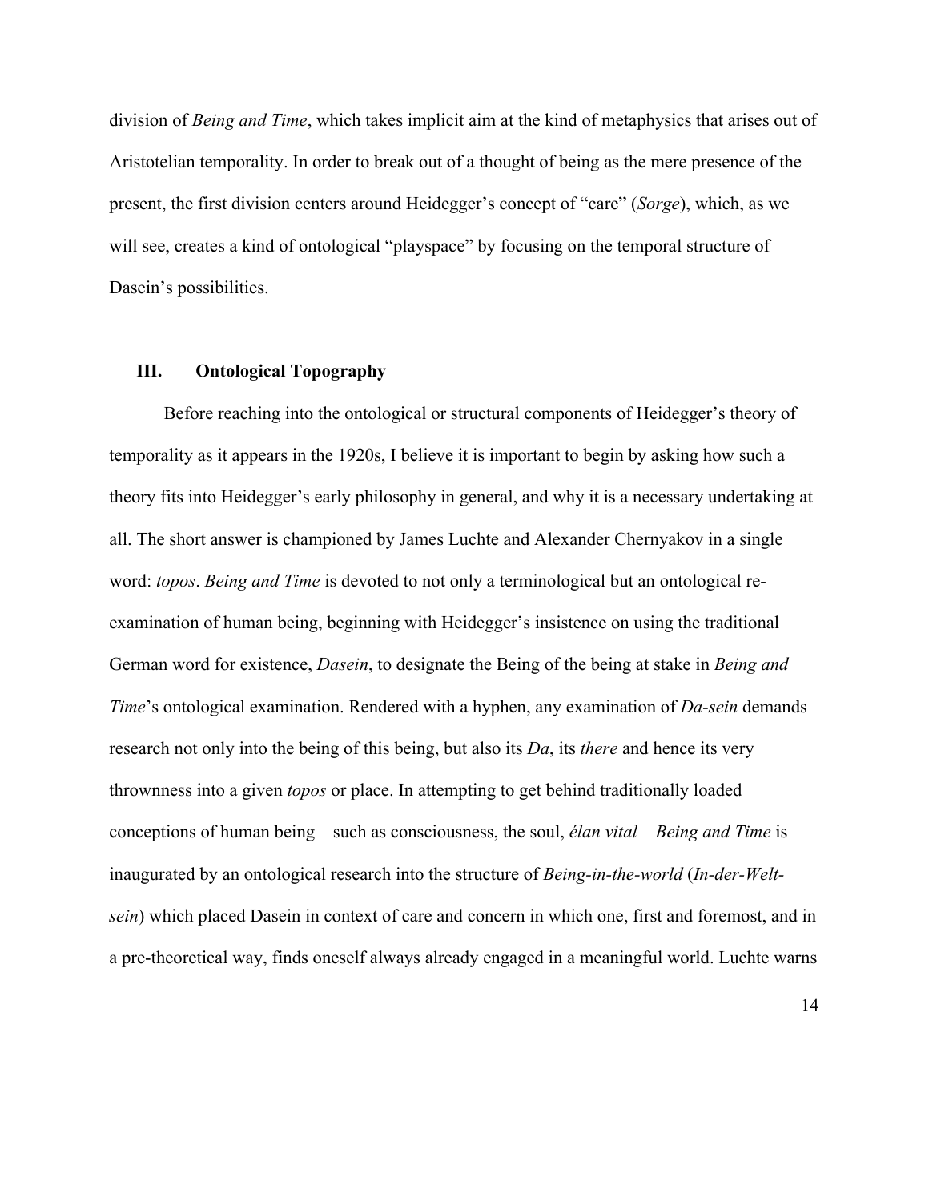division of *Being and Time*, which takes implicit aim at the kind of metaphysics that arises out of Aristotelian temporality. In order to break out of a thought of being as the mere presence of the present, the first division centers around Heidegger's concept of "care" (*Sorge*), which, as we will see, creates a kind of ontological "playspace" by focusing on the temporal structure of Dasein's possibilities.

## III. Ontological Topography

Before reaching into the ontological or structural components of Heidegger's theory of temporality as it appears in the 1920s, I believe it is important to begin by asking how such a theory fits into Heidegger's early philosophy in general, and why it is a necessary undertaking at all. The short answer is championed by James Luchte and Alexander Chernyakov in a single word: *topos*. *Being and Time* is devoted to not only a terminological but an ontological re-examination of human being, beginning with Heidegger's insistence on using the traditional German word for existence, *Dasein*, to designate the Being of the being at stake in *Being and Time*'s ontological examination. Rendered with a hyphen, any examination of *Da-sein* demands research not only into the being of this being, but also its *Da*, its *there* and hence its very thrownness into a given *topos* or place. In attempting to get behind traditionally loaded conceptions of human being—such as consciousness, the soul, *élan vital*—*Being and Time* is inaugurated by an ontological research into the structure of *Being-in-the-world* (*In-der-Welt-sein*) which placed Dasein in context of care and concern in which one, first and foremost, and in a pre-theoretical way, finds oneself always already engaged in a meaningful world. Luchte warns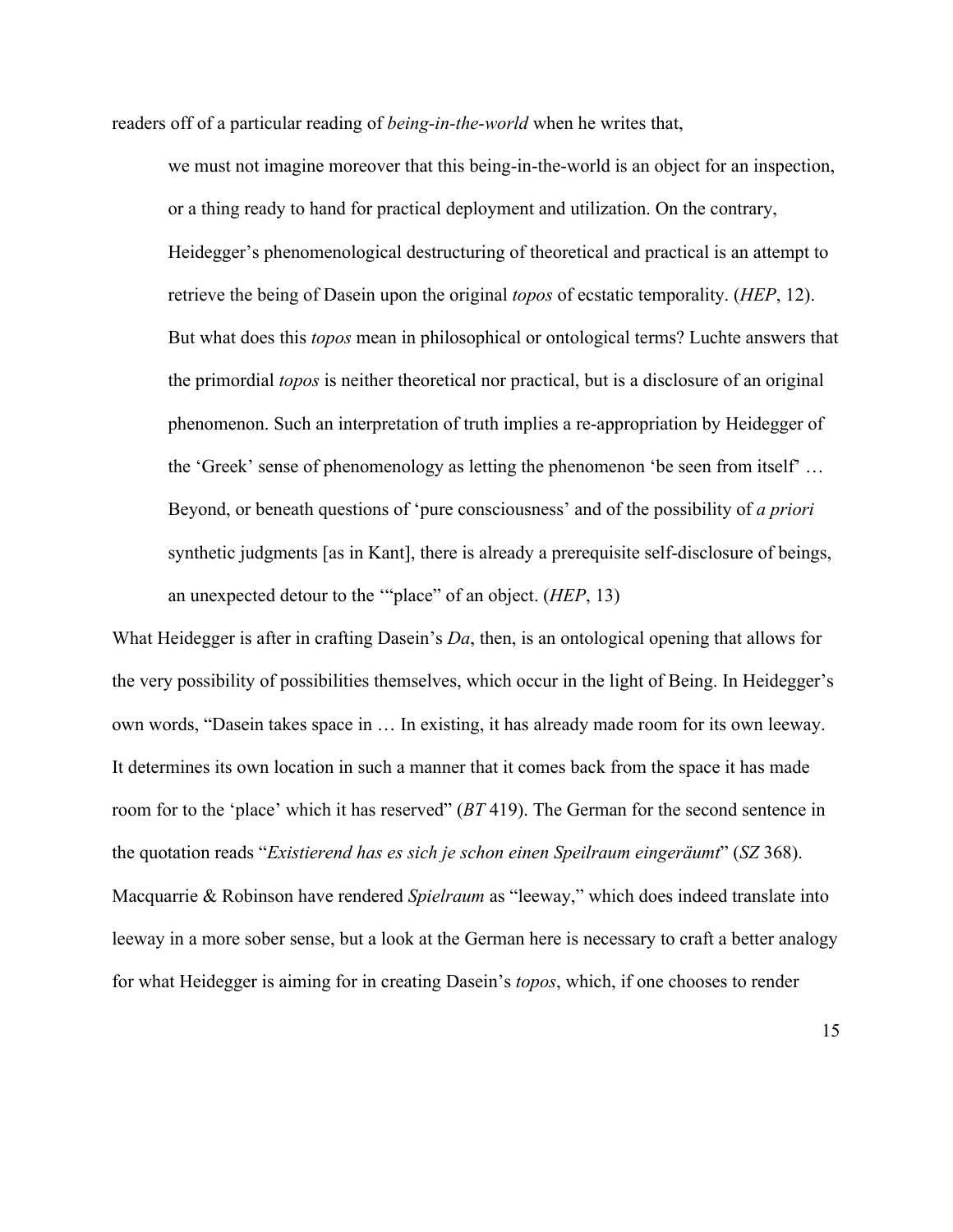readers off of a particular reading of *being-in-the-world* when he writes that,

> we must not imagine moreover that this being-in-the-world is an object for an inspection, or a thing ready to hand for practical deployment and utilization. On the contrary, Heidegger's phenomenological destructuring of theoretical and practical is an attempt to retrieve the being of Dasein upon the original *topos* of ecstatic temporality. (*HEP*, 12).
>
> But what does this *topos* mean in philosophical or ontological terms? Luchte answers that the primordial *topos* is neither theoretical nor practical, but is a disclosure of an original phenomenon. Such an interpretation of truth implies a re-appropriation by Heidegger of the 'Greek' sense of phenomenology as letting the phenomenon 'be seen from itself' … Beyond, or beneath questions of 'pure consciousness' and of the possibility of *a priori* synthetic judgments [as in Kant], there is already a prerequisite self-disclosure of beings, an unexpected detour to the '"place" of an object. (*HEP*, 13)

What Heidegger is after in crafting Dasein's *Da*, then, is an ontological opening that allows for the very possibility of possibilities themselves, which occur in the light of Being. In Heidegger's own words, "Dasein takes space in … In existing, it has already made room for its own leeway. It determines its own location in such a manner that it comes back from the space it has made room for to the 'place' which it has reserved" (*BT* 419). The German for the second sentence in the quotation reads "*Existierend has es sich je schon einen Speilraum eingeräumt*" (*SZ* 368). Macquarrie & Robinson have rendered *Spielraum* as "leeway," which does indeed translate into leeway in a more sober sense, but a look at the German here is necessary to craft a better analogy for what Heidegger is aiming for in creating Dasein's *topos*, which, if one chooses to render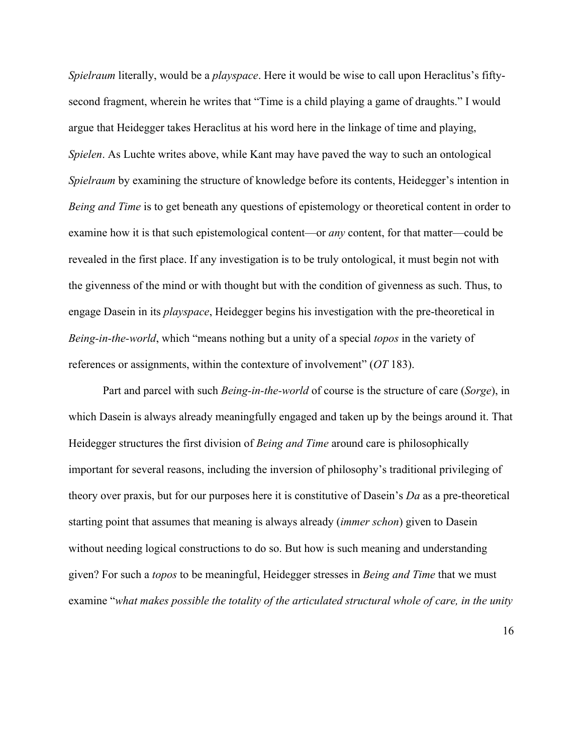*Spielraum* literally, would be a *playspace*. Here it would be wise to call upon Heraclitus's fifty-second fragment, wherein he writes that "Time is a child playing a game of draughts." I would argue that Heidegger takes Heraclitus at his word here in the linkage of time and playing, *Spielen*. As Luchte writes above, while Kant may have paved the way to such an ontological *Spielraum* by examining the structure of knowledge before its contents, Heidegger's intention in *Being and Time* is to get beneath any questions of epistemology or theoretical content in order to examine how it is that such epistemological content—or *any* content, for that matter—could be revealed in the first place. If any investigation is to be truly ontological, it must begin not with the givenness of the mind or with thought but with the condition of givenness as such. Thus, to engage Dasein in its *playspace*, Heidegger begins his investigation with the pre-theoretical in *Being-in-the-world*, which "means nothing but a unity of a special *topos* in the variety of references or assignments, within the contexture of involvement" (*OT* 183).

Part and parcel with such *Being-in-the-world* of course is the structure of care (*Sorge*), in which Dasein is always already meaningfully engaged and taken up by the beings around it. That Heidegger structures the first division of *Being and Time* around care is philosophically important for several reasons, including the inversion of philosophy's traditional privileging of theory over praxis, but for our purposes here it is constitutive of Dasein's *Da* as a pre-theoretical starting point that assumes that meaning is always already (*immer schon*) given to Dasein without needing logical constructions to do so. But how is such meaning and understanding given? For such a *topos* to be meaningful, Heidegger stresses in *Being and Time* that we must examine "*what makes possible the totality of the articulated structural whole of care, in the unity*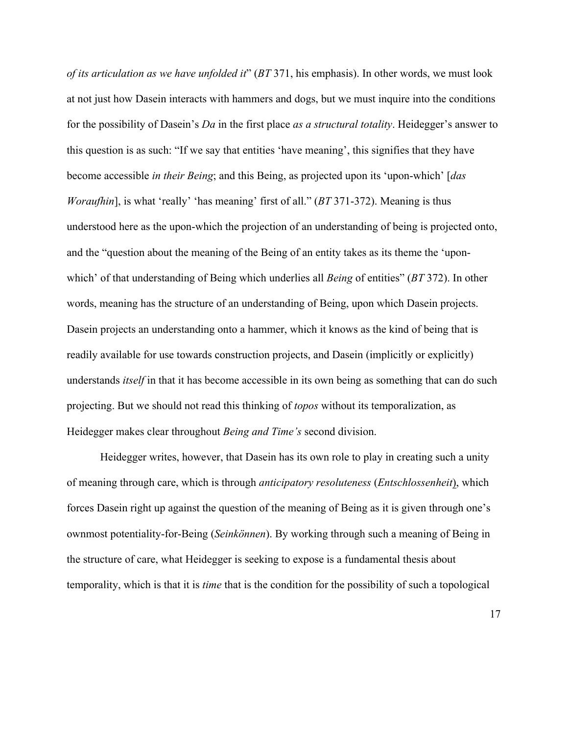*of its articulation as we have unfolded it*" (*BT* 371, his emphasis). In other words, we must look at not just how Dasein interacts with hammers and dogs, but we must inquire into the conditions for the possibility of Dasein's *Da* in the first place *as a structural totality*. Heidegger's answer to this question is as such: "If we say that entities 'have meaning', this signifies that they have become accessible *in their Being*; and this Being, as projected upon its 'upon-which' [*das Woraufhin*], is what 'really' 'has meaning' first of all." (*BT* 371-372). Meaning is thus understood here as the upon-which the projection of an understanding of being is projected onto, and the "question about the meaning of the Being of an entity takes as its theme the 'upon-which' of that understanding of Being which underlies all *Being* of entities" (*BT* 372). In other words, meaning has the structure of an understanding of Being, upon which Dasein projects. Dasein projects an understanding onto a hammer, which it knows as the kind of being that is readily available for use towards construction projects, and Dasein (implicitly or explicitly) understands *itself* in that it has become accessible in its own being as something that can do such projecting. But we should not read this thinking of *topos* without its temporalization, as Heidegger makes clear throughout *Being and Time's* second division.

Heidegger writes, however, that Dasein has its own role to play in creating such a unity of meaning through care, which is through *anticipatory resoluteness* (*Entschlossenheit*), which forces Dasein right up against the question of the meaning of Being as it is given through one's ownmost potentiality-for-Being (*Seinkönnen*). By working through such a meaning of Being in the structure of care, what Heidegger is seeking to expose is a fundamental thesis about temporality, which is that it is *time* that is the condition for the possibility of such a topological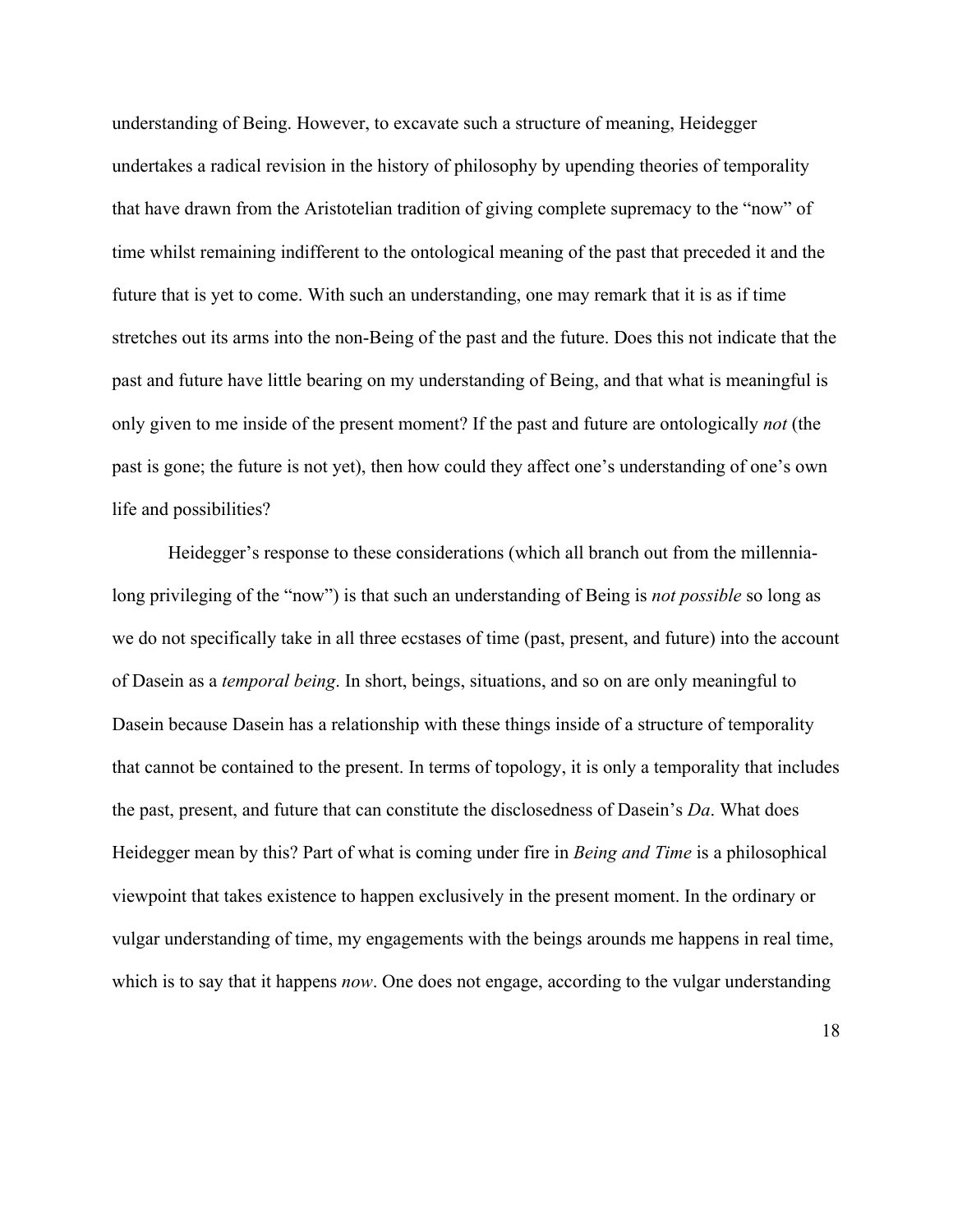understanding of Being. However, to excavate such a structure of meaning, Heidegger undertakes a radical revision in the history of philosophy by upending theories of temporality that have drawn from the Aristotelian tradition of giving complete supremacy to the "now" of time whilst remaining indifferent to the ontological meaning of the past that preceded it and the future that is yet to come. With such an understanding, one may remark that it is as if time stretches out its arms into the non-Being of the past and the future. Does this not indicate that the past and future have little bearing on my understanding of Being, and that what is meaningful is only given to me inside of the present moment? If the past and future are ontologically *not* (the past is gone; the future is not yet), then how could they affect one's understanding of one's own life and possibilities?

Heidegger's response to these considerations (which all branch out from the millennia-long privileging of the "now") is that such an understanding of Being is *not possible* so long as we do not specifically take in all three ecstases of time (past, present, and future) into the account of Dasein as a *temporal being*. In short, beings, situations, and so on are only meaningful to Dasein because Dasein has a relationship with these things inside of a structure of temporality that cannot be contained to the present. In terms of topology, it is only a temporality that includes the past, present, and future that can constitute the disclosedness of Dasein's *Da*. What does Heidegger mean by this? Part of what is coming under fire in *Being and Time* is a philosophical viewpoint that takes existence to happen exclusively in the present moment. In the ordinary or vulgar understanding of time, my engagements with the beings arounds me happens in real time, which is to say that it happens *now*. One does not engage, according to the vulgar understanding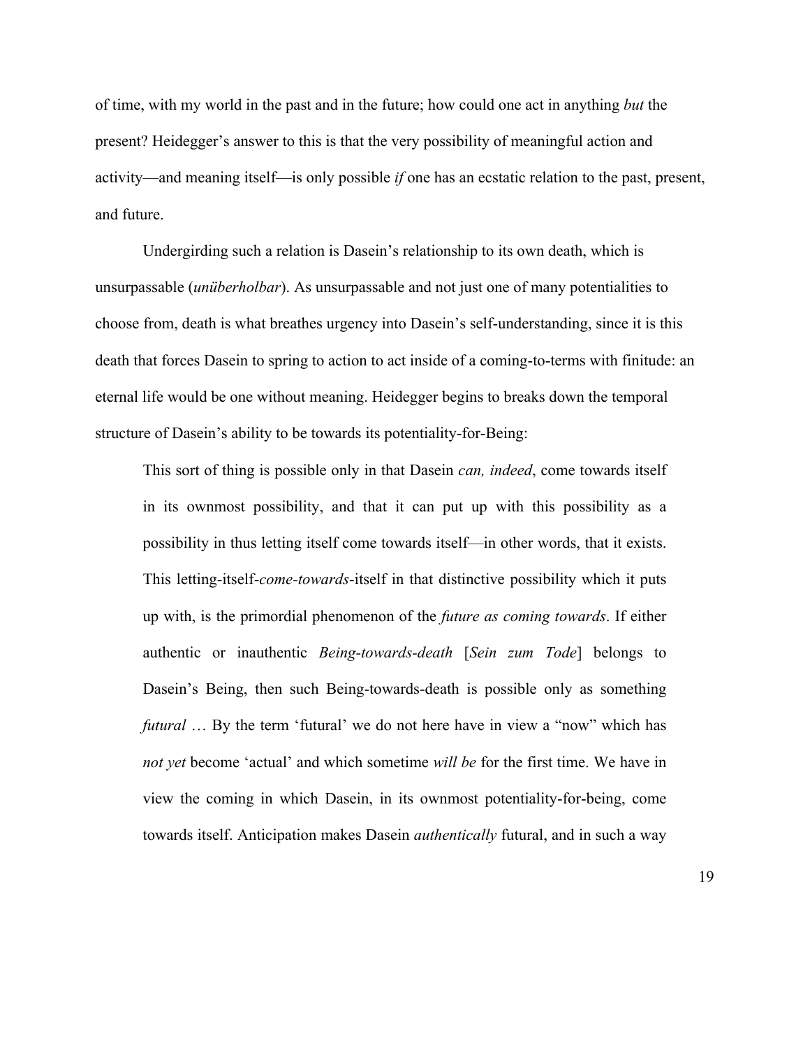of time, with my world in the past and in the future; how could one act in anything *but* the present? Heidegger's answer to this is that the very possibility of meaningful action and activity—and meaning itself—is only possible *if* one has an ecstatic relation to the past, present, and future.

Undergirding such a relation is Dasein's relationship to its own death, which is unsurpassable (*unüberholbar*). As unsurpassable and not just one of many potentialities to choose from, death is what breathes urgency into Dasein's self-understanding, since it is this death that forces Dasein to spring to action to act inside of a coming-to-terms with finitude: an eternal life would be one without meaning. Heidegger begins to breaks down the temporal structure of Dasein's ability to be towards its potentiality-for-Being:

> This sort of thing is possible only in that Dasein *can, indeed*, come towards itself in its ownmost possibility, and that it can put up with this possibility as a possibility in thus letting itself come towards itself—in other words, that it exists. This letting-itself-*come-towards*-itself in that distinctive possibility which it puts up with, is the primordial phenomenon of the *future as coming towards*. If either authentic or inauthentic *Being-towards-death* [*Sein zum Tode*] belongs to Dasein's Being, then such Being-towards-death is possible only as something *futural* … By the term 'futural' we do not here have in view a "now" which has *not yet* become 'actual' and which sometime *will be* for the first time. We have in view the coming in which Dasein, in its ownmost potentiality-for-being, come towards itself. Anticipation makes Dasein *authentically* futural, and in such a way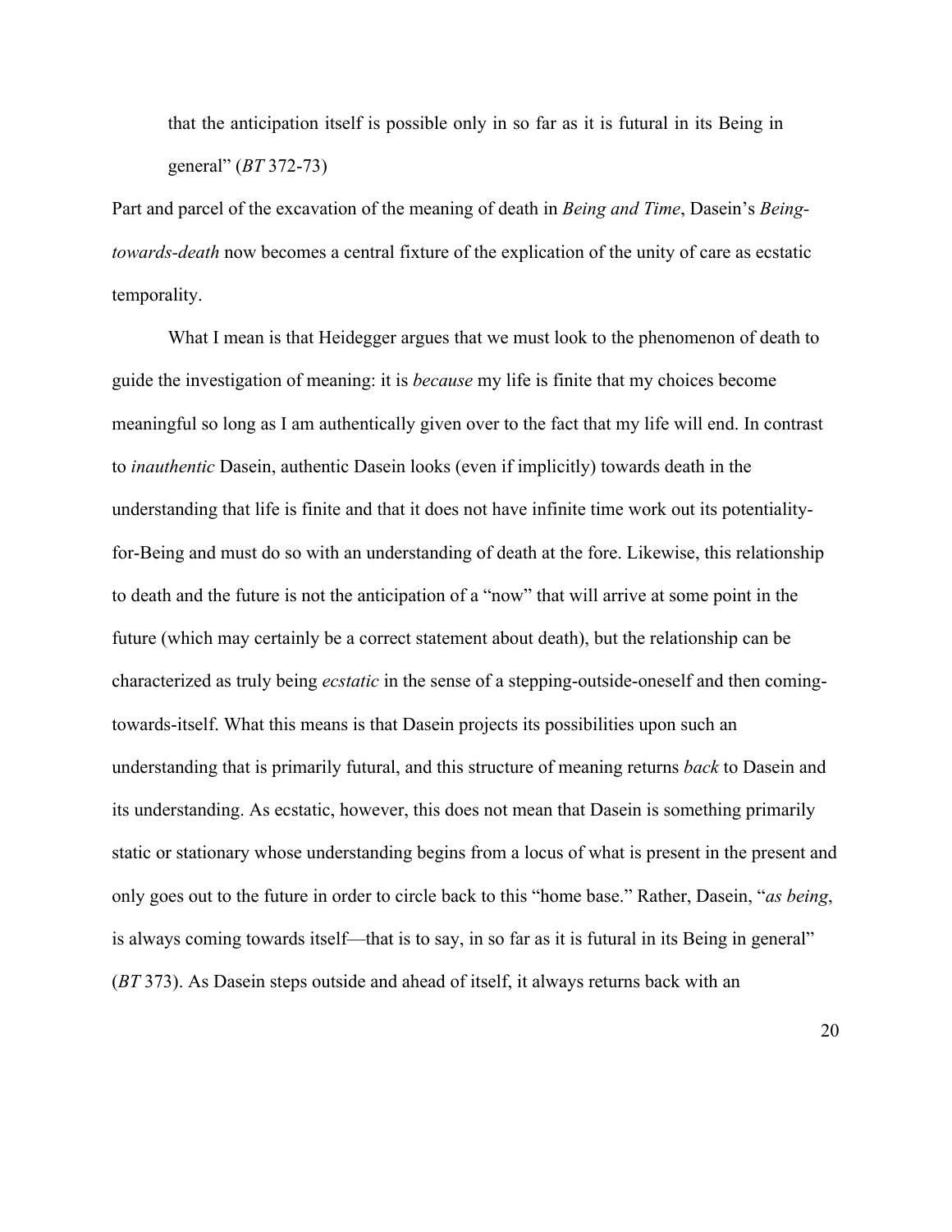that the anticipation itself is possible only in so far as it is futural in its Being in general" (*BT* 372-73)

Part and parcel of the excavation of the meaning of death in *Being and Time*, Dasein's *Being-towards-death* now becomes a central fixture of the explication of the unity of care as ecstatic temporality.

What I mean is that Heidegger argues that we must look to the phenomenon of death to guide the investigation of meaning: it is *because* my life is finite that my choices become meaningful so long as I am authentically given over to the fact that my life will end. In contrast to *inauthentic* Dasein, authentic Dasein looks (even if implicitly) towards death in the understanding that life is finite and that it does not have infinite time work out its potentiality-for-Being and must do so with an understanding of death at the fore. Likewise, this relationship to death and the future is not the anticipation of a "now" that will arrive at some point in the future (which may certainly be a correct statement about death), but the relationship can be characterized as truly being *ecstatic* in the sense of a stepping-outside-oneself and then coming-towards-itself. What this means is that Dasein projects its possibilities upon such an understanding that is primarily futural, and this structure of meaning returns *back* to Dasein and its understanding. As ecstatic, however, this does not mean that Dasein is something primarily static or stationary whose understanding begins from a locus of what is present in the present and only goes out to the future in order to circle back to this "home base." Rather, Dasein, "*as being*, is always coming towards itself—that is to say, in so far as it is futural in its Being in general" (*BT* 373). As Dasein steps outside and ahead of itself, it always returns back with an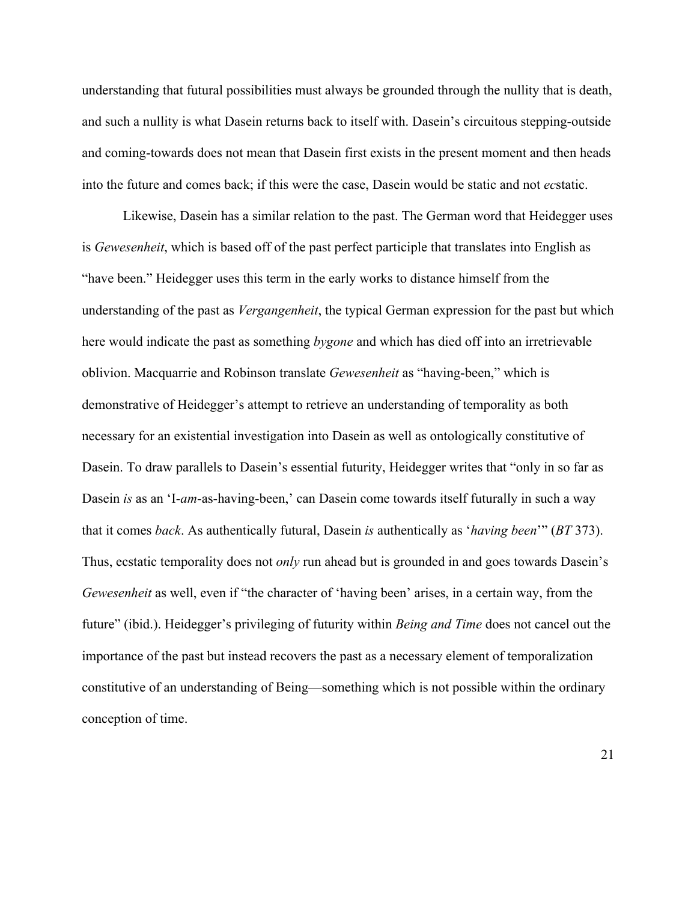understanding that futural possibilities must always be grounded through the nullity that is death, and such a nullity is what Dasein returns back to itself with. Dasein's circuitous stepping-outside and coming-towards does not mean that Dasein first exists in the present moment and then heads into the future and comes back; if this were the case, Dasein would be static and not *ec*static.

Likewise, Dasein has a similar relation to the past. The German word that Heidegger uses is *Gewesenheit*, which is based off of the past perfect participle that translates into English as "have been." Heidegger uses this term in the early works to distance himself from the understanding of the past as *Vergangenheit*, the typical German expression for the past but which here would indicate the past as something *bygone* and which has died off into an irretrievable oblivion. Macquarrie and Robinson translate *Gewesenheit* as "having-been," which is demonstrative of Heidegger's attempt to retrieve an understanding of temporality as both necessary for an existential investigation into Dasein as well as ontologically constitutive of Dasein. To draw parallels to Dasein's essential futurity, Heidegger writes that "only in so far as Dasein *is* as an 'I-*am*-as-having-been,' can Dasein come towards itself futurally in such a way that it comes *back*. As authentically futural, Dasein *is* authentically as '*having been*'" (*BT* 373). Thus, ecstatic temporality does not *only* run ahead but is grounded in and goes towards Dasein's *Gewesenheit* as well, even if "the character of 'having been' arises, in a certain way, from the future" (ibid.). Heidegger's privileging of futurity within *Being and Time* does not cancel out the importance of the past but instead recovers the past as a necessary element of temporalization constitutive of an understanding of Being—something which is not possible within the ordinary conception of time.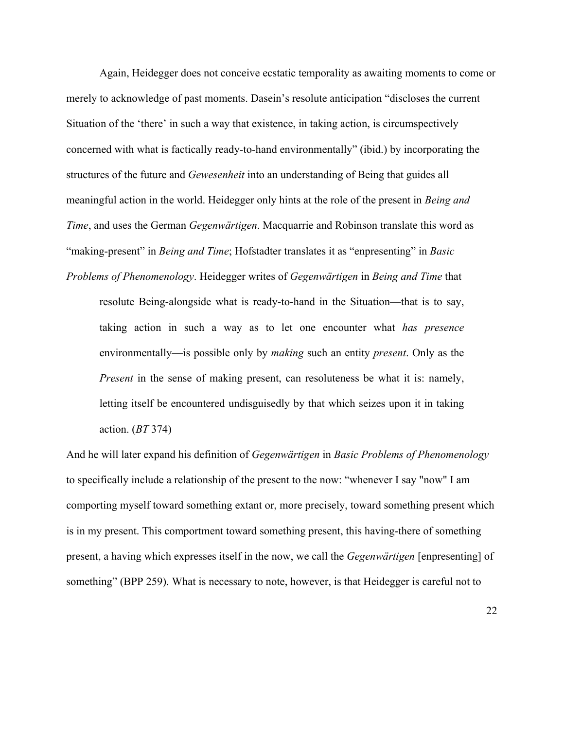Again, Heidegger does not conceive ecstatic temporality as awaiting moments to come or merely to acknowledge of past moments. Dasein's resolute anticipation "discloses the current Situation of the 'there' in such a way that existence, in taking action, is circumspectively concerned with what is factically ready-to-hand environmentally" (ibid.) by incorporating the structures of the future and *Gewesenheit* into an understanding of Being that guides all meaningful action in the world. Heidegger only hints at the role of the present in *Being and Time*, and uses the German *Gegenwärtigen*. Macquarrie and Robinson translate this word as "making-present" in *Being and Time*; Hofstadter translates it as "enpresenting" in *Basic Problems of Phenomenology*. Heidegger writes of *Gegenwärtigen* in *Being and Time* that

> resolute Being-alongside what is ready-to-hand in the Situation—that is to say, taking action in such a way as to let one encounter what *has presence* environmentally—is possible only by *making* such an entity *present*. Only as the *Present* in the sense of making present, can resoluteness be what it is: namely, letting itself be encountered undisguisedly by that which seizes upon it in taking action. (*BT* 374)

And he will later expand his definition of *Gegenwärtigen* in *Basic Problems of Phenomenology* to specifically include a relationship of the present to the now: "whenever I say "now" I am comporting myself toward something extant or, more precisely, toward something present which is in my present. This comportment toward something present, this having-there of something present, a having which expresses itself in the now, we call the *Gegenwärtigen* [enpresenting] of something" (BPP 259). What is necessary to note, however, is that Heidegger is careful not to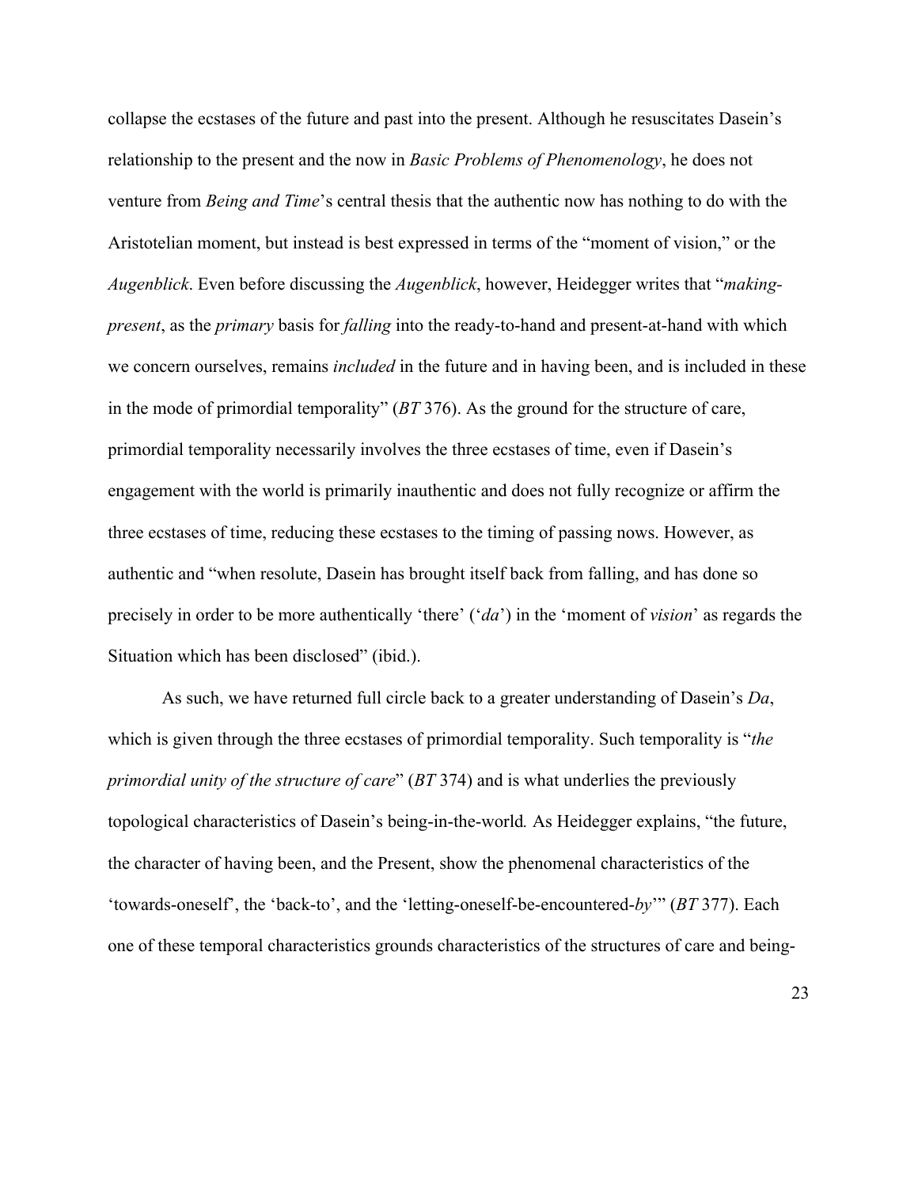collapse the ecstases of the future and past into the present. Although he resuscitates Dasein's relationship to the present and the now in *Basic Problems of Phenomenology*, he does not venture from *Being and Time*'s central thesis that the authentic now has nothing to do with the Aristotelian moment, but instead is best expressed in terms of the "moment of vision," or the *Augenblick*. Even before discussing the *Augenblick*, however, Heidegger writes that "*making-present*, as the *primary* basis for *falling* into the ready-to-hand and present-at-hand with which we concern ourselves, remains *included* in the future and in having been, and is included in these in the mode of primordial temporality" (*BT* 376). As the ground for the structure of care, primordial temporality necessarily involves the three ecstases of time, even if Dasein's engagement with the world is primarily inauthentic and does not fully recognize or affirm the three ecstases of time, reducing these ecstases to the timing of passing nows. However, as authentic and "when resolute, Dasein has brought itself back from falling, and has done so precisely in order to be more authentically 'there' ('*da*') in the 'moment of *vision*' as regards the Situation which has been disclosed" (ibid.).

As such, we have returned full circle back to a greater understanding of Dasein's *Da*, which is given through the three ecstases of primordial temporality. Such temporality is "*the primordial unity of the structure of care*" (*BT* 374) and is what underlies the previously topological characteristics of Dasein's being-in-the-world. As Heidegger explains, "the future, the character of having been, and the Present, show the phenomenal characteristics of the 'towards-oneself', the 'back-to', and the 'letting-oneself-be-encountered-*by*'" (*BT* 377). Each one of these temporal characteristics grounds characteristics of the structures of care and being-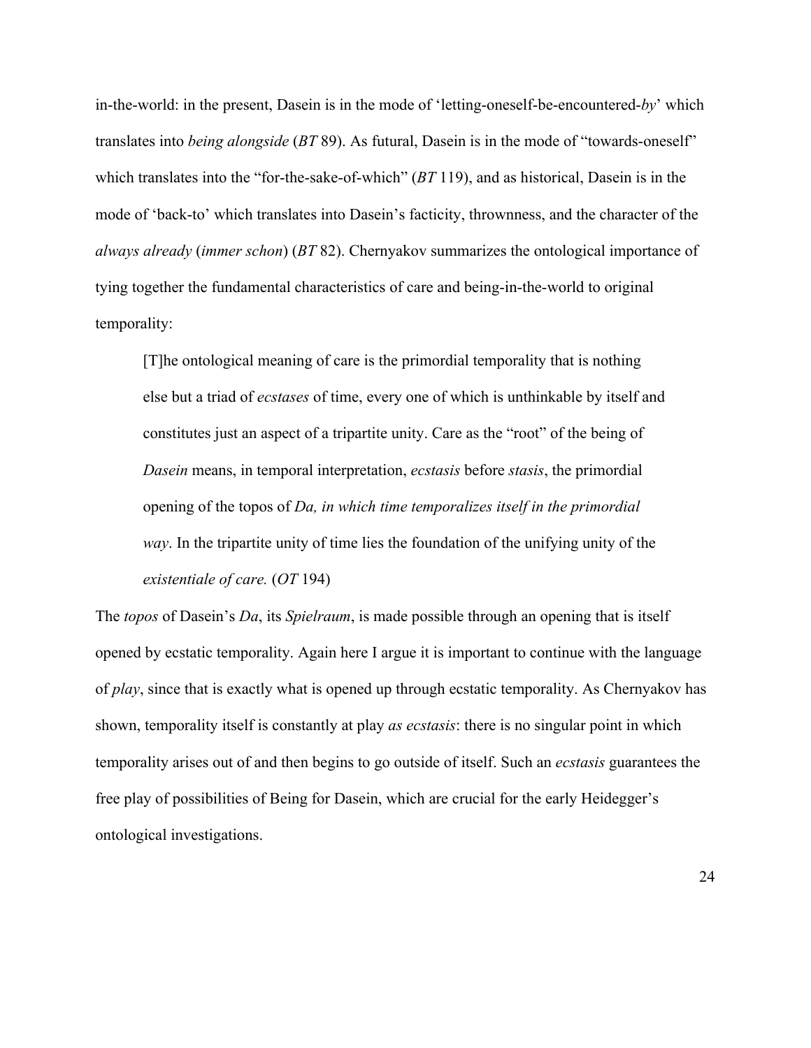in-the-world: in the present, Dasein is in the mode of 'letting-oneself-be-encountered-*by*' which translates into *being alongside* (*BT* 89). As futural, Dasein is in the mode of "towards-oneself" which translates into the "for-the-sake-of-which" (*BT* 119), and as historical, Dasein is in the mode of 'back-to' which translates into Dasein's facticity, thrownness, and the character of the *always already* (*immer schon*) (*BT* 82). Chernyakov summarizes the ontological importance of tying together the fundamental characteristics of care and being-in-the-world to original temporality:

> [T]he ontological meaning of care is the primordial temporality that is nothing else but a triad of *ecstases* of time, every one of which is unthinkable by itself and constitutes just an aspect of a tripartite unity. Care as the "root" of the being of *Dasein* means, in temporal interpretation, *ecstasis* before *stasis*, the primordial opening of the topos of *Da, in which time temporalizes itself in the primordial way*. In the tripartite unity of time lies the foundation of the unifying unity of the *existentiale of care.* (*OT* 194)

The *topos* of Dasein's *Da*, its *Spielraum*, is made possible through an opening that is itself opened by ecstatic temporality. Again here I argue it is important to continue with the language of *play*, since that is exactly what is opened up through ecstatic temporality. As Chernyakov has shown, temporality itself is constantly at play *as ecstasis*: there is no singular point in which temporality arises out of and then begins to go outside of itself. Such an *ecstasis* guarantees the free play of possibilities of Being for Dasein, which are crucial for the early Heidegger's ontological investigations.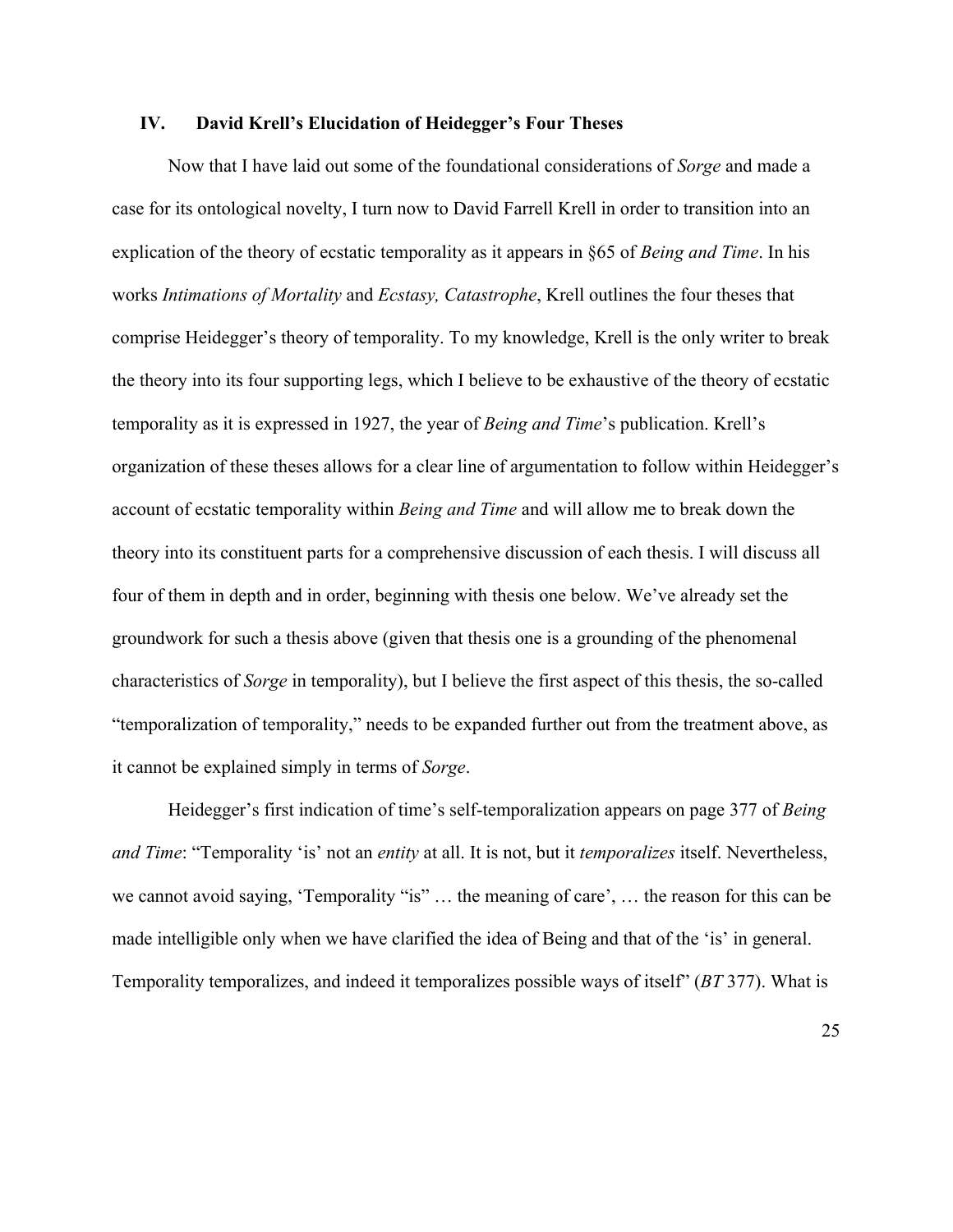## IV. David Krell's Elucidation of Heidegger's Four Theses

Now that I have laid out some of the foundational considerations of *Sorge* and made a case for its ontological novelty, I turn now to David Farrell Krell in order to transition into an explication of the theory of ecstatic temporality as it appears in §65 of *Being and Time*. In his works *Intimations of Mortality* and *Ecstasy, Catastrophe*, Krell outlines the four theses that comprise Heidegger's theory of temporality. To my knowledge, Krell is the only writer to break the theory into its four supporting legs, which I believe to be exhaustive of the theory of ecstatic temporality as it is expressed in 1927, the year of *Being and Time*'s publication. Krell's organization of these theses allows for a clear line of argumentation to follow within Heidegger's account of ecstatic temporality within *Being and Time* and will allow me to break down the theory into its constituent parts for a comprehensive discussion of each thesis. I will discuss all four of them in depth and in order, beginning with thesis one below. We've already set the groundwork for such a thesis above (given that thesis one is a grounding of the phenomenal characteristics of *Sorge* in temporality), but I believe the first aspect of this thesis, the so-called "temporalization of temporality," needs to be expanded further out from the treatment above, as it cannot be explained simply in terms of *Sorge*.

Heidegger's first indication of time's self-temporalization appears on page 377 of *Being and Time*: "Temporality 'is' not an *entity* at all. It is not, but it *temporalizes* itself. Nevertheless, we cannot avoid saying, 'Temporality "is" … the meaning of care', … the reason for this can be made intelligible only when we have clarified the idea of Being and that of the 'is' in general. Temporality temporalizes, and indeed it temporalizes possible ways of itself" (*BT* 377). What is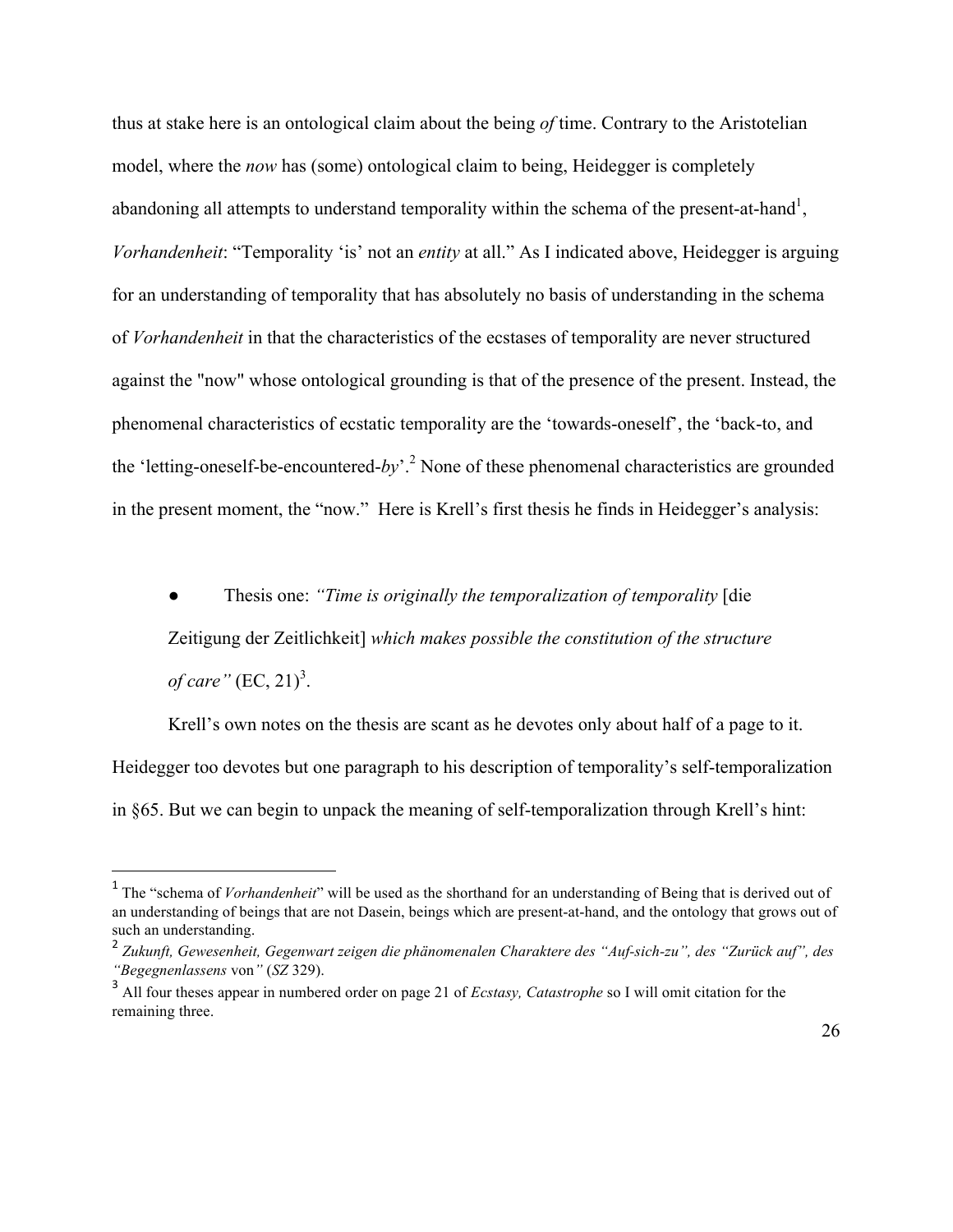thus at stake here is an ontological claim about the being *of* time. Contrary to the Aristotelian model, where the *now* has (some) ontological claim to being, Heidegger is completely abandoning all attempts to understand temporality within the schema of the present-at-hand[1], *Vorhandenheit*: "Temporality 'is' not an *entity* at all." As I indicated above, Heidegger is arguing for an understanding of temporality that has absolutely no basis of understanding in the schema of *Vorhandenheit* in that the characteristics of the ecstases of temporality are never structured against the "now" whose ontological grounding is that of the presence of the present. Instead, the phenomenal characteristics of ecstatic temporality are the 'towards-oneself', the 'back-to, and the 'letting-oneself-be-encountered-*by*'.[2] None of these phenomenal characteristics are grounded in the present moment, the "now." Here is Krell's first thesis he finds in Heidegger's analysis:

- Thesis one: *"Time is originally the temporalization of temporality* [die Zeitigung der Zeitlichkeit] *which makes possible the constitution of the structure of care"* (EC, 21)[3].

Krell's own notes on the thesis are scant as he devotes only about half of a page to it. Heidegger too devotes but one paragraph to his description of temporality's self-temporalization in §65. But we can begin to unpack the meaning of self-temporalization through Krell's hint:

---

[1] The "schema of *Vorhandenheit*" will be used as the shorthand for an understanding of Being that is derived out of an understanding of beings that are not Dasein, beings which are present-at-hand, and the ontology that grows out of such an understanding.

[2] *Zukunft, Gewesenheit, Gegenwart zeigen die phänomenalen Charaktere des "Auf-sich-zu", des "Zurück auf", des "Begegnenlassens* von*"* (*SZ* 329).

[3] All four theses appear in numbered order on page 21 of *Ecstasy, Catastrophe* so I will omit citation for the remaining three.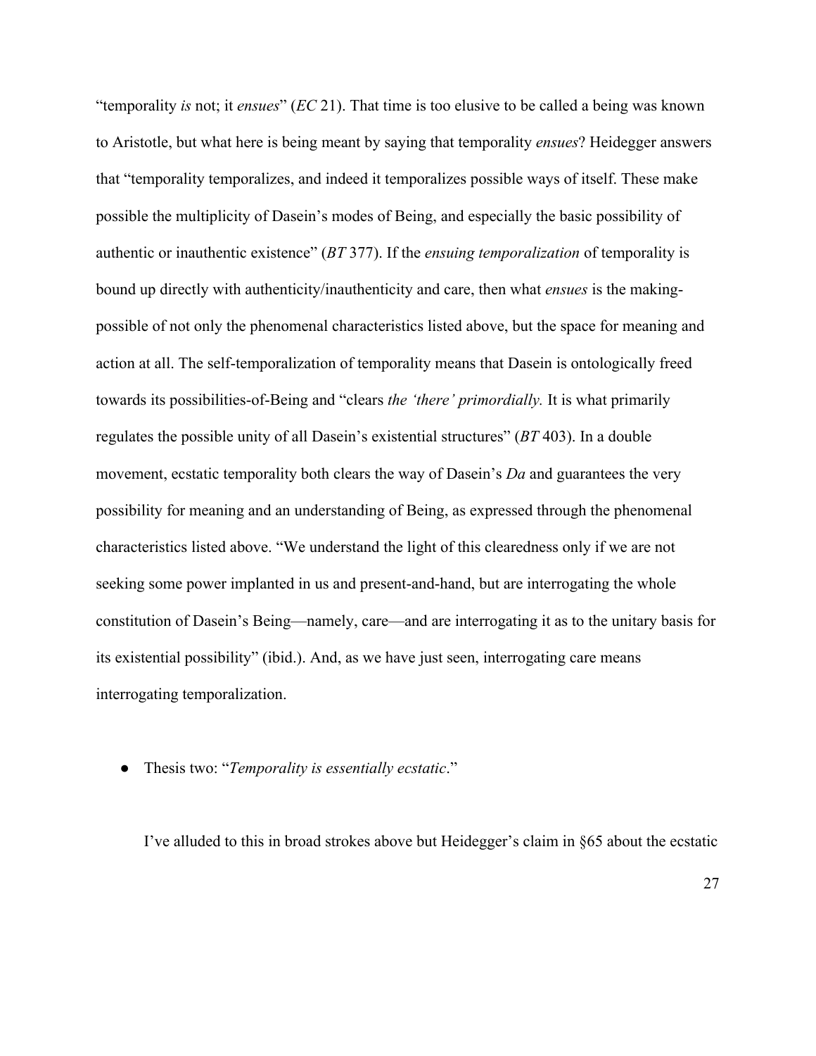"temporality *is* not; it *ensues*" (*EC* 21). That time is too elusive to be called a being was known to Aristotle, but what here is being meant by saying that temporality *ensues*? Heidegger answers that "temporality temporalizes, and indeed it temporalizes possible ways of itself. These make possible the multiplicity of Dasein's modes of Being, and especially the basic possibility of authentic or inauthentic existence" (*BT* 377). If the *ensuing temporalization* of temporality is bound up directly with authenticity/inauthenticity and care, then what *ensues* is the making-possible of not only the phenomenal characteristics listed above, but the space for meaning and action at all. The self-temporalization of temporality means that Dasein is ontologically freed towards its possibilities-of-Being and "clears *the 'there' primordially.* It is what primarily regulates the possible unity of all Dasein's existential structures" (*BT* 403). In a double movement, ecstatic temporality both clears the way of Dasein's *Da* and guarantees the very possibility for meaning and an understanding of Being, as expressed through the phenomenal characteristics listed above. "We understand the light of this clearedness only if we are not seeking some power implanted in us and present-and-hand, but are interrogating the whole constitution of Dasein's Being—namely, care—and are interrogating it as to the unitary basis for its existential possibility" (ibid.). And, as we have just seen, interrogating care means interrogating temporalization.

- Thesis two: "*Temporality is essentially ecstatic*."

I've alluded to this in broad strokes above but Heidegger's claim in §65 about the ecstatic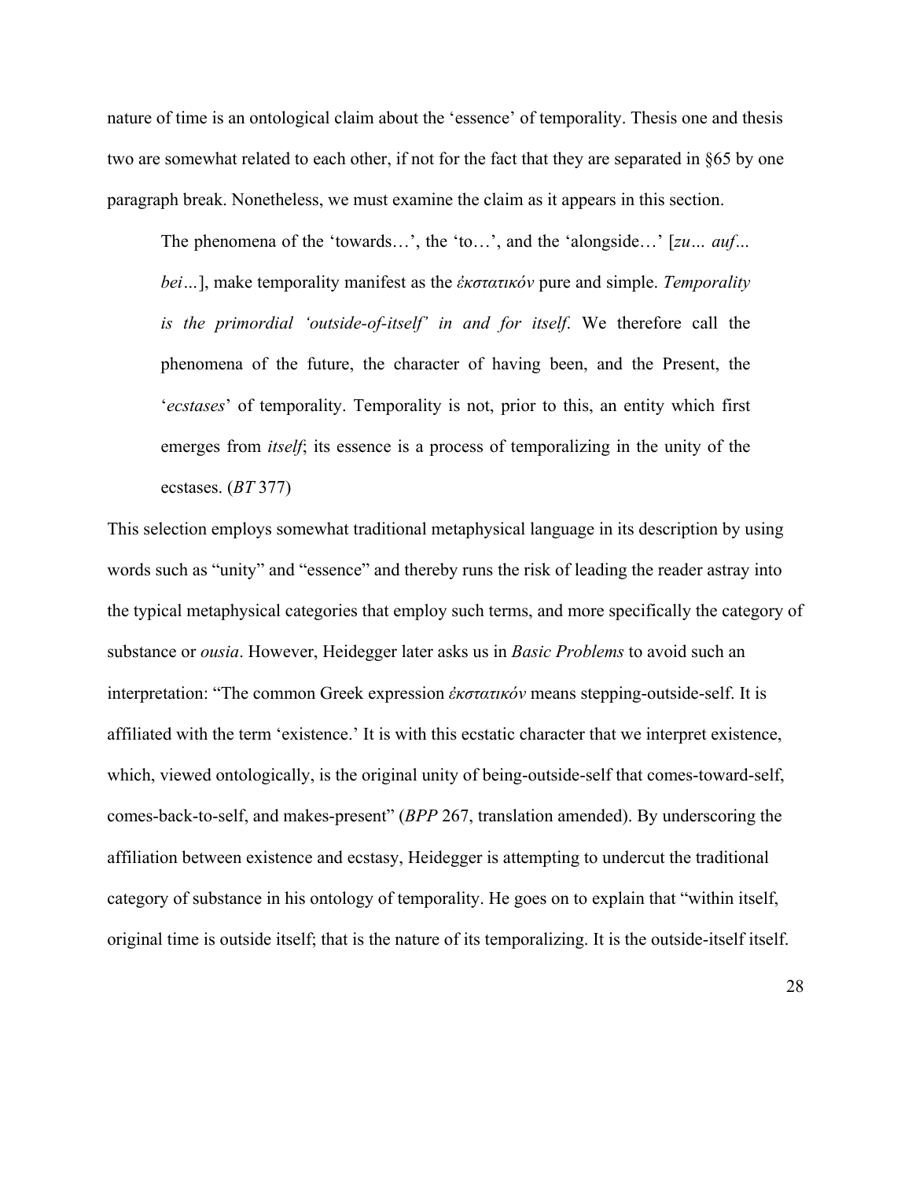nature of time is an ontological claim about the 'essence' of temporality. Thesis one and thesis two are somewhat related to each other, if not for the fact that they are separated in §65 by one paragraph break. Nonetheless, we must examine the claim as it appears in this section.

> The phenomena of the 'towards…', the 'to…', and the 'alongside…' [*zu… auf… bei…*], make temporality manifest as the *ἐκστατικόν* pure and simple. *Temporality is the primordial 'outside-of-itself' in and for itself*. We therefore call the phenomena of the future, the character of having been, and the Present, the '*ecstases*' of temporality. Temporality is not, prior to this, an entity which first emerges from *itself*; its essence is a process of temporalizing in the unity of the ecstases. (*BT* 377)

This selection employs somewhat traditional metaphysical language in its description by using words such as "unity" and "essence" and thereby runs the risk of leading the reader astray into the typical metaphysical categories that employ such terms, and more specifically the category of substance or *ousia*. However, Heidegger later asks us in *Basic Problems* to avoid such an interpretation: "The common Greek expression *ἐκστατικόν* means stepping-outside-self. It is affiliated with the term 'existence.' It is with this ecstatic character that we interpret existence, which, viewed ontologically, is the original unity of being-outside-self that comes-toward-self, comes-back-to-self, and makes-present" (*BPP* 267, translation amended). By underscoring the affiliation between existence and ecstasy, Heidegger is attempting to undercut the traditional category of substance in his ontology of temporality. He goes on to explain that "within itself, original time is outside itself; that is the nature of its temporalizing. It is the outside-itself itself.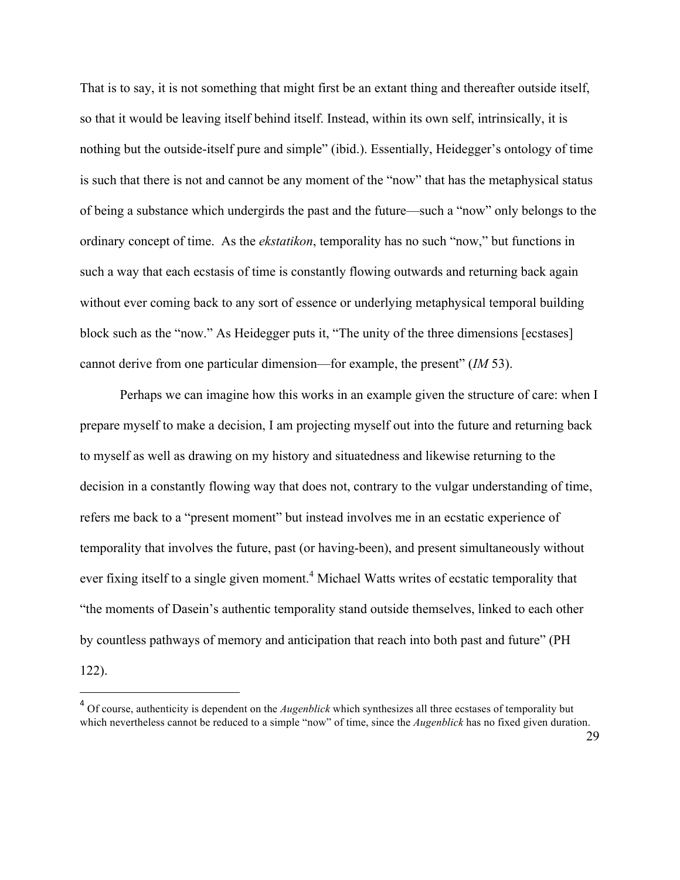That is to say, it is not something that might first be an extant thing and thereafter outside itself, so that it would be leaving itself behind itself. Instead, within its own self, intrinsically, it is nothing but the outside-itself pure and simple" (ibid.). Essentially, Heidegger's ontology of time is such that there is not and cannot be any moment of the "now" that has the metaphysical status of being a substance which undergirds the past and the future—such a "now" only belongs to the ordinary concept of time. As the *ekstatikon*, temporality has no such "now," but functions in such a way that each ecstasis of time is constantly flowing outwards and returning back again without ever coming back to any sort of essence or underlying metaphysical temporal building block such as the "now." As Heidegger puts it, "The unity of the three dimensions [ecstases] cannot derive from one particular dimension—for example, the present" (*IM* 53).

Perhaps we can imagine how this works in an example given the structure of care: when I prepare myself to make a decision, I am projecting myself out into the future and returning back to myself as well as drawing on my history and situatedness and likewise returning to the decision in a constantly flowing way that does not, contrary to the vulgar understanding of time, refers me back to a "present moment" but instead involves me in an ecstatic experience of temporality that involves the future, past (or having-been), and present simultaneously without ever fixing itself to a single given moment.[4] Michael Watts writes of ecstatic temporality that "the moments of Dasein's authentic temporality stand outside themselves, linked to each other by countless pathways of memory and anticipation that reach into both past and future" (PH 122).

[4] Of course, authenticity is dependent on the *Augenblick* which synthesizes all three ecstases of temporality but which nevertheless cannot be reduced to a simple "now" of time, since the *Augenblick* has no fixed given duration.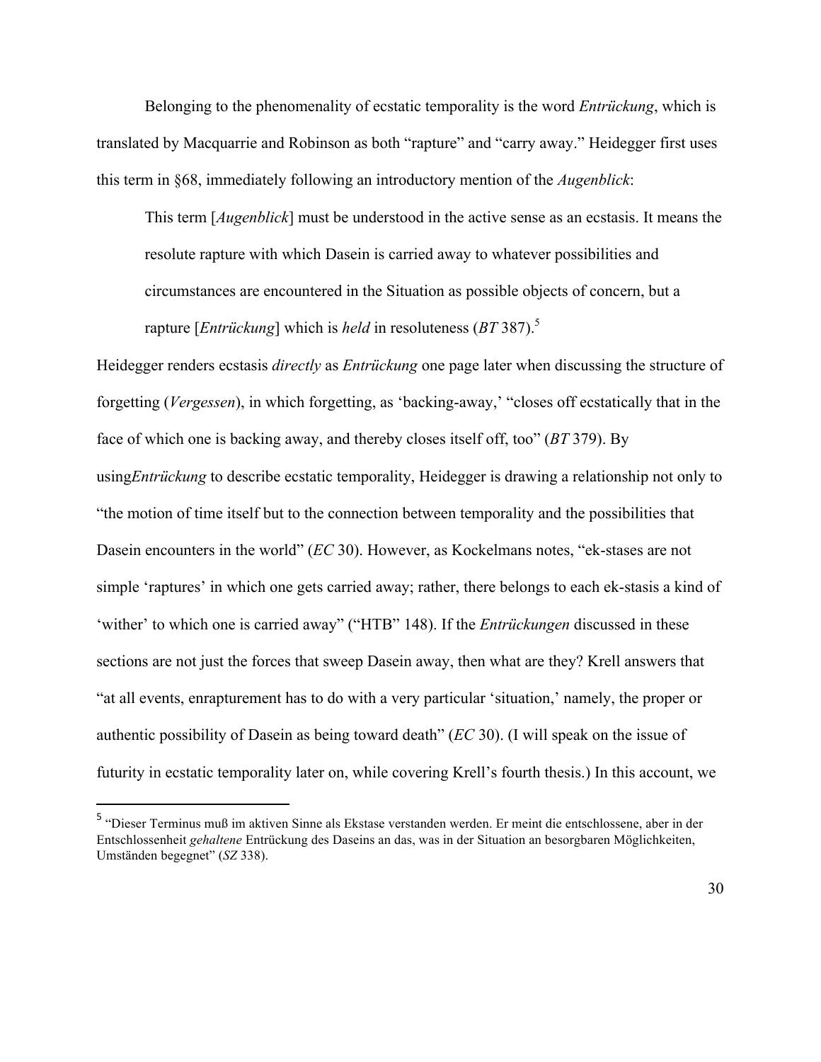Belonging to the phenomenality of ecstatic temporality is the word *Entrückung*, which is translated by Macquarrie and Robinson as both "rapture" and "carry away." Heidegger first uses this term in §68, immediately following an introductory mention of the *Augenblick*:

> This term [*Augenblick*] must be understood in the active sense as an ecstasis. It means the resolute rapture with which Dasein is carried away to whatever possibilities and circumstances are encountered in the Situation as possible objects of concern, but a rapture [*Entrückung*] which is *held* in resoluteness (*BT* 387).[5]

Heidegger renders ecstasis *directly* as *Entrückung* one page later when discussing the structure of forgetting (*Vergessen*), in which forgetting, as 'backing-away,' "closes off ecstatically that in the face of which one is backing away, and thereby closes itself off, too" (*BT* 379). By using*Entrückung* to describe ecstatic temporality, Heidegger is drawing a relationship not only to "the motion of time itself but to the connection between temporality and the possibilities that Dasein encounters in the world" (*EC* 30). However, as Kockelmans notes, "ek-stases are not simple 'raptures' in which one gets carried away; rather, there belongs to each ek-stasis a kind of 'wither' to which one is carried away" ("HTB" 148). If the *Entrückungen* discussed in these sections are not just the forces that sweep Dasein away, then what are they? Krell answers that "at all events, enrapturement has to do with a very particular 'situation,' namely, the proper or authentic possibility of Dasein as being toward death" (*EC* 30). (I will speak on the issue of futurity in ecstatic temporality later on, while covering Krell's fourth thesis.) In this account, we

---

[5] "Dieser Terminus muß im aktiven Sinne als Ekstase verstanden werden. Er meint die entschlossene, aber in der Entschlossenheit *gehaltene* Entrückung des Daseins an das, was in der Situation an besorgbaren Möglichkeiten, Umständen begegnet" (*SZ* 338).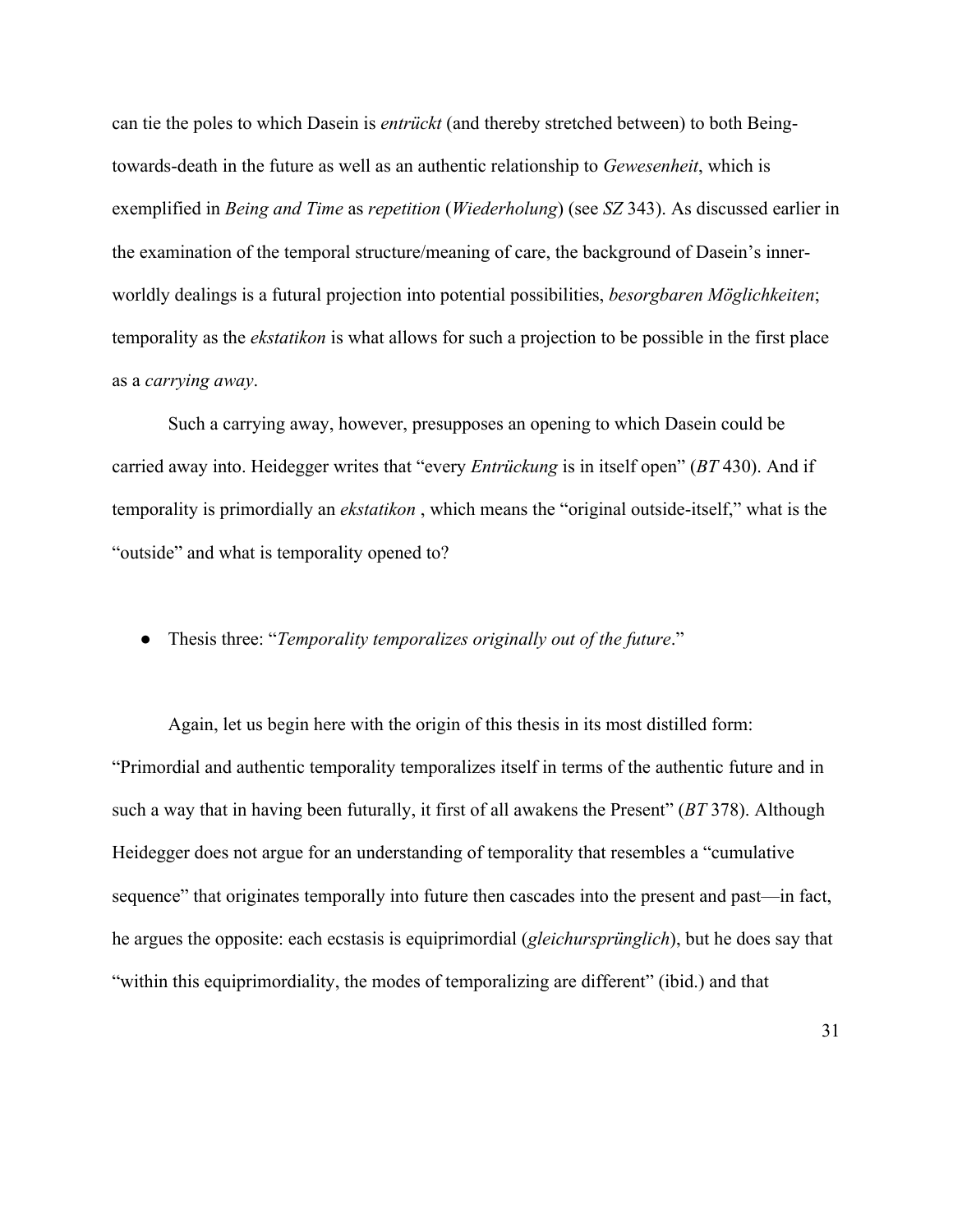can tie the poles to which Dasein is *entrückt* (and thereby stretched between) to both Being-towards-death in the future as well as an authentic relationship to *Gewesenheit*, which is exemplified in *Being and Time* as *repetition* (*Wiederholung*) (see *SZ* 343). As discussed earlier in the examination of the temporal structure/meaning of care, the background of Dasein's inner-worldly dealings is a futural projection into potential possibilities, *besorgbaren Möglichkeiten*; temporality as the *ekstatikon* is what allows for such a projection to be possible in the first place as a *carrying away*.

Such a carrying away, however, presupposes an opening to which Dasein could be carried away into. Heidegger writes that "every *Entrückung* is in itself open" (*BT* 430). And if temporality is primordially an *ekstatikon* , which means the "original outside-itself," what is the "outside" and what is temporality opened to?

- Thesis three: "*Temporality temporalizes originally out of the future*."

Again, let us begin here with the origin of this thesis in its most distilled form: "Primordial and authentic temporality temporalizes itself in terms of the authentic future and in such a way that in having been futurally, it first of all awakens the Present" (*BT* 378). Although Heidegger does not argue for an understanding of temporality that resembles a "cumulative sequence" that originates temporally into future then cascades into the present and past—in fact, he argues the opposite: each ecstasis is equiprimordial (*gleichursprünglich*), but he does say that "within this equiprimordiality, the modes of temporalizing are different" (ibid.) and that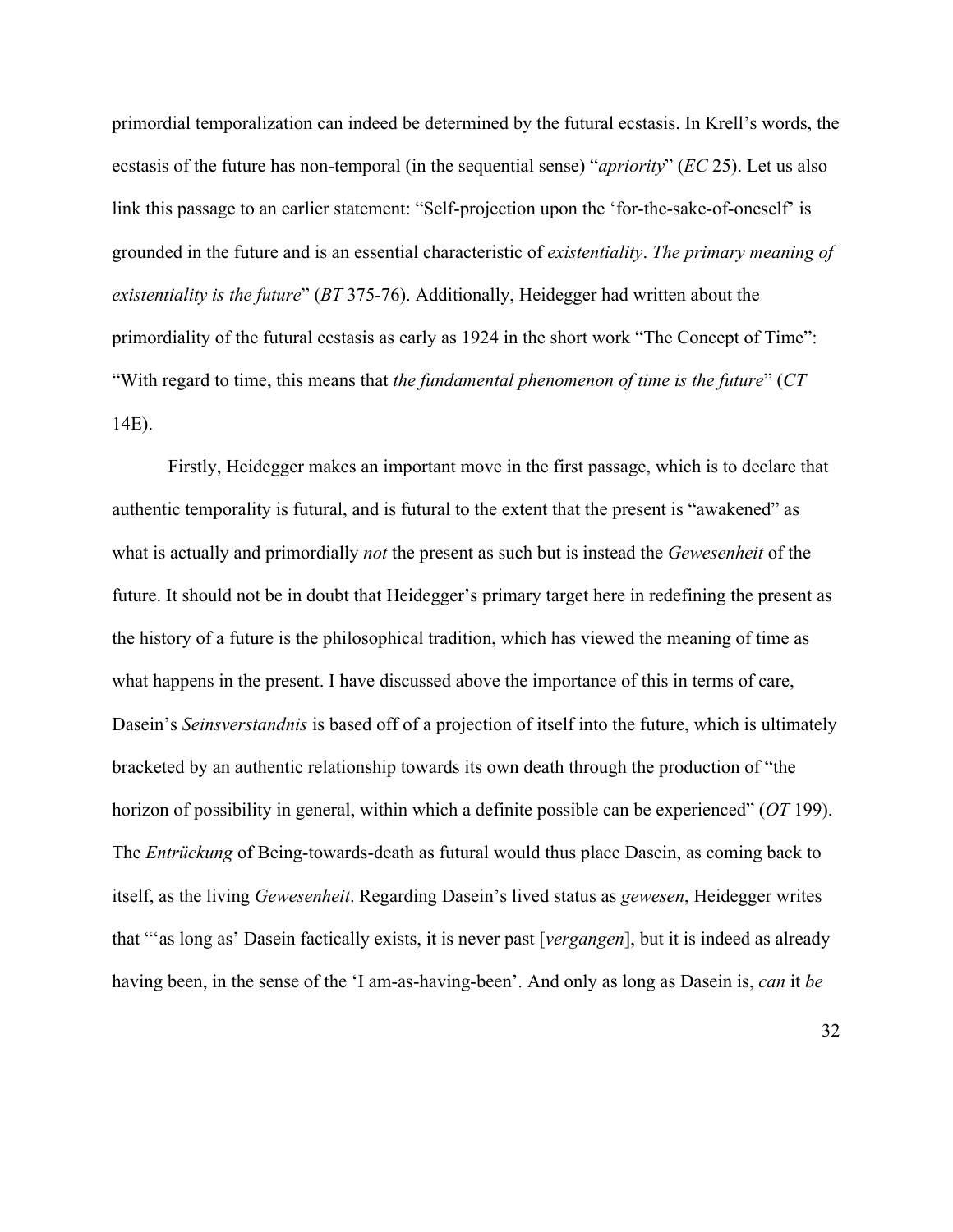primordial temporalization can indeed be determined by the futural ecstasis. In Krell's words, the ecstasis of the future has non-temporal (in the sequential sense) "*apriority*" (*EC* 25). Let us also link this passage to an earlier statement: "Self-projection upon the 'for-the-sake-of-oneself' is grounded in the future and is an essential characteristic of *existentiality*. *The primary meaning of existentiality is the future*" (*BT* 375-76). Additionally, Heidegger had written about the primordiality of the futural ecstasis as early as 1924 in the short work "The Concept of Time": "With regard to time, this means that *the fundamental phenomenon of time is the future*" (*CT* 14E).

Firstly, Heidegger makes an important move in the first passage, which is to declare that authentic temporality is futural, and is futural to the extent that the present is "awakened" as what is actually and primordially *not* the present as such but is instead the *Gewesenheit* of the future. It should not be in doubt that Heidegger's primary target here in redefining the present as the history of a future is the philosophical tradition, which has viewed the meaning of time as what happens in the present. I have discussed above the importance of this in terms of care, Dasein's *Seinsverstandnis* is based off of a projection of itself into the future, which is ultimately bracketed by an authentic relationship towards its own death through the production of "the horizon of possibility in general, within which a definite possible can be experienced" (*OT* 199). The *Entrückung* of Being-towards-death as futural would thus place Dasein, as coming back to itself, as the living *Gewesenheit*. Regarding Dasein's lived status as *gewesen*, Heidegger writes that "'as long as' Dasein factically exists, it is never past [*vergangen*], but it is indeed as already having been, in the sense of the 'I am-as-having-been'. And only as long as Dasein is, *can* it *be*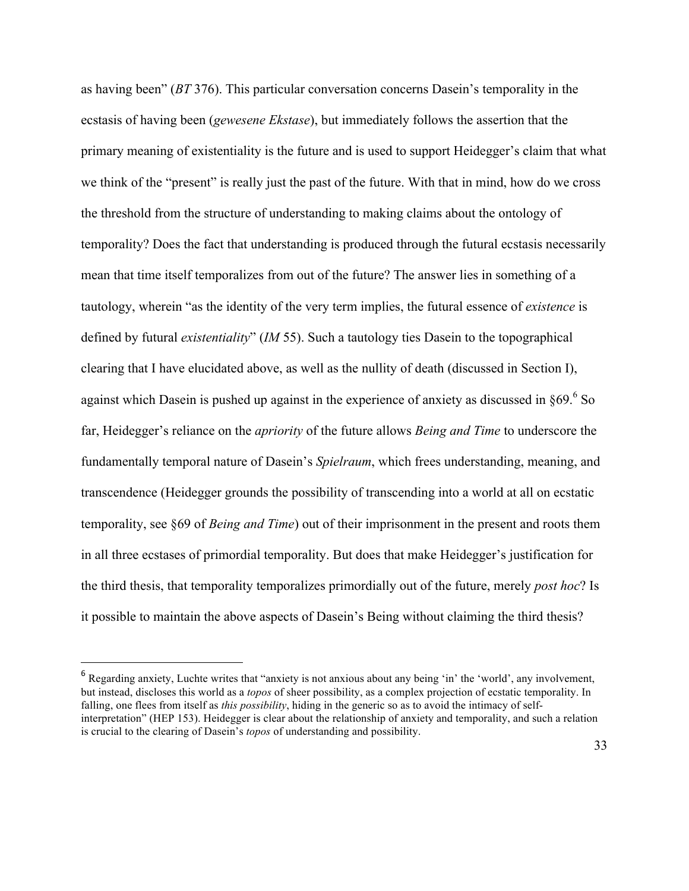as having been" (*BT* 376). This particular conversation concerns Dasein's temporality in the ecstasis of having been (*gewesene Ekstase*), but immediately follows the assertion that the primary meaning of existentiality is the future and is used to support Heidegger's claim that what we think of the "present" is really just the past of the future. With that in mind, how do we cross the threshold from the structure of understanding to making claims about the ontology of temporality? Does the fact that understanding is produced through the futural ecstasis necessarily mean that time itself temporalizes from out of the future? The answer lies in something of a tautology, wherein "as the identity of the very term implies, the futural essence of *existence* is defined by futural *existentiality*" (*IM* 55). Such a tautology ties Dasein to the topographical clearing that I have elucidated above, as well as the nullity of death (discussed in Section I), against which Dasein is pushed up against in the experience of anxiety as discussed in §69.[6] So far, Heidegger's reliance on the *apriority* of the future allows *Being and Time* to underscore the fundamentally temporal nature of Dasein's *Spielraum*, which frees understanding, meaning, and transcendence (Heidegger grounds the possibility of transcending into a world at all on ecstatic temporality, see §69 of *Being and Time*) out of their imprisonment in the present and roots them in all three ecstases of primordial temporality. But does that make Heidegger's justification for the third thesis, that temporality temporalizes primordially out of the future, merely *post hoc*? Is it possible to maintain the above aspects of Dasein's Being without claiming the third thesis?

---

[6] Regarding anxiety, Luchte writes that "anxiety is not anxious about any being 'in' the 'world', any involvement, but instead, discloses this world as a *topos* of sheer possibility, as a complex projection of ecstatic temporality. In falling, one flees from itself as *this possibility*, hiding in the generic so as to avoid the intimacy of self-interpretation" (HEP 153). Heidegger is clear about the relationship of anxiety and temporality, and such a relation is crucial to the clearing of Dasein's *topos* of understanding and possibility.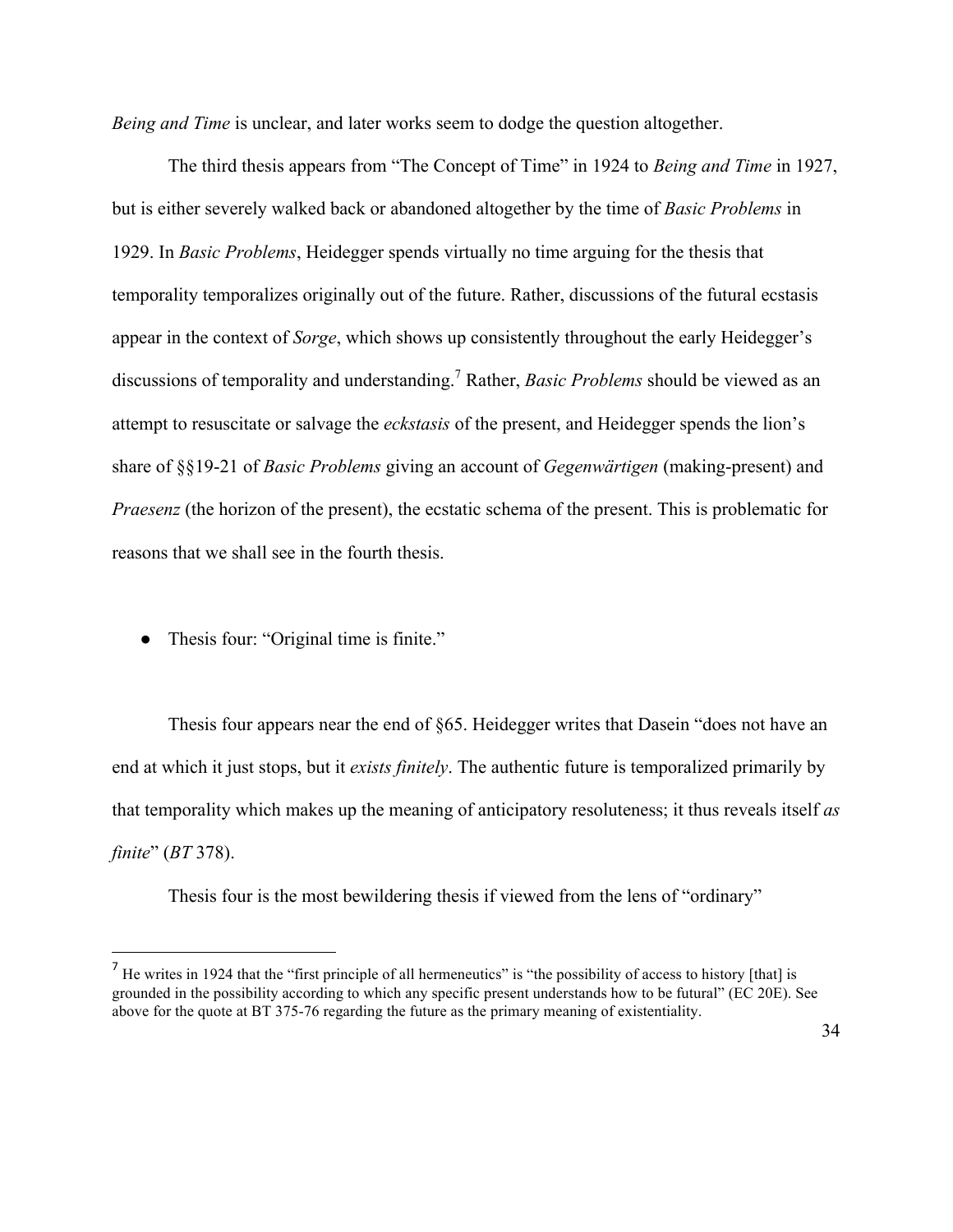*Being and Time* is unclear, and later works seem to dodge the question altogether.

The third thesis appears from "The Concept of Time" in 1924 to *Being and Time* in 1927, but is either severely walked back or abandoned altogether by the time of *Basic Problems* in 1929. In *Basic Problems*, Heidegger spends virtually no time arguing for the thesis that temporality temporalizes originally out of the future. Rather, discussions of the futural ecstasis appear in the context of *Sorge*, which shows up consistently throughout the early Heidegger's discussions of temporality and understanding.[7] Rather, *Basic Problems* should be viewed as an attempt to resuscitate or salvage the *eckstasis* of the present, and Heidegger spends the lion's share of §§19-21 of *Basic Problems* giving an account of *Gegenwärtigen* (making-present) and *Praesenz* (the horizon of the present), the ecstatic schema of the present. This is problematic for reasons that we shall see in the fourth thesis.

- Thesis four: "Original time is finite."

Thesis four appears near the end of §65. Heidegger writes that Dasein "does not have an end at which it just stops, but it *exists finitely*. The authentic future is temporalized primarily by that temporality which makes up the meaning of anticipatory resoluteness; it thus reveals itself *as finite*" (*BT* 378).

Thesis four is the most bewildering thesis if viewed from the lens of "ordinary"

---

[7] He writes in 1924 that the "first principle of all hermeneutics" is "the possibility of access to history [that] is grounded in the possibility according to which any specific present understands how to be futural" (EC 20E). See above for the quote at BT 375-76 regarding the future as the primary meaning of existentiality.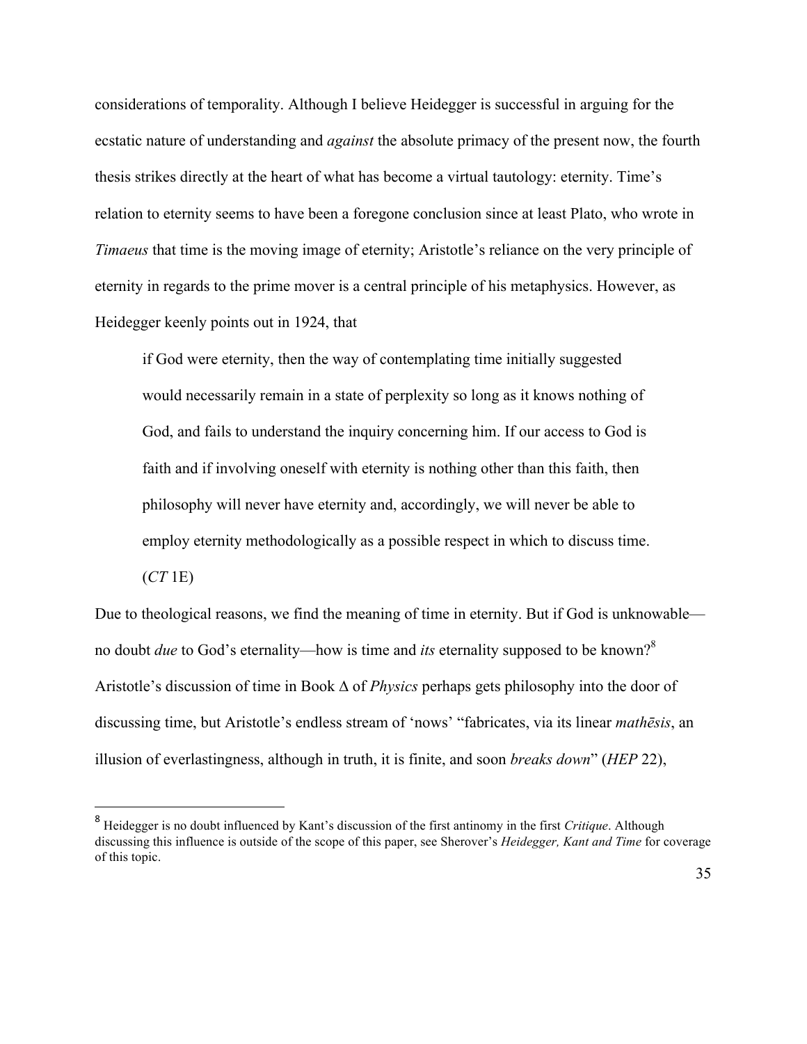considerations of temporality. Although I believe Heidegger is successful in arguing for the ecstatic nature of understanding and *against* the absolute primacy of the present now, the fourth thesis strikes directly at the heart of what has become a virtual tautology: eternity. Time's relation to eternity seems to have been a foregone conclusion since at least Plato, who wrote in *Timaeus* that time is the moving image of eternity; Aristotle's reliance on the very principle of eternity in regards to the prime mover is a central principle of his metaphysics. However, as Heidegger keenly points out in 1924, that

> if God were eternity, then the way of contemplating time initially suggested would necessarily remain in a state of perplexity so long as it knows nothing of God, and fails to understand the inquiry concerning him. If our access to God is faith and if involving oneself with eternity is nothing other than this faith, then philosophy will never have eternity and, accordingly, we will never be able to employ eternity methodologically as a possible respect in which to discuss time. (*CT* 1E)

Due to theological reasons, we find the meaning of time in eternity. But if God is unknowable—no doubt *due* to God's eternality—how is time and *its* eternality supposed to be known?[8] Aristotle's discussion of time in Book Δ of *Physics* perhaps gets philosophy into the door of discussing time, but Aristotle's endless stream of 'nows' "fabricates, via its linear *mathēsis*, an illusion of everlastingness, although in truth, it is finite, and soon *breaks down*" (*HEP* 22),

[8] Heidegger is no doubt influenced by Kant's discussion of the first antinomy in the first *Critique*. Although discussing this influence is outside of the scope of this paper, see Sherover's *Heidegger, Kant and Time* for coverage of this topic.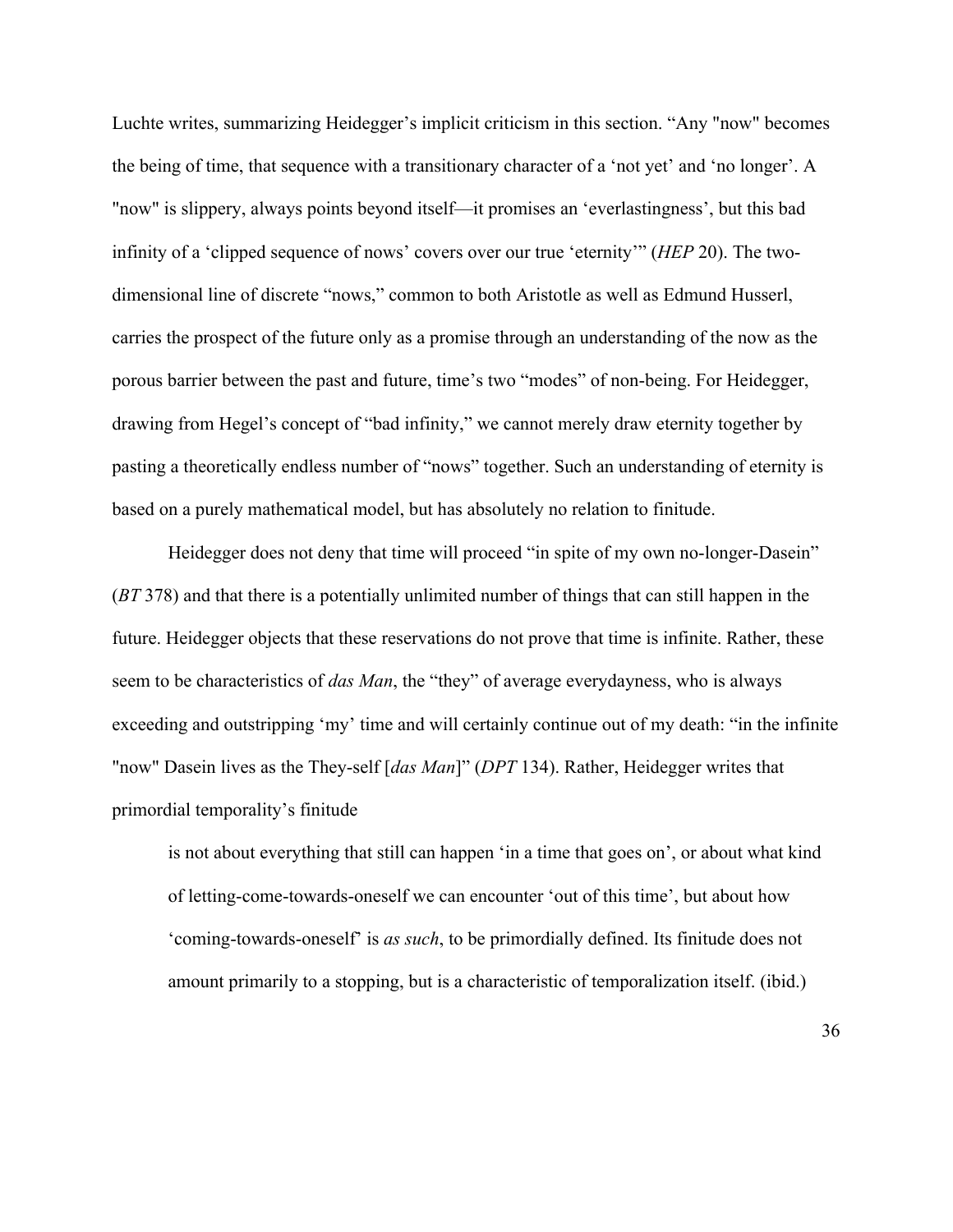Luchte writes, summarizing Heidegger's implicit criticism in this section. "Any "now" becomes the being of time, that sequence with a transitionary character of a 'not yet' and 'no longer'. A "now" is slippery, always points beyond itself—it promises an 'everlastingness', but this bad infinity of a 'clipped sequence of nows' covers over our true 'eternity'" (*HEP* 20). The two-dimensional line of discrete "nows," common to both Aristotle as well as Edmund Husserl, carries the prospect of the future only as a promise through an understanding of the now as the porous barrier between the past and future, time's two "modes" of non-being. For Heidegger, drawing from Hegel's concept of "bad infinity," we cannot merely draw eternity together by pasting a theoretically endless number of "nows" together. Such an understanding of eternity is based on a purely mathematical model, but has absolutely no relation to finitude.

Heidegger does not deny that time will proceed "in spite of my own no-longer-Dasein" (*BT* 378) and that there is a potentially unlimited number of things that can still happen in the future. Heidegger objects that these reservations do not prove that time is infinite. Rather, these seem to be characteristics of *das Man*, the "they" of average everydayness, who is always exceeding and outstripping 'my' time and will certainly continue out of my death: "in the infinite "now" Dasein lives as the They-self [*das Man*]" (*DPT* 134). Rather, Heidegger writes that primordial temporality's finitude

> is not about everything that still can happen 'in a time that goes on', or about what kind of letting-come-towards-oneself we can encounter 'out of this time', but about how 'coming-towards-oneself' is *as such*, to be primordially defined. Its finitude does not amount primarily to a stopping, but is a characteristic of temporalization itself. (ibid.)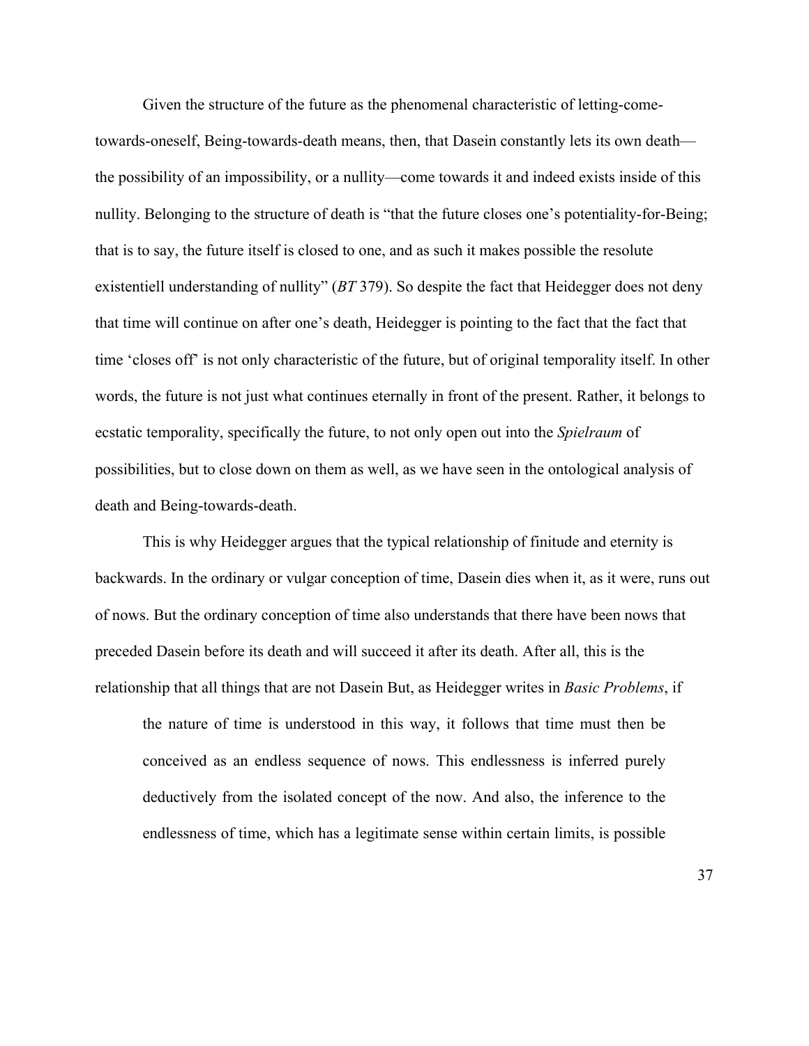Given the structure of the future as the phenomenal characteristic of letting-come-towards-oneself, Being-towards-death means, then, that Dasein constantly lets its own death—the possibility of an impossibility, or a nullity—come towards it and indeed exists inside of this nullity. Belonging to the structure of death is "that the future closes one's potentiality-for-Being; that is to say, the future itself is closed to one, and as such it makes possible the resolute existentiell understanding of nullity" (*BT* 379). So despite the fact that Heidegger does not deny that time will continue on after one's death, Heidegger is pointing to the fact that the fact that time 'closes off' is not only characteristic of the future, but of original temporality itself. In other words, the future is not just what continues eternally in front of the present. Rather, it belongs to ecstatic temporality, specifically the future, to not only open out into the *Spielraum* of possibilities, but to close down on them as well, as we have seen in the ontological analysis of death and Being-towards-death.

This is why Heidegger argues that the typical relationship of finitude and eternity is backwards. In the ordinary or vulgar conception of time, Dasein dies when it, as it were, runs out of nows. But the ordinary conception of time also understands that there have been nows that preceded Dasein before its death and will succeed it after its death. After all, this is the relationship that all things that are not Dasein But, as Heidegger writes in *Basic Problems*, if

> the nature of time is understood in this way, it follows that time must then be conceived as an endless sequence of nows. This endlessness is inferred purely deductively from the isolated concept of the now. And also, the inference to the endlessness of time, which has a legitimate sense within certain limits, is possible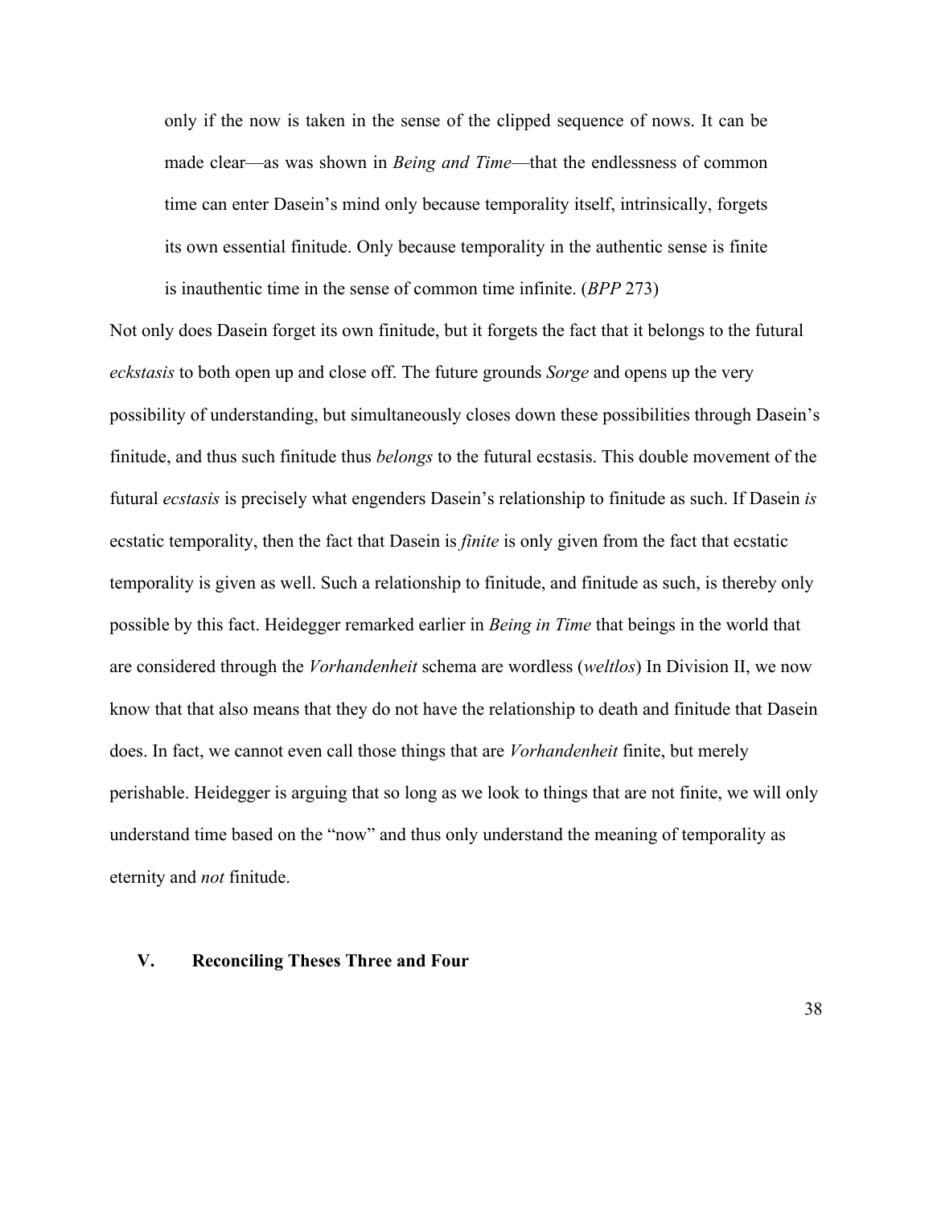> only if the now is taken in the sense of the clipped sequence of nows. It can be made clear—as was shown in *Being and Time*—that the endlessness of common time can enter Dasein's mind only because temporality itself, intrinsically, forgets its own essential finitude. Only because temporality in the authentic sense is finite is inauthentic time in the sense of common time infinite. (*BPP* 273)

Not only does Dasein forget its own finitude, but it forgets the fact that it belongs to the futural *eckstasis* to both open up and close off. The future grounds *Sorge* and opens up the very possibility of understanding, but simultaneously closes down these possibilities through Dasein's finitude, and thus such finitude thus *belongs* to the futural ecstasis. This double movement of the futural *ecstasis* is precisely what engenders Dasein's relationship to finitude as such. If Dasein *is* ecstatic temporality, then the fact that Dasein is *finite* is only given from the fact that ecstatic temporality is given as well. Such a relationship to finitude, and finitude as such, is thereby only possible by this fact. Heidegger remarked earlier in *Being in Time* that beings in the world that are considered through the *Vorhandenheit* schema are wordless (*weltlos*) In Division II, we now know that that also means that they do not have the relationship to death and finitude that Dasein does. In fact, we cannot even call those things that are *Vorhandenheit* finite, but merely perishable. Heidegger is arguing that so long as we look to things that are not finite, we will only understand time based on the "now" and thus only understand the meaning of temporality as eternity and *not* finitude.

## V. Reconciling Theses Three and Four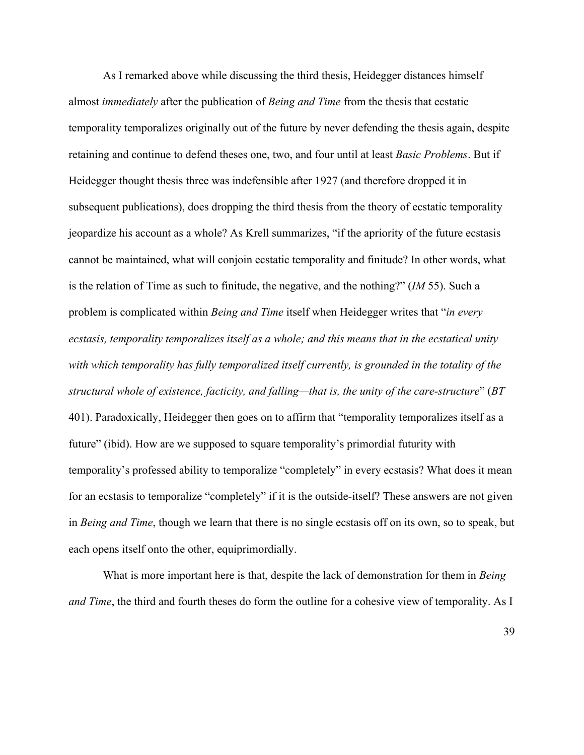As I remarked above while discussing the third thesis, Heidegger distances himself almost *immediately* after the publication of *Being and Time* from the thesis that ecstatic temporality temporalizes originally out of the future by never defending the thesis again, despite retaining and continue to defend theses one, two, and four until at least *Basic Problems*. But if Heidegger thought thesis three was indefensible after 1927 (and therefore dropped it in subsequent publications), does dropping the third thesis from the theory of ecstatic temporality jeopardize his account as a whole? As Krell summarizes, "if the apriority of the future ecstasis cannot be maintained, what will conjoin ecstatic temporality and finitude? In other words, what is the relation of Time as such to finitude, the negative, and the nothing?" (*IM* 55). Such a problem is complicated within *Being and Time* itself when Heidegger writes that "*in every ecstasis, temporality temporalizes itself as a whole; and this means that in the ecstatical unity with which temporality has fully temporalized itself currently, is grounded in the totality of the structural whole of existence, facticity, and falling—that is, the unity of the care-structure*" (*BT* 401). Paradoxically, Heidegger then goes on to affirm that "temporality temporalizes itself as a future" (ibid). How are we supposed to square temporality's primordial futurity with temporality's professed ability to temporalize "completely" in every ecstasis? What does it mean for an ecstasis to temporalize "completely" if it is the outside-itself? These answers are not given in *Being and Time*, though we learn that there is no single ecstasis off on its own, so to speak, but each opens itself onto the other, equiprimordially.

What is more important here is that, despite the lack of demonstration for them in *Being and Time*, the third and fourth theses do form the outline for a cohesive view of temporality. As I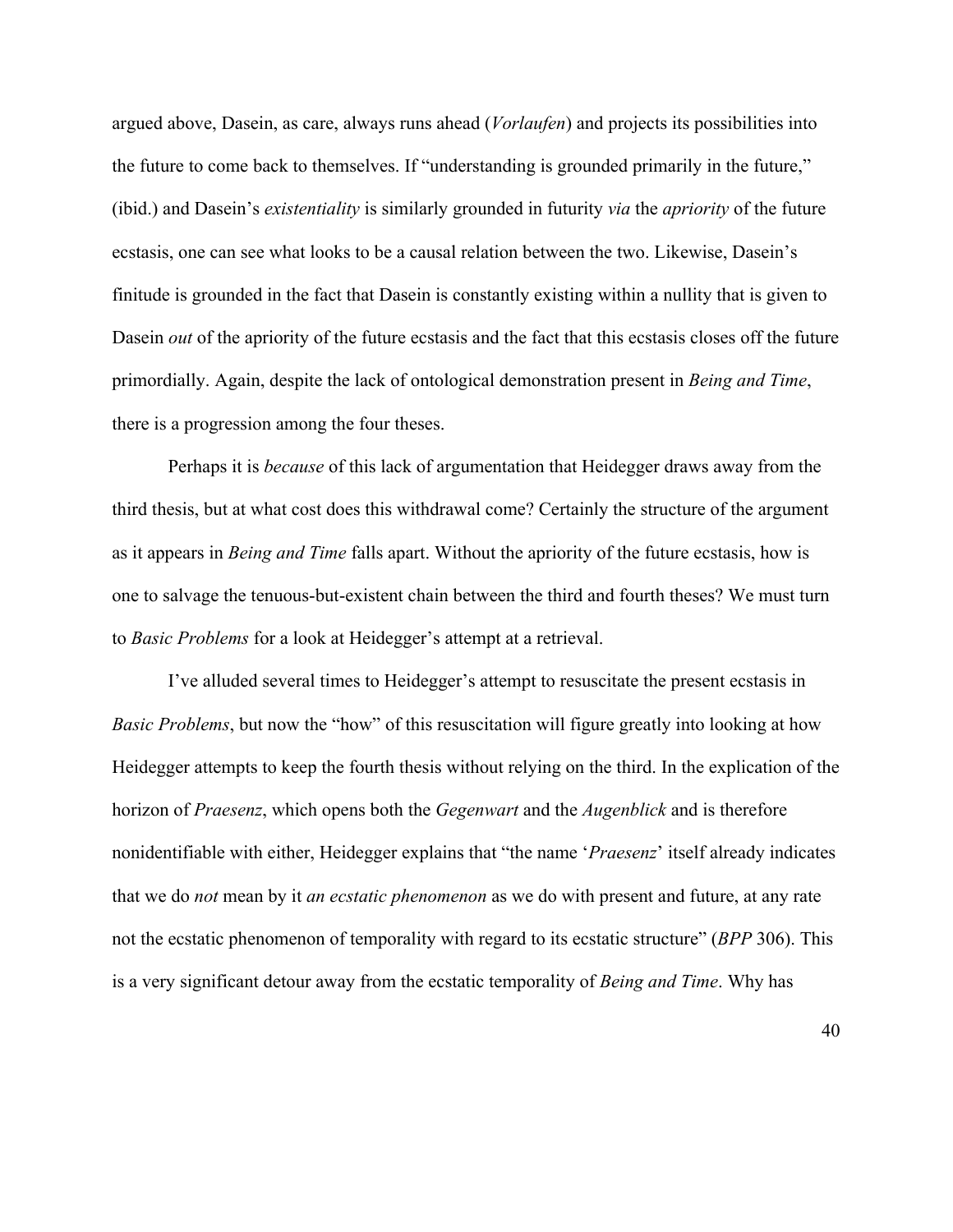argued above, Dasein, as care, always runs ahead (*Vorlaufen*) and projects its possibilities into the future to come back to themselves. If "understanding is grounded primarily in the future," (ibid.) and Dasein's *existentiality* is similarly grounded in futurity *via* the *apriority* of the future ecstasis, one can see what looks to be a causal relation between the two. Likewise, Dasein's finitude is grounded in the fact that Dasein is constantly existing within a nullity that is given to Dasein *out* of the apriority of the future ecstasis and the fact that this ecstasis closes off the future primordially. Again, despite the lack of ontological demonstration present in *Being and Time*, there is a progression among the four theses.

Perhaps it is *because* of this lack of argumentation that Heidegger draws away from the third thesis, but at what cost does this withdrawal come? Certainly the structure of the argument as it appears in *Being and Time* falls apart. Without the apriority of the future ecstasis, how is one to salvage the tenuous-but-existent chain between the third and fourth theses? We must turn to *Basic Problems* for a look at Heidegger's attempt at a retrieval.

I've alluded several times to Heidegger's attempt to resuscitate the present ecstasis in *Basic Problems*, but now the "how" of this resuscitation will figure greatly into looking at how Heidegger attempts to keep the fourth thesis without relying on the third. In the explication of the horizon of *Praesenz*, which opens both the *Gegenwart* and the *Augenblick* and is therefore nonidentifiable with either, Heidegger explains that "the name '*Praesenz*' itself already indicates that we do *not* mean by it *an ecstatic phenomenon* as we do with present and future, at any rate not the ecstatic phenomenon of temporality with regard to its ecstatic structure" (*BPP* 306). This is a very significant detour away from the ecstatic temporality of *Being and Time*. Why has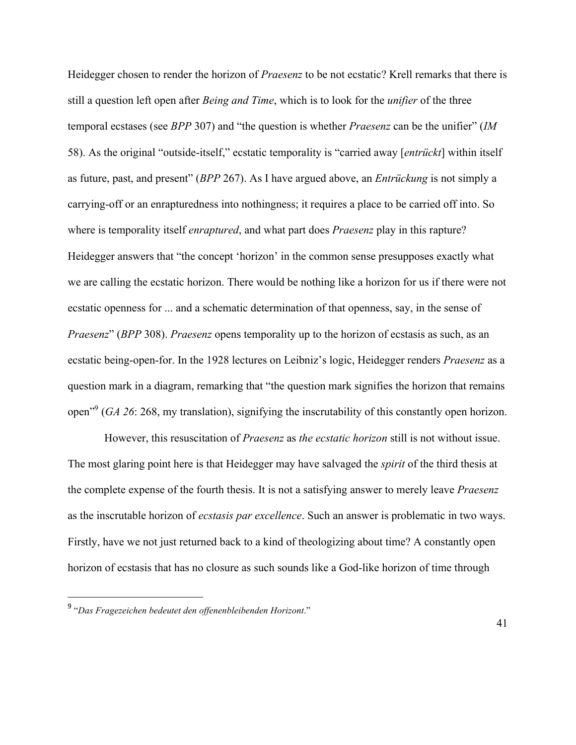Heidegger chosen to render the horizon of *Praesenz* to be not ecstatic? Krell remarks that there is still a question left open after *Being and Time*, which is to look for the *unifier* of the three temporal ecstases (see *BPP* 307) and "the question is whether *Praesenz* can be the unifier" (*IM* 58). As the original "outside-itself," ecstatic temporality is "carried away [*entrückt*] within itself as future, past, and present" (*BPP* 267). As I have argued above, an *Entrückung* is not simply a carrying-off or an enrapturedness into nothingness; it requires a place to be carried off into. So where is temporality itself *enraptured*, and what part does *Praesenz* play in this rapture? Heidegger answers that "the concept 'horizon' in the common sense presupposes exactly what we are calling the ecstatic horizon. There would be nothing like a horizon for us if there were not ecstatic openness for ... and a schematic determination of that openness, say, in the sense of *Praesenz*" (*BPP* 308). *Praesenz* opens temporality up to the horizon of ecstasis as such, as an ecstatic being-open-for. In the 1928 lectures on Leibniz's logic, Heidegger renders *Praesenz* as a question mark in a diagram, remarking that "the question mark signifies the horizon that remains open"[9] (*GA 26*: 268, my translation), signifying the inscrutability of this constantly open horizon.

However, this resuscitation of *Praesenz* as *the ecstatic horizon* still is not without issue. The most glaring point here is that Heidegger may have salvaged the *spirit* of the third thesis at the complete expense of the fourth thesis. It is not a satisfying answer to merely leave *Praesenz* as the inscrutable horizon of *ecstasis par excellence*. Such an answer is problematic in two ways. Firstly, have we not just returned back to a kind of theologizing about time? A constantly open horizon of ecstasis that has no closure as such sounds like a God-like horizon of time through

[9] "*Das Fragezeichen bedeutet den offenenbleibenden Horizont*."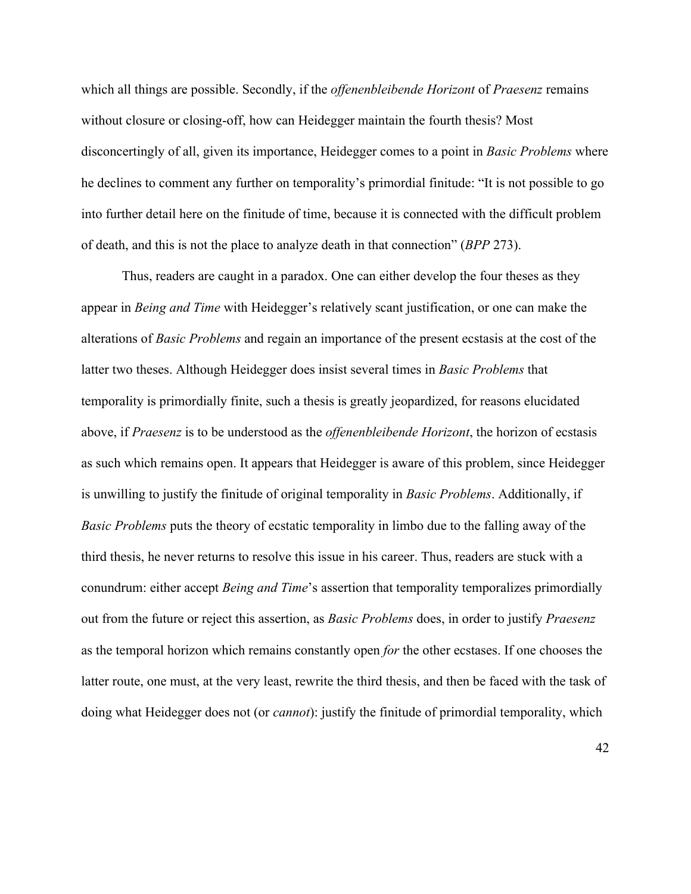which all things are possible. Secondly, if the *offenenbleibende Horizont* of *Praesenz* remains without closure or closing-off, how can Heidegger maintain the fourth thesis? Most disconcertingly of all, given its importance, Heidegger comes to a point in *Basic Problems* where he declines to comment any further on temporality's primordial finitude: "It is not possible to go into further detail here on the finitude of time, because it is connected with the difficult problem of death, and this is not the place to analyze death in that connection" (*BPP* 273).

Thus, readers are caught in a paradox. One can either develop the four theses as they appear in *Being and Time* with Heidegger's relatively scant justification, or one can make the alterations of *Basic Problems* and regain an importance of the present ecstasis at the cost of the latter two theses. Although Heidegger does insist several times in *Basic Problems* that temporality is primordially finite, such a thesis is greatly jeopardized, for reasons elucidated above, if *Praesenz* is to be understood as the *offenenbleibende Horizont*, the horizon of ecstasis as such which remains open. It appears that Heidegger is aware of this problem, since Heidegger is unwilling to justify the finitude of original temporality in *Basic Problems*. Additionally, if *Basic Problems* puts the theory of ecstatic temporality in limbo due to the falling away of the third thesis, he never returns to resolve this issue in his career. Thus, readers are stuck with a conundrum: either accept *Being and Time*'s assertion that temporality temporalizes primordially out from the future or reject this assertion, as *Basic Problems* does, in order to justify *Praesenz* as the temporal horizon which remains constantly open *for* the other ecstases. If one chooses the latter route, one must, at the very least, rewrite the third thesis, and then be faced with the task of doing what Heidegger does not (or *cannot*): justify the finitude of primordial temporality, which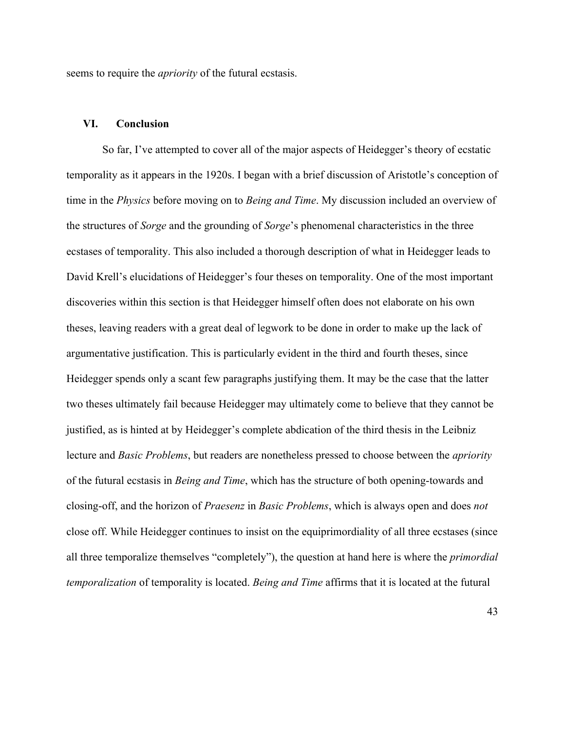seems to require the *apriority* of the futural ecstasis.

## VI. Conclusion

So far, I've attempted to cover all of the major aspects of Heidegger's theory of ecstatic temporality as it appears in the 1920s. I began with a brief discussion of Aristotle's conception of time in the *Physics* before moving on to *Being and Time*. My discussion included an overview of the structures of *Sorge* and the grounding of *Sorge*'s phenomenal characteristics in the three ecstases of temporality. This also included a thorough description of what in Heidegger leads to David Krell's elucidations of Heidegger's four theses on temporality. One of the most important discoveries within this section is that Heidegger himself often does not elaborate on his own theses, leaving readers with a great deal of legwork to be done in order to make up the lack of argumentative justification. This is particularly evident in the third and fourth theses, since Heidegger spends only a scant few paragraphs justifying them. It may be the case that the latter two theses ultimately fail because Heidegger may ultimately come to believe that they cannot be justified, as is hinted at by Heidegger's complete abdication of the third thesis in the Leibniz lecture and *Basic Problems*, but readers are nonetheless pressed to choose between the *apriority* of the futural ecstasis in *Being and Time*, which has the structure of both opening-towards and closing-off, and the horizon of *Praesenz* in *Basic Problems*, which is always open and does *not* close off. While Heidegger continues to insist on the equiprimordiality of all three ecstases (since all three temporalize themselves "completely"), the question at hand here is where the *primordial temporalization* of temporality is located. *Being and Time* affirms that it is located at the futural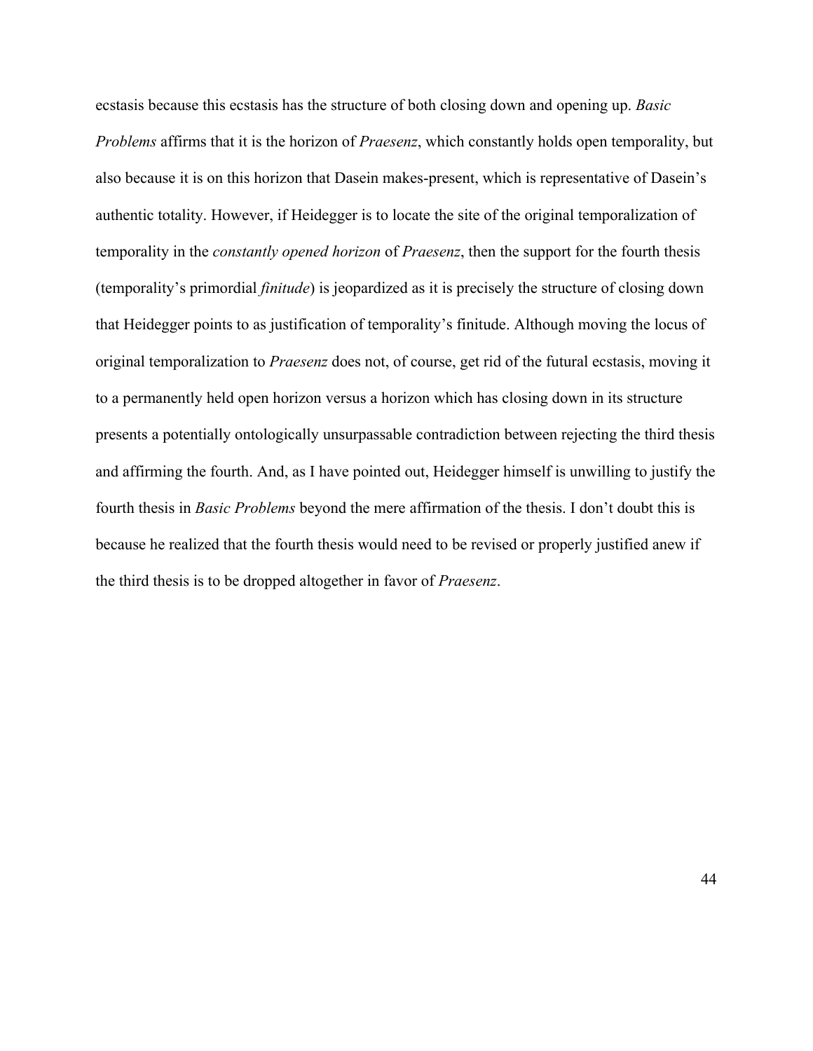ecstasis because this ecstasis has the structure of both closing down and opening up. *Basic Problems* affirms that it is the horizon of *Praesenz*, which constantly holds open temporality, but also because it is on this horizon that Dasein makes-present, which is representative of Dasein's authentic totality. However, if Heidegger is to locate the site of the original temporalization of temporality in the *constantly opened horizon* of *Praesenz*, then the support for the fourth thesis (temporality's primordial *finitude*) is jeopardized as it is precisely the structure of closing down that Heidegger points to as justification of temporality's finitude. Although moving the locus of original temporalization to *Praesenz* does not, of course, get rid of the futural ecstasis, moving it to a permanently held open horizon versus a horizon which has closing down in its structure presents a potentially ontologically unsurpassable contradiction between rejecting the third thesis and affirming the fourth. And, as I have pointed out, Heidegger himself is unwilling to justify the fourth thesis in *Basic Problems* beyond the mere affirmation of the thesis. I don't doubt this is because he realized that the fourth thesis would need to be revised or properly justified anew if the third thesis is to be dropped altogether in favor of *Praesenz*.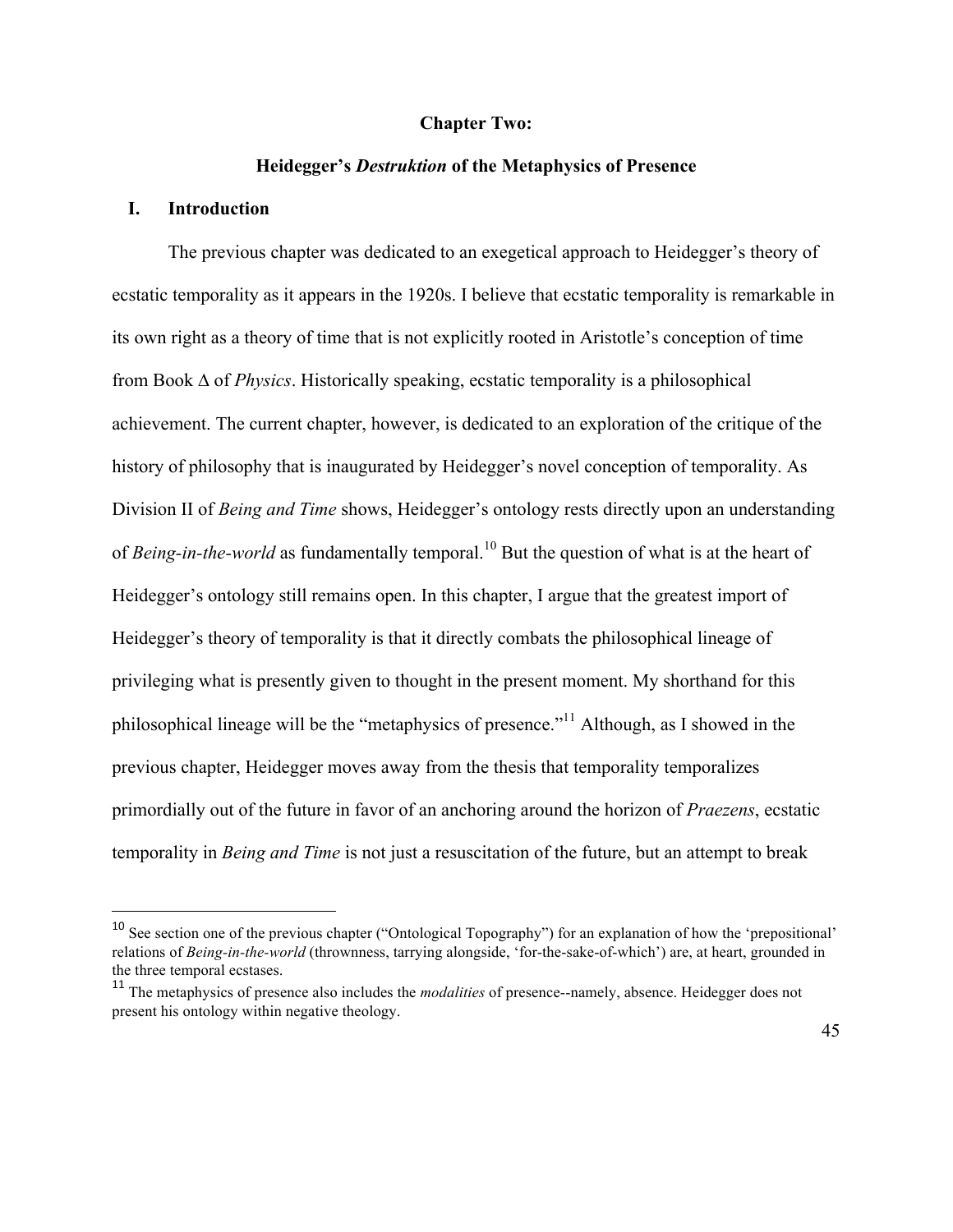## Chapter Two:

## Heidegger's *Destruktion* of the Metaphysics of Presence

### I. Introduction

The previous chapter was dedicated to an exegetical approach to Heidegger's theory of ecstatic temporality as it appears in the 1920s. I believe that ecstatic temporality is remarkable in its own right as a theory of time that is not explicitly rooted in Aristotle's conception of time from Book Δ of *Physics*. Historically speaking, ecstatic temporality is a philosophical achievement. The current chapter, however, is dedicated to an exploration of the critique of the history of philosophy that is inaugurated by Heidegger's novel conception of temporality. As Division II of *Being and Time* shows, Heidegger's ontology rests directly upon an understanding of *Being-in-the-world* as fundamentally temporal.[10] But the question of what is at the heart of Heidegger's ontology still remains open. In this chapter, I argue that the greatest import of Heidegger's theory of temporality is that it directly combats the philosophical lineage of privileging what is presently given to thought in the present moment. My shorthand for this philosophical lineage will be the "metaphysics of presence."[11] Although, as I showed in the previous chapter, Heidegger moves away from the thesis that temporality temporalizes primordially out of the future in favor of an anchoring around the horizon of *Praezens*, ecstatic temporality in *Being and Time* is not just a resuscitation of the future, but an attempt to break

---

[10] See section one of the previous chapter ("Ontological Topography") for an explanation of how the 'prepositional' relations of *Being-in-the-world* (thrownness, tarrying alongside, 'for-the-sake-of-which') are, at heart, grounded in the three temporal ecstases.

[11] The metaphysics of presence also includes the *modalities* of presence--namely, absence. Heidegger does not present his ontology within negative theology.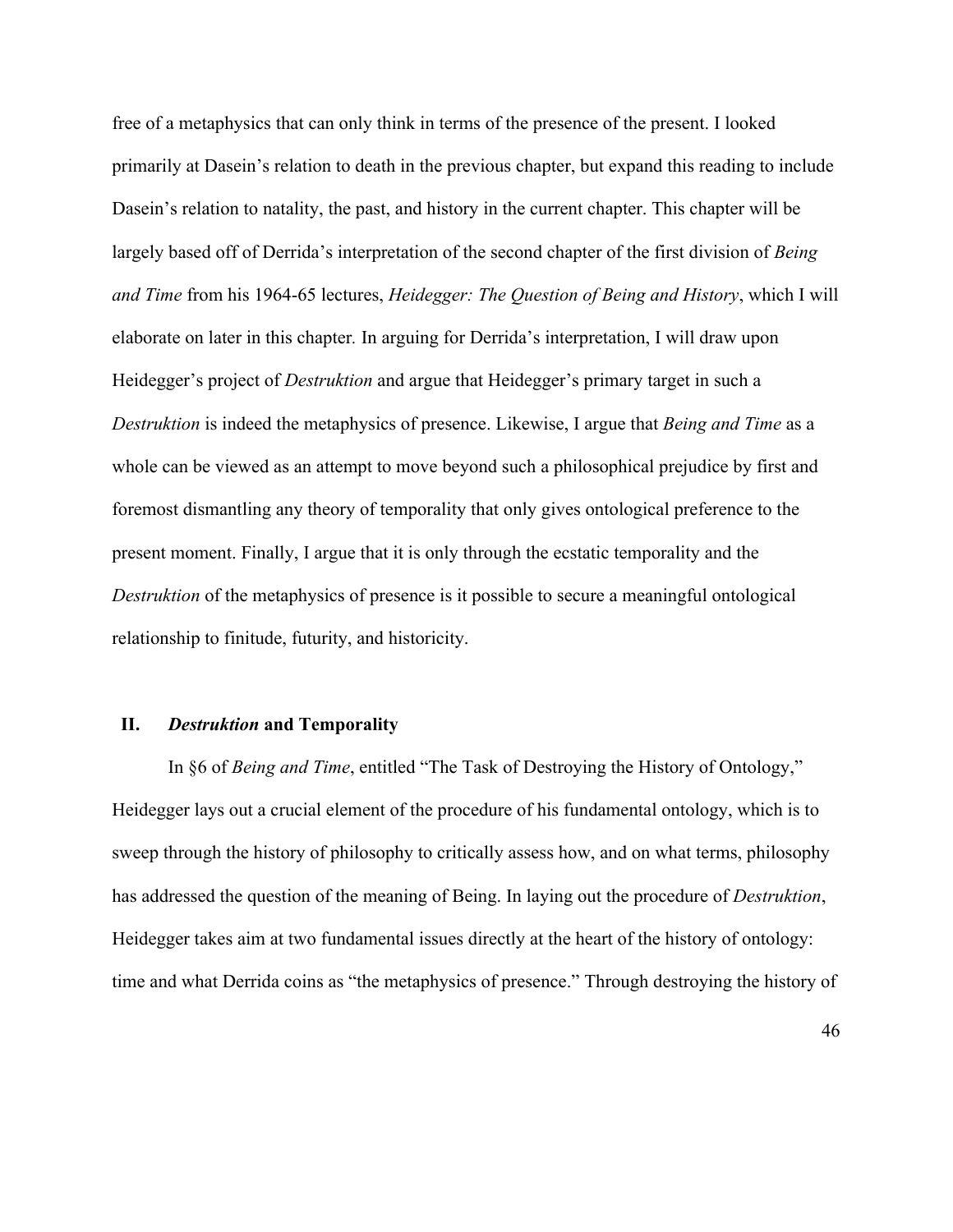free of a metaphysics that can only think in terms of the presence of the present. I looked primarily at Dasein's relation to death in the previous chapter, but expand this reading to include Dasein's relation to natality, the past, and history in the current chapter. This chapter will be largely based off of Derrida's interpretation of the second chapter of the first division of *Being and Time* from his 1964-65 lectures, *Heidegger: The Question of Being and History*, which I will elaborate on later in this chapter. In arguing for Derrida's interpretation, I will draw upon Heidegger's project of *Destruktion* and argue that Heidegger's primary target in such a *Destruktion* is indeed the metaphysics of presence. Likewise, I argue that *Being and Time* as a whole can be viewed as an attempt to move beyond such a philosophical prejudice by first and foremost dismantling any theory of temporality that only gives ontological preference to the present moment. Finally, I argue that it is only through the ecstatic temporality and the *Destruktion* of the metaphysics of presence is it possible to secure a meaningful ontological relationship to finitude, futurity, and historicity.

## II. *Destruktion* and Temporality

In §6 of *Being and Time*, entitled "The Task of Destroying the History of Ontology," Heidegger lays out a crucial element of the procedure of his fundamental ontology, which is to sweep through the history of philosophy to critically assess how, and on what terms, philosophy has addressed the question of the meaning of Being. In laying out the procedure of *Destruktion*, Heidegger takes aim at two fundamental issues directly at the heart of the history of ontology: time and what Derrida coins as "the metaphysics of presence." Through destroying the history of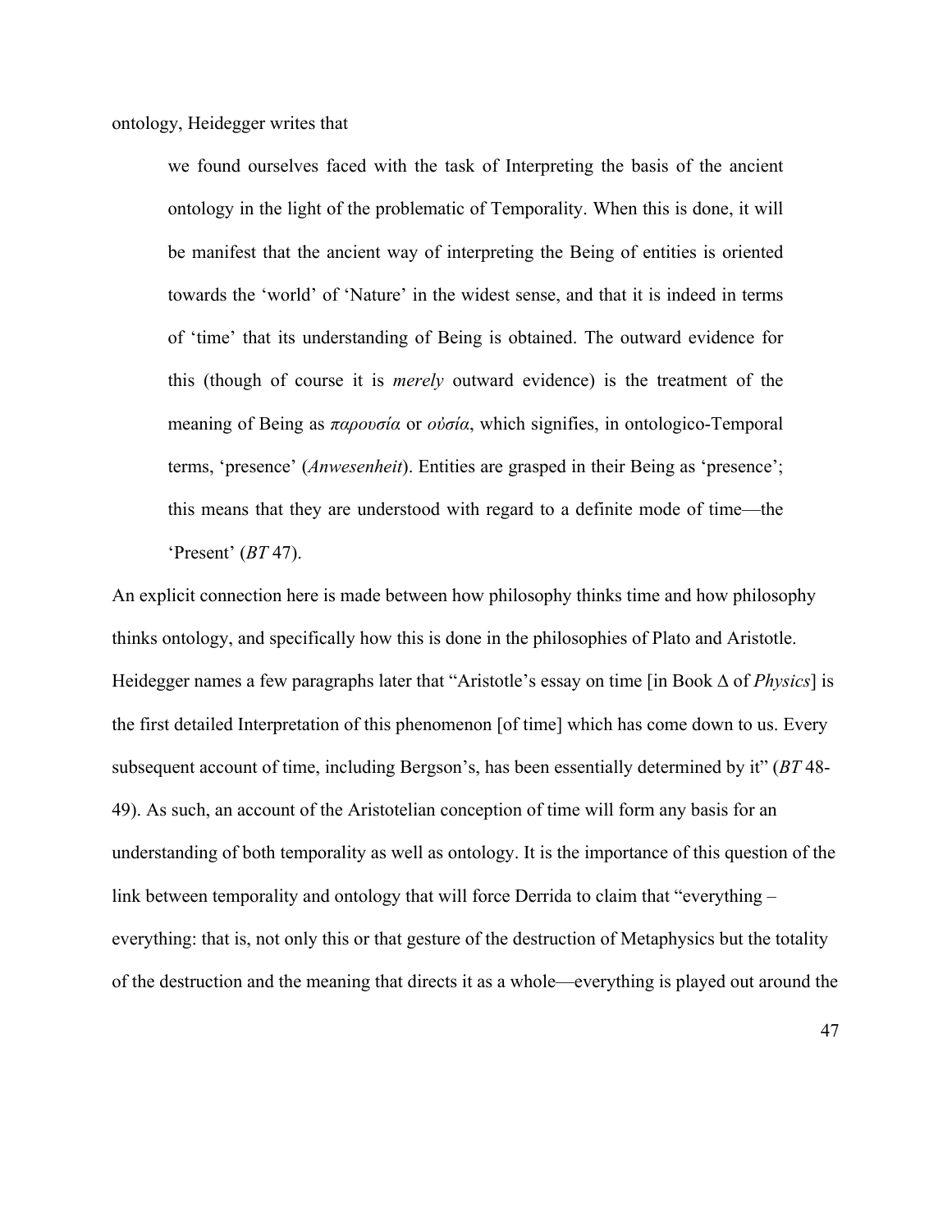ontology, Heidegger writes that

> we found ourselves faced with the task of Interpreting the basis of the ancient ontology in the light of the problematic of Temporality. When this is done, it will be manifest that the ancient way of interpreting the Being of entities is oriented towards the 'world' of 'Nature' in the widest sense, and that it is indeed in terms of 'time' that its understanding of Being is obtained. The outward evidence for this (though of course it is *merely* outward evidence) is the treatment of the meaning of Being as *παρουσία* or *οὐσία*, which signifies, in ontologico-Temporal terms, 'presence' (*Anwesenheit*). Entities are grasped in their Being as 'presence'; this means that they are understood with regard to a definite mode of time—the 'Present' (*BT* 47).

An explicit connection here is made between how philosophy thinks time and how philosophy thinks ontology, and specifically how this is done in the philosophies of Plato and Aristotle. Heidegger names a few paragraphs later that "Aristotle's essay on time [in Book Δ of *Physics*] is the first detailed Interpretation of this phenomenon [of time] which has come down to us. Every subsequent account of time, including Bergson's, has been essentially determined by it" (*BT* 48-49). As such, an account of the Aristotelian conception of time will form any basis for an understanding of both temporality as well as ontology. It is the importance of this question of the link between temporality and ontology that will force Derrida to claim that "everything – everything: that is, not only this or that gesture of the destruction of Metaphysics but the totality of the destruction and the meaning that directs it as a whole—everything is played out around the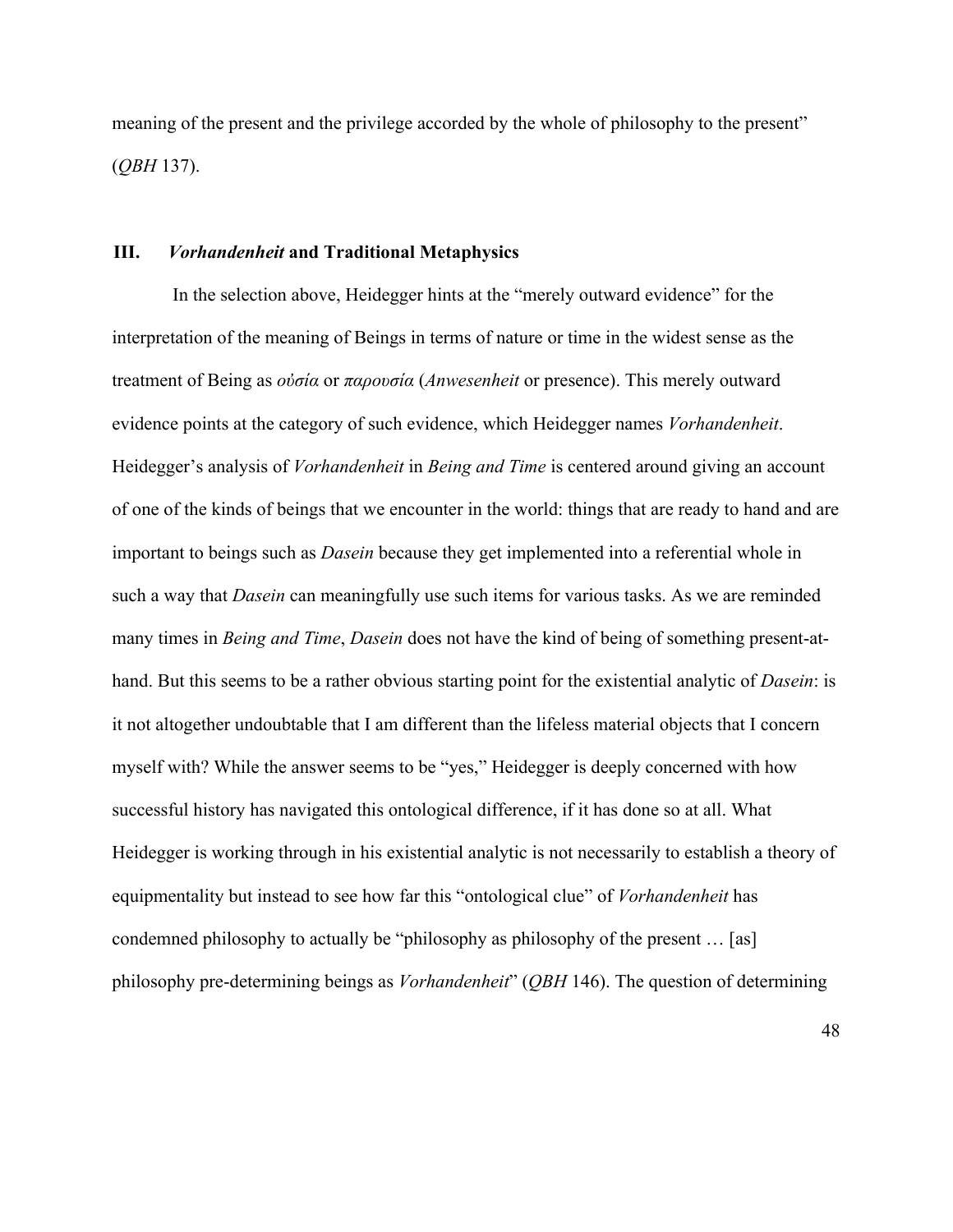meaning of the present and the privilege accorded by the whole of philosophy to the present" (*QBH* 137).

## III. *Vorhandenheit* and Traditional Metaphysics

In the selection above, Heidegger hints at the "merely outward evidence" for the interpretation of the meaning of Beings in terms of nature or time in the widest sense as the treatment of Being as *οὐσία* or *παρουσία* (*Anwesenheit* or presence). This merely outward evidence points at the category of such evidence, which Heidegger names *Vorhandenheit*. Heidegger's analysis of *Vorhandenheit* in *Being and Time* is centered around giving an account of one of the kinds of beings that we encounter in the world: things that are ready to hand and are important to beings such as *Dasein* because they get implemented into a referential whole in such a way that *Dasein* can meaningfully use such items for various tasks. As we are reminded many times in *Being and Time*, *Dasein* does not have the kind of being of something present-at-hand. But this seems to be a rather obvious starting point for the existential analytic of *Dasein*: is it not altogether undoubtable that I am different than the lifeless material objects that I concern myself with? While the answer seems to be "yes," Heidegger is deeply concerned with how successful history has navigated this ontological difference, if it has done so at all. What Heidegger is working through in his existential analytic is not necessarily to establish a theory of equipmentality but instead to see how far this "ontological clue" of *Vorhandenheit* has condemned philosophy to actually be "philosophy as philosophy of the present … [as] philosophy pre-determining beings as *Vorhandenheit*" (*QBH* 146). The question of determining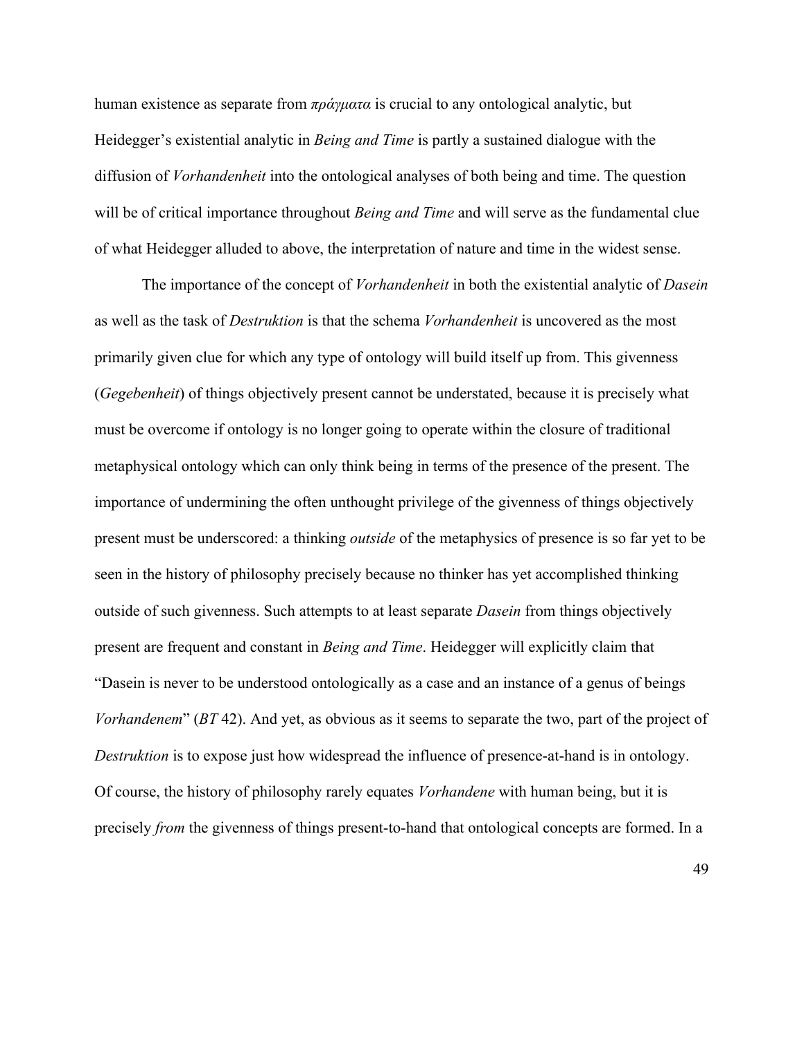human existence as separate from *πράγματα* is crucial to any ontological analytic, but Heidegger's existential analytic in *Being and Time* is partly a sustained dialogue with the diffusion of *Vorhandenheit* into the ontological analyses of both being and time. The question will be of critical importance throughout *Being and Time* and will serve as the fundamental clue of what Heidegger alluded to above, the interpretation of nature and time in the widest sense.

The importance of the concept of *Vorhandenheit* in both the existential analytic of *Dasein* as well as the task of *Destruktion* is that the schema *Vorhandenheit* is uncovered as the most primarily given clue for which any type of ontology will build itself up from. This givenness (*Gegebenheit*) of things objectively present cannot be understated, because it is precisely what must be overcome if ontology is no longer going to operate within the closure of traditional metaphysical ontology which can only think being in terms of the presence of the present. The importance of undermining the often unthought privilege of the givenness of things objectively present must be underscored: a thinking *outside* of the metaphysics of presence is so far yet to be seen in the history of philosophy precisely because no thinker has yet accomplished thinking outside of such givenness. Such attempts to at least separate *Dasein* from things objectively present are frequent and constant in *Being and Time*. Heidegger will explicitly claim that "Dasein is never to be understood ontologically as a case and an instance of a genus of beings *Vorhandenem*" (*BT* 42). And yet, as obvious as it seems to separate the two, part of the project of *Destruktion* is to expose just how widespread the influence of presence-at-hand is in ontology. Of course, the history of philosophy rarely equates *Vorhandene* with human being, but it is precisely *from* the givenness of things present-to-hand that ontological concepts are formed. In a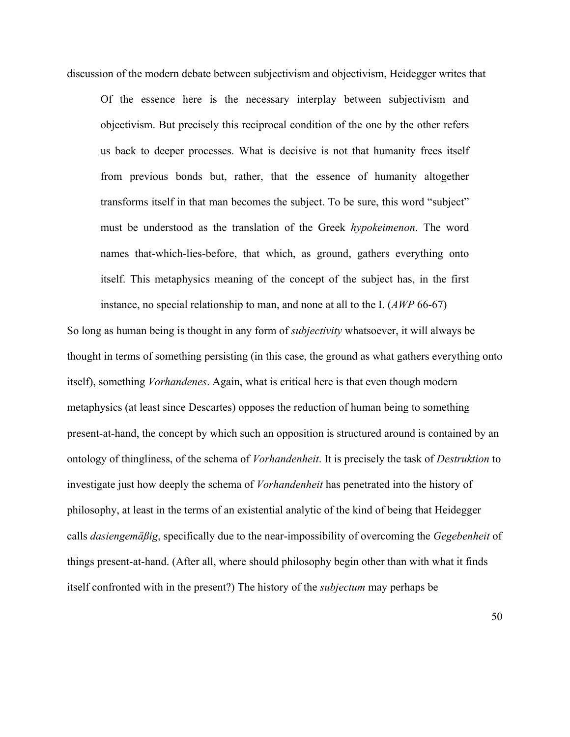discussion of the modern debate between subjectivism and objectivism, Heidegger writes that

> Of the essence here is the necessary interplay between subjectivism and objectivism. But precisely this reciprocal condition of the one by the other refers us back to deeper processes. What is decisive is not that humanity frees itself from previous bonds but, rather, that the essence of humanity altogether transforms itself in that man becomes the subject. To be sure, this word "subject" must be understood as the translation of the Greek *hypokeimenon*. The word names that-which-lies-before, that which, as ground, gathers everything onto itself. This metaphysics meaning of the concept of the subject has, in the first instance, no special relationship to man, and none at all to the I. (*AWP* 66-67)

So long as human being is thought in any form of *subjectivity* whatsoever, it will always be thought in terms of something persisting (in this case, the ground as what gathers everything onto itself), something *Vorhandenes*. Again, what is critical here is that even though modern metaphysics (at least since Descartes) opposes the reduction of human being to something present-at-hand, the concept by which such an opposition is structured around is contained by an ontology of thingliness, of the schema of *Vorhandenheit*. It is precisely the task of *Destruktion* to investigate just how deeply the schema of *Vorhandenheit* has penetrated into the history of philosophy, at least in the terms of an existential analytic of the kind of being that Heidegger calls *dasiengemäßig*, specifically due to the near-impossibility of overcoming the *Gegebenheit* of things present-at-hand. (After all, where should philosophy begin other than with what it finds itself confronted with in the present?) The history of the *subjectum* may perhaps be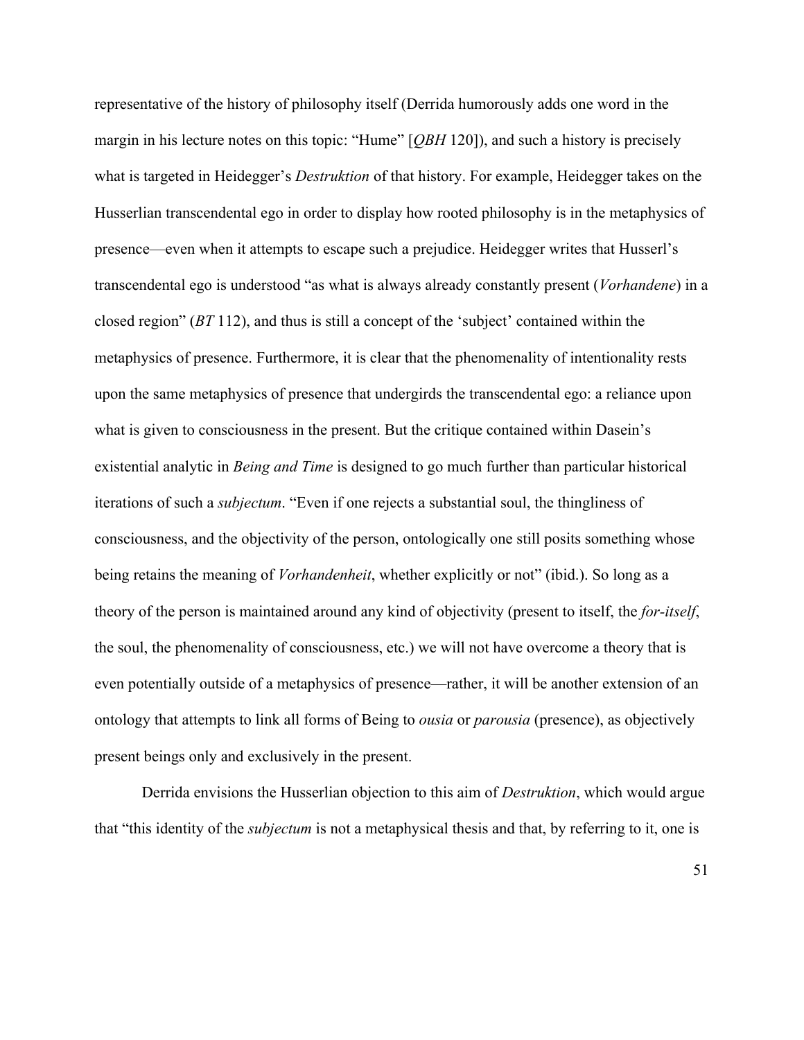representative of the history of philosophy itself (Derrida humorously adds one word in the margin in his lecture notes on this topic: "Hume" [*QBH* 120]), and such a history is precisely what is targeted in Heidegger's *Destruktion* of that history. For example, Heidegger takes on the Husserlian transcendental ego in order to display how rooted philosophy is in the metaphysics of presence—even when it attempts to escape such a prejudice. Heidegger writes that Husserl's transcendental ego is understood "as what is always already constantly present (*Vorhandene*) in a closed region" (*BT* 112), and thus is still a concept of the 'subject' contained within the metaphysics of presence. Furthermore, it is clear that the phenomenality of intentionality rests upon the same metaphysics of presence that undergirds the transcendental ego: a reliance upon what is given to consciousness in the present. But the critique contained within Dasein's existential analytic in *Being and Time* is designed to go much further than particular historical iterations of such a *subjectum*. "Even if one rejects a substantial soul, the thingliness of consciousness, and the objectivity of the person, ontologically one still posits something whose being retains the meaning of *Vorhandenheit*, whether explicitly or not" (ibid.). So long as a theory of the person is maintained around any kind of objectivity (present to itself, the *for-itself*, the soul, the phenomenality of consciousness, etc.) we will not have overcome a theory that is even potentially outside of a metaphysics of presence—rather, it will be another extension of an ontology that attempts to link all forms of Being to *ousia* or *parousia* (presence), as objectively present beings only and exclusively in the present.

Derrida envisions the Husserlian objection to this aim of *Destruktion*, which would argue that "this identity of the *subjectum* is not a metaphysical thesis and that, by referring to it, one is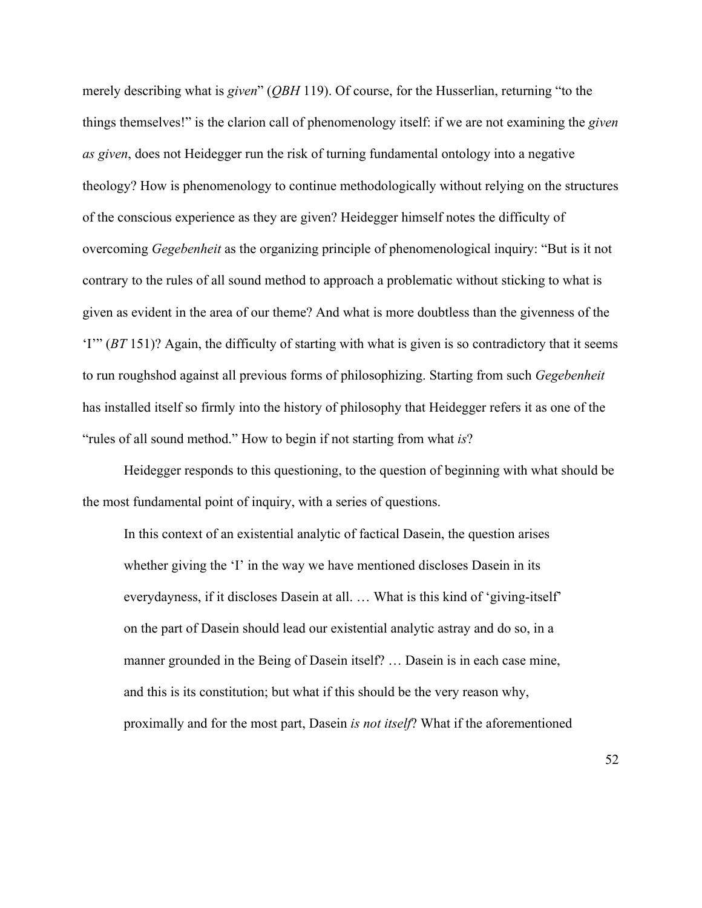merely describing what is *given*" (*QBH* 119). Of course, for the Husserlian, returning "to the things themselves!" is the clarion call of phenomenology itself: if we are not examining the *given as given*, does not Heidegger run the risk of turning fundamental ontology into a negative theology? How is phenomenology to continue methodologically without relying on the structures of the conscious experience as they are given? Heidegger himself notes the difficulty of overcoming *Gegebenheit* as the organizing principle of phenomenological inquiry: "But is it not contrary to the rules of all sound method to approach a problematic without sticking to what is given as evident in the area of our theme? And what is more doubtless than the givenness of the 'I'" (*BT* 151)? Again, the difficulty of starting with what is given is so contradictory that it seems to run roughshod against all previous forms of philosophizing. Starting from such *Gegebenheit* has installed itself so firmly into the history of philosophy that Heidegger refers it as one of the "rules of all sound method." How to begin if not starting from what *is*?

Heidegger responds to this questioning, to the question of beginning with what should be the most fundamental point of inquiry, with a series of questions.

> In this context of an existential analytic of factical Dasein, the question arises whether giving the 'I' in the way we have mentioned discloses Dasein in its everydayness, if it discloses Dasein at all. … What is this kind of 'giving-itself' on the part of Dasein should lead our existential analytic astray and do so, in a manner grounded in the Being of Dasein itself? … Dasein is in each case mine, and this is its constitution; but what if this should be the very reason why, proximally and for the most part, Dasein *is not itself*? What if the aforementioned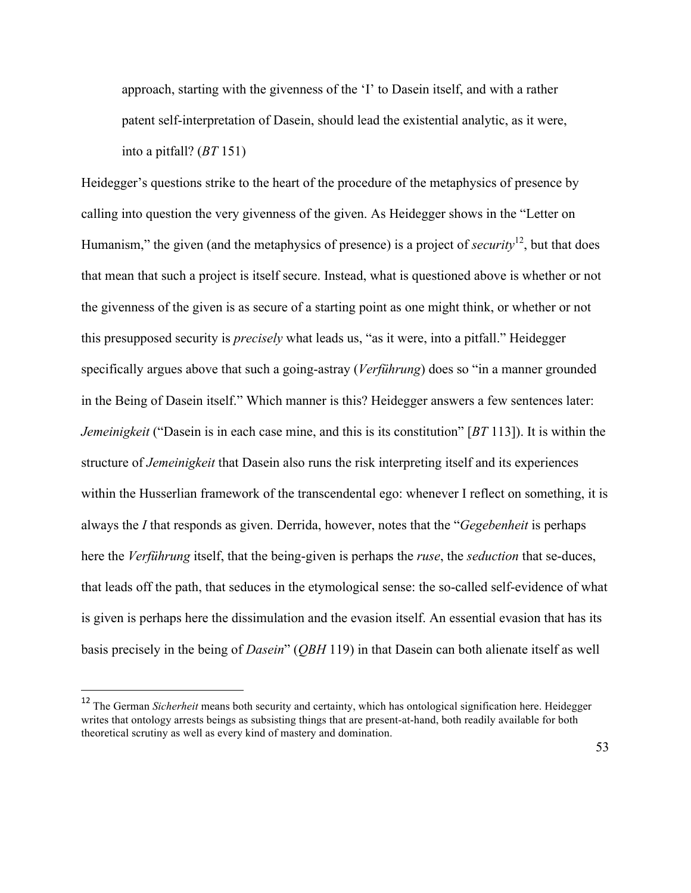> approach, starting with the givenness of the 'I' to Dasein itself, and with a rather patent self-interpretation of Dasein, should lead the existential analytic, as it were, into a pitfall? (*BT* 151)

Heidegger's questions strike to the heart of the procedure of the metaphysics of presence by calling into question the very givenness of the given. As Heidegger shows in the "Letter on Humanism," the given (and the metaphysics of presence) is a project of *security*[12], but that does that mean that such a project is itself secure. Instead, what is questioned above is whether or not the givenness of the given is as secure of a starting point as one might think, or whether or not this presupposed security is *precisely* what leads us, "as it were, into a pitfall." Heidegger specifically argues above that such a going-astray (*Verführung*) does so "in a manner grounded in the Being of Dasein itself." Which manner is this? Heidegger answers a few sentences later: *Jemeinigkeit* ("Dasein is in each case mine, and this is its constitution" [*BT* 113]). It is within the structure of *Jemeinigkeit* that Dasein also runs the risk interpreting itself and its experiences within the Husserlian framework of the transcendental ego: whenever I reflect on something, it is always the *I* that responds as given. Derrida, however, notes that the "*Gegebenheit* is perhaps here the *Verführung* itself, that the being-given is perhaps the *ruse*, the *seduction* that se-duces, that leads off the path, that seduces in the etymological sense: the so-called self-evidence of what is given is perhaps here the dissimulation and the evasion itself. An essential evasion that has its basis precisely in the being of *Dasein*" (*QBH* 119) in that Dasein can both alienate itself as well

---

[12] The German *Sicherheit* means both security and certainty, which has ontological signification here. Heidegger writes that ontology arrests beings as subsisting things that are present-at-hand, both readily available for both theoretical scrutiny as well as every kind of mastery and domination.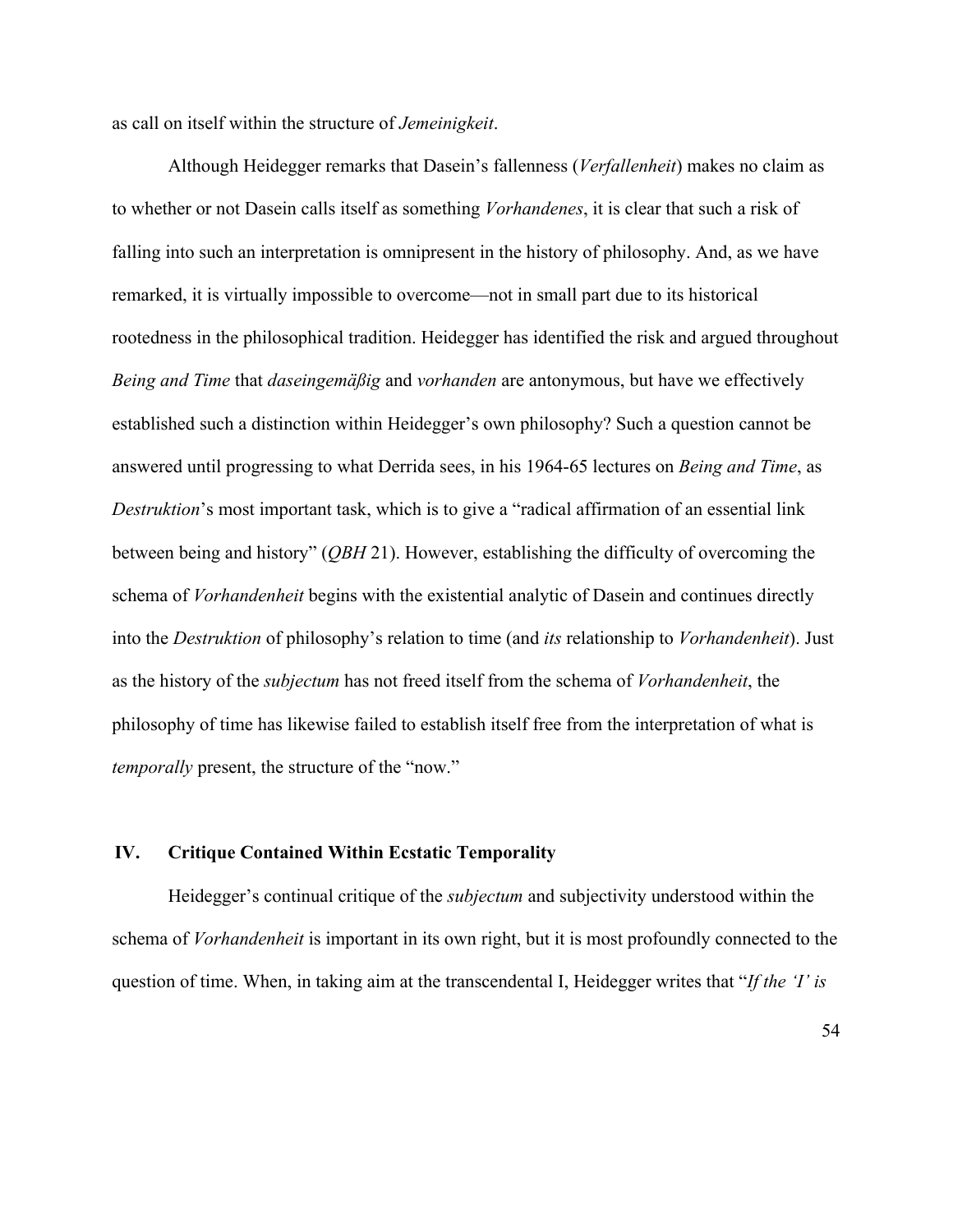as call on itself within the structure of *Jemeinigkeit*.

Although Heidegger remarks that Dasein's fallenness (*Verfallenheit*) makes no claim as to whether or not Dasein calls itself as something *Vorhandenes*, it is clear that such a risk of falling into such an interpretation is omnipresent in the history of philosophy. And, as we have remarked, it is virtually impossible to overcome—not in small part due to its historical rootedness in the philosophical tradition. Heidegger has identified the risk and argued throughout *Being and Time* that *daseingemäßig* and *vorhanden* are antonymous, but have we effectively established such a distinction within Heidegger's own philosophy? Such a question cannot be answered until progressing to what Derrida sees, in his 1964-65 lectures on *Being and Time*, as *Destruktion*'s most important task, which is to give a "radical affirmation of an essential link between being and history" (*QBH* 21). However, establishing the difficulty of overcoming the schema of *Vorhandenheit* begins with the existential analytic of Dasein and continues directly into the *Destruktion* of philosophy's relation to time (and *its* relationship to *Vorhandenheit*). Just as the history of the *subjectum* has not freed itself from the schema of *Vorhandenheit*, the philosophy of time has likewise failed to establish itself free from the interpretation of what is *temporally* present, the structure of the "now."

## IV. Critique Contained Within Ecstatic Temporality

Heidegger's continual critique of the *subjectum* and subjectivity understood within the schema of *Vorhandenheit* is important in its own right, but it is most profoundly connected to the question of time. When, in taking aim at the transcendental I, Heidegger writes that "*If the 'I' is*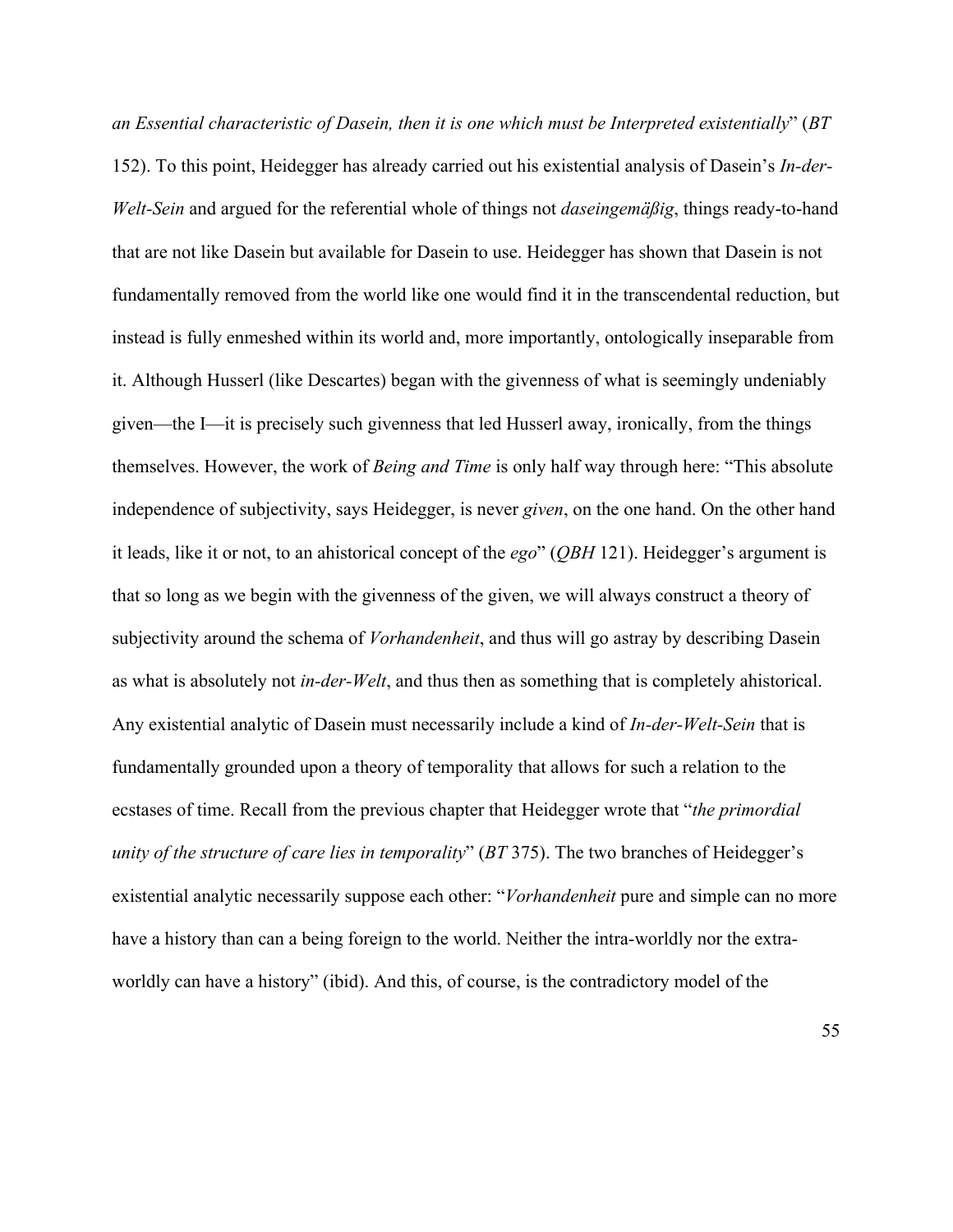*an Essential characteristic of Dasein, then it is one which must be Interpreted existentially*" (*BT* 152). To this point, Heidegger has already carried out his existential analysis of Dasein's *In-der-Welt-Sein* and argued for the referential whole of things not *daseingemäßig*, things ready-to-hand that are not like Dasein but available for Dasein to use. Heidegger has shown that Dasein is not fundamentally removed from the world like one would find it in the transcendental reduction, but instead is fully enmeshed within its world and, more importantly, ontologically inseparable from it. Although Husserl (like Descartes) began with the givenness of what is seemingly undeniably given—the I—it is precisely such givenness that led Husserl away, ironically, from the things themselves. However, the work of *Being and Time* is only half way through here: "This absolute independence of subjectivity, says Heidegger, is never *given*, on the one hand. On the other hand it leads, like it or not, to an ahistorical concept of the *ego*" (*QBH* 121). Heidegger's argument is that so long as we begin with the givenness of the given, we will always construct a theory of subjectivity around the schema of *Vorhandenheit*, and thus will go astray by describing Dasein as what is absolutely not *in-der-Welt*, and thus then as something that is completely ahistorical. Any existential analytic of Dasein must necessarily include a kind of *In-der-Welt-Sein* that is fundamentally grounded upon a theory of temporality that allows for such a relation to the ecstases of time. Recall from the previous chapter that Heidegger wrote that "*the primordial unity of the structure of care lies in temporality*" (*BT* 375). The two branches of Heidegger's existential analytic necessarily suppose each other: "*Vorhandenheit* pure and simple can no more have a history than can a being foreign to the world. Neither the intra-worldly nor the extra-worldly can have a history" (ibid). And this, of course, is the contradictory model of the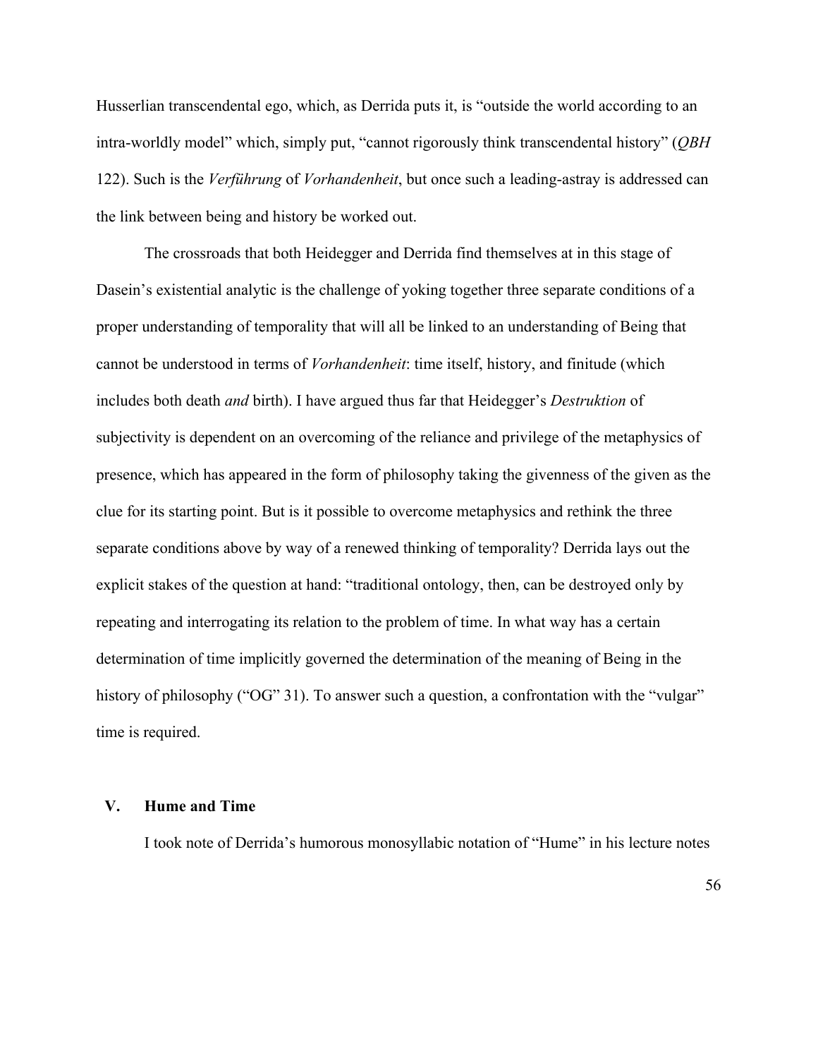Husserlian transcendental ego, which, as Derrida puts it, is "outside the world according to an intra-worldly model" which, simply put, "cannot rigorously think transcendental history" (*QBH* 122). Such is the *Verführung* of *Vorhandenheit*, but once such a leading-astray is addressed can the link between being and history be worked out.

The crossroads that both Heidegger and Derrida find themselves at in this stage of Dasein's existential analytic is the challenge of yoking together three separate conditions of a proper understanding of temporality that will all be linked to an understanding of Being that cannot be understood in terms of *Vorhandenheit*: time itself, history, and finitude (which includes both death *and* birth). I have argued thus far that Heidegger's *Destruktion* of subjectivity is dependent on an overcoming of the reliance and privilege of the metaphysics of presence, which has appeared in the form of philosophy taking the givenness of the given as the clue for its starting point. But is it possible to overcome metaphysics and rethink the three separate conditions above by way of a renewed thinking of temporality? Derrida lays out the explicit stakes of the question at hand: "traditional ontology, then, can be destroyed only by repeating and interrogating its relation to the problem of time. In what way has a certain determination of time implicitly governed the determination of the meaning of Being in the history of philosophy ("OG" 31). To answer such a question, a confrontation with the "vulgar" time is required.

## V. Hume and Time

I took note of Derrida's humorous monosyllabic notation of "Hume" in his lecture notes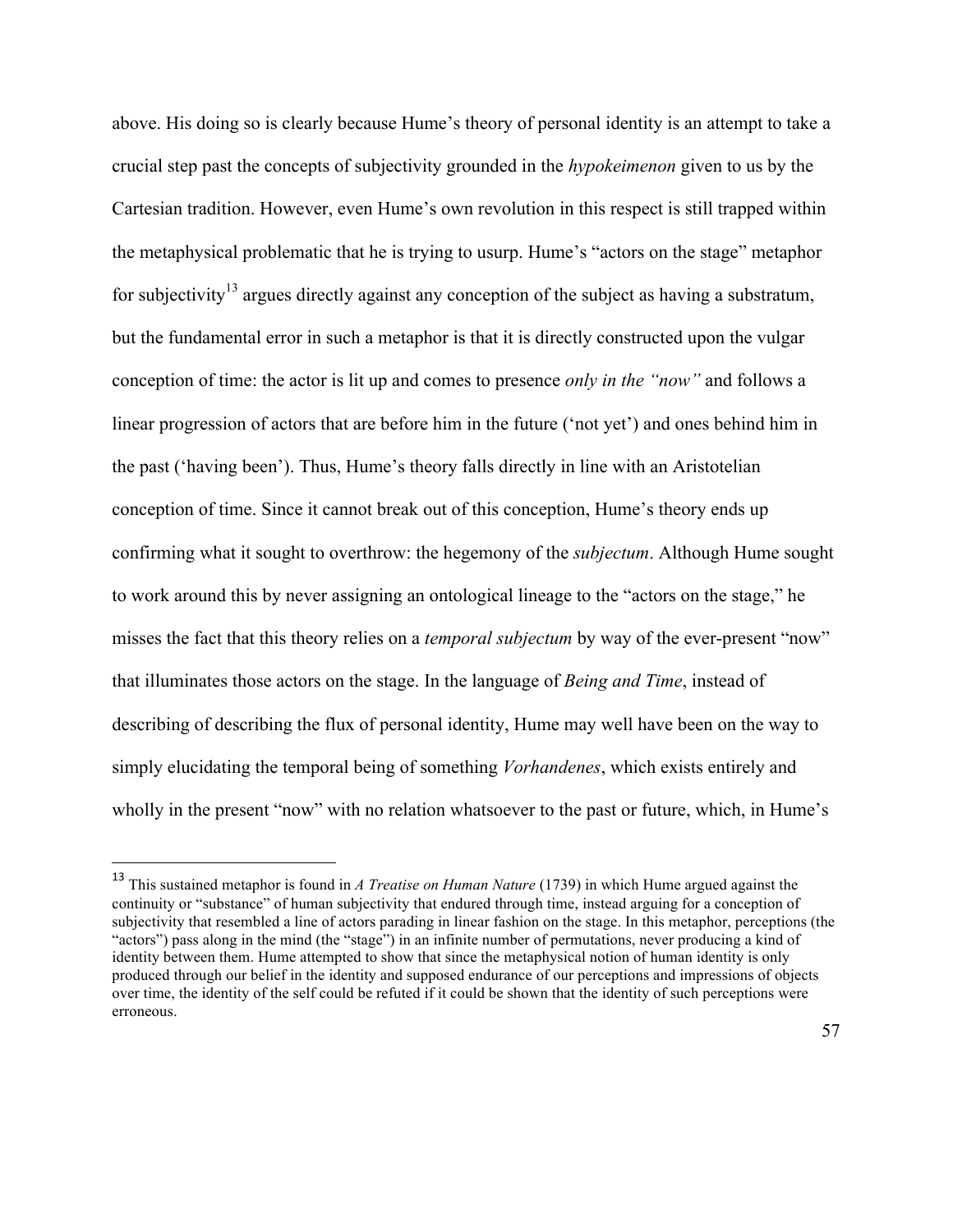above. His doing so is clearly because Hume's theory of personal identity is an attempt to take a crucial step past the concepts of subjectivity grounded in the *hypokeimenon* given to us by the Cartesian tradition. However, even Hume's own revolution in this respect is still trapped within the metaphysical problematic that he is trying to usurp. Hume's "actors on the stage" metaphor for subjectivity[13] argues directly against any conception of the subject as having a substratum, but the fundamental error in such a metaphor is that it is directly constructed upon the vulgar conception of time: the actor is lit up and comes to presence *only in the "now"* and follows a linear progression of actors that are before him in the future ('not yet') and ones behind him in the past ('having been'). Thus, Hume's theory falls directly in line with an Aristotelian conception of time. Since it cannot break out of this conception, Hume's theory ends up confirming what it sought to overthrow: the hegemony of the *subjectum*. Although Hume sought to work around this by never assigning an ontological lineage to the "actors on the stage," he misses the fact that this theory relies on a *temporal subjectum* by way of the ever-present "now" that illuminates those actors on the stage. In the language of *Being and Time*, instead of describing of describing the flux of personal identity, Hume may well have been on the way to simply elucidating the temporal being of something *Vorhandenes*, which exists entirely and wholly in the present "now" with no relation whatsoever to the past or future, which, in Hume's

[13] This sustained metaphor is found in *A Treatise on Human Nature* (1739) in which Hume argued against the continuity or "substance" of human subjectivity that endured through time, instead arguing for a conception of subjectivity that resembled a line of actors parading in linear fashion on the stage. In this metaphor, perceptions (the "actors") pass along in the mind (the "stage") in an infinite number of permutations, never producing a kind of identity between them. Hume attempted to show that since the metaphysical notion of human identity is only produced through our belief in the identity and supposed endurance of our perceptions and impressions of objects over time, the identity of the self could be refuted if it could be shown that the identity of such perceptions were erroneous.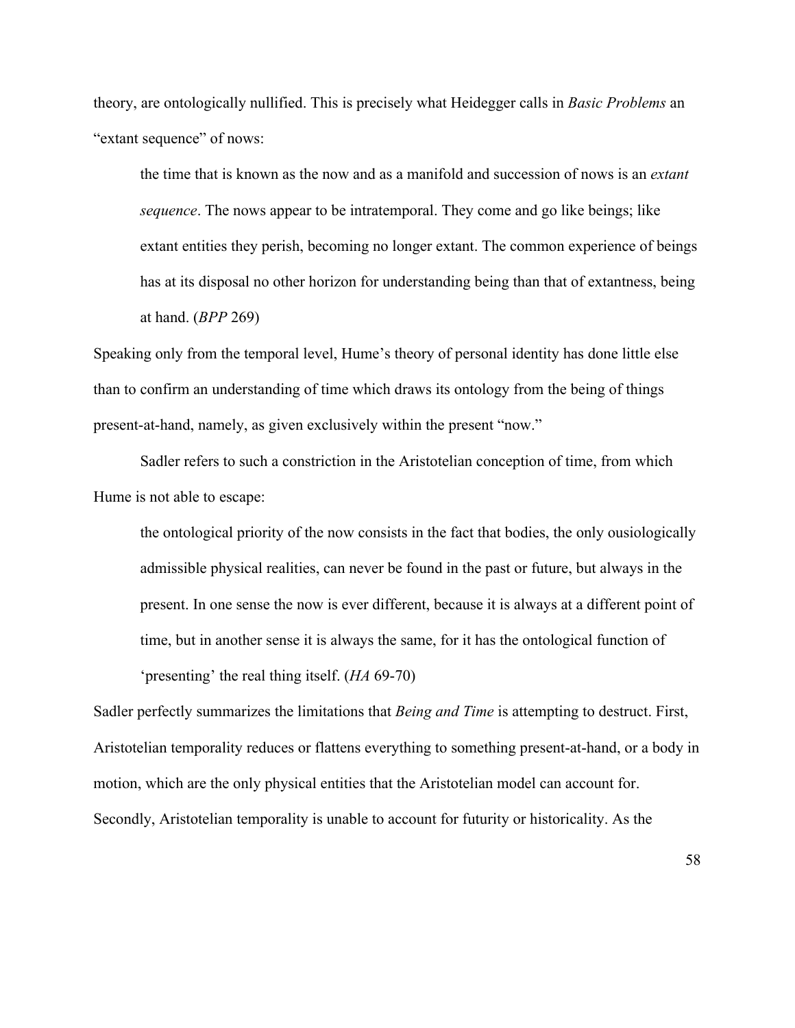theory, are ontologically nullified. This is precisely what Heidegger calls in *Basic Problems* an "extant sequence" of nows:

> the time that is known as the now and as a manifold and succession of nows is an *extant sequence*. The nows appear to be intratemporal. They come and go like beings; like extant entities they perish, becoming no longer extant. The common experience of beings has at its disposal no other horizon for understanding being than that of extantness, being at hand. (*BPP* 269)

Speaking only from the temporal level, Hume's theory of personal identity has done little else than to confirm an understanding of time which draws its ontology from the being of things present-at-hand, namely, as given exclusively within the present "now."

Sadler refers to such a constriction in the Aristotelian conception of time, from which Hume is not able to escape:

> the ontological priority of the now consists in the fact that bodies, the only ousiologically admissible physical realities, can never be found in the past or future, but always in the present. In one sense the now is ever different, because it is always at a different point of time, but in another sense it is always the same, for it has the ontological function of 'presenting' the real thing itself. (*HA* 69-70)

Sadler perfectly summarizes the limitations that *Being and Time* is attempting to destruct. First, Aristotelian temporality reduces or flattens everything to something present-at-hand, or a body in motion, which are the only physical entities that the Aristotelian model can account for. Secondly, Aristotelian temporality is unable to account for futurity or historicality. As the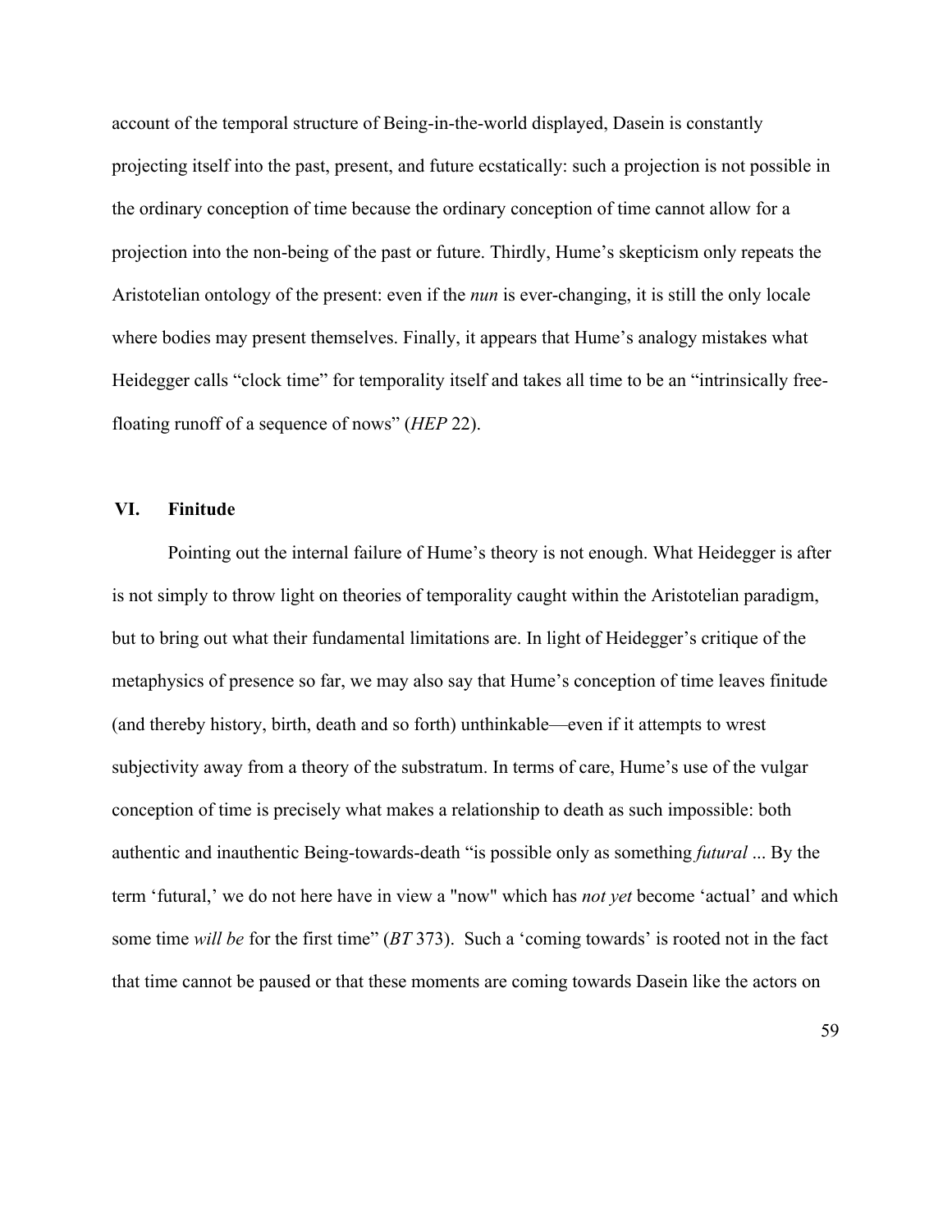account of the temporal structure of Being-in-the-world displayed, Dasein is constantly projecting itself into the past, present, and future ecstatically: such a projection is not possible in the ordinary conception of time because the ordinary conception of time cannot allow for a projection into the non-being of the past or future. Thirdly, Hume's skepticism only repeats the Aristotelian ontology of the present: even if the *nun* is ever-changing, it is still the only locale where bodies may present themselves. Finally, it appears that Hume's analogy mistakes what Heidegger calls "clock time" for temporality itself and takes all time to be an "intrinsically free-floating runoff of a sequence of nows" (*HEP* 22).

## VI. Finitude

Pointing out the internal failure of Hume's theory is not enough. What Heidegger is after is not simply to throw light on theories of temporality caught within the Aristotelian paradigm, but to bring out what their fundamental limitations are. In light of Heidegger's critique of the metaphysics of presence so far, we may also say that Hume's conception of time leaves finitude (and thereby history, birth, death and so forth) unthinkable—even if it attempts to wrest subjectivity away from a theory of the substratum. In terms of care, Hume's use of the vulgar conception of time is precisely what makes a relationship to death as such impossible: both authentic and inauthentic Being-towards-death "is possible only as something *futural* ... By the term 'futural,' we do not here have in view a "now" which has *not yet* become 'actual' and which some time *will be* for the first time" (*BT* 373). Such a 'coming towards' is rooted not in the fact that time cannot be paused or that these moments are coming towards Dasein like the actors on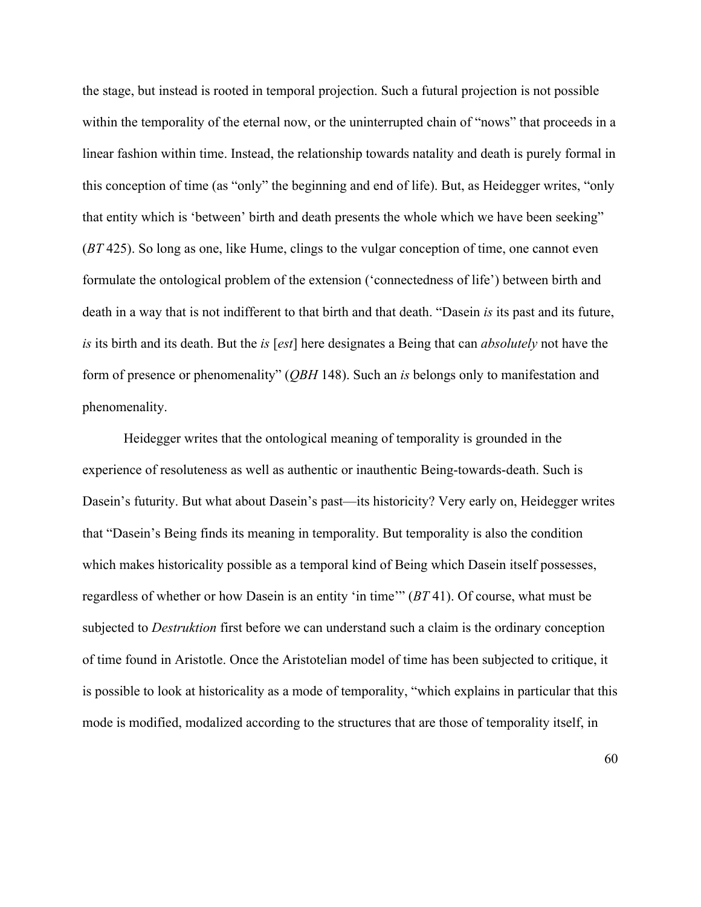the stage, but instead is rooted in temporal projection. Such a futural projection is not possible within the temporality of the eternal now, or the uninterrupted chain of "nows" that proceeds in a linear fashion within time. Instead, the relationship towards natality and death is purely formal in this conception of time (as "only" the beginning and end of life). But, as Heidegger writes, "only that entity which is 'between' birth and death presents the whole which we have been seeking" (*BT* 425). So long as one, like Hume, clings to the vulgar conception of time, one cannot even formulate the ontological problem of the extension ('connectedness of life') between birth and death in a way that is not indifferent to that birth and that death. "Dasein *is* its past and its future, *is* its birth and its death. But the *is* [*est*] here designates a Being that can *absolutely* not have the form of presence or phenomenality" (*QBH* 148). Such an *is* belongs only to manifestation and phenomenality.

Heidegger writes that the ontological meaning of temporality is grounded in the experience of resoluteness as well as authentic or inauthentic Being-towards-death. Such is Dasein's futurity. But what about Dasein's past—its historicity? Very early on, Heidegger writes that "Dasein's Being finds its meaning in temporality. But temporality is also the condition which makes historicality possible as a temporal kind of Being which Dasein itself possesses, regardless of whether or how Dasein is an entity 'in time'" (*BT* 41). Of course, what must be subjected to *Destruktion* first before we can understand such a claim is the ordinary conception of time found in Aristotle. Once the Aristotelian model of time has been subjected to critique, it is possible to look at historicality as a mode of temporality, "which explains in particular that this mode is modified, modalized according to the structures that are those of temporality itself, in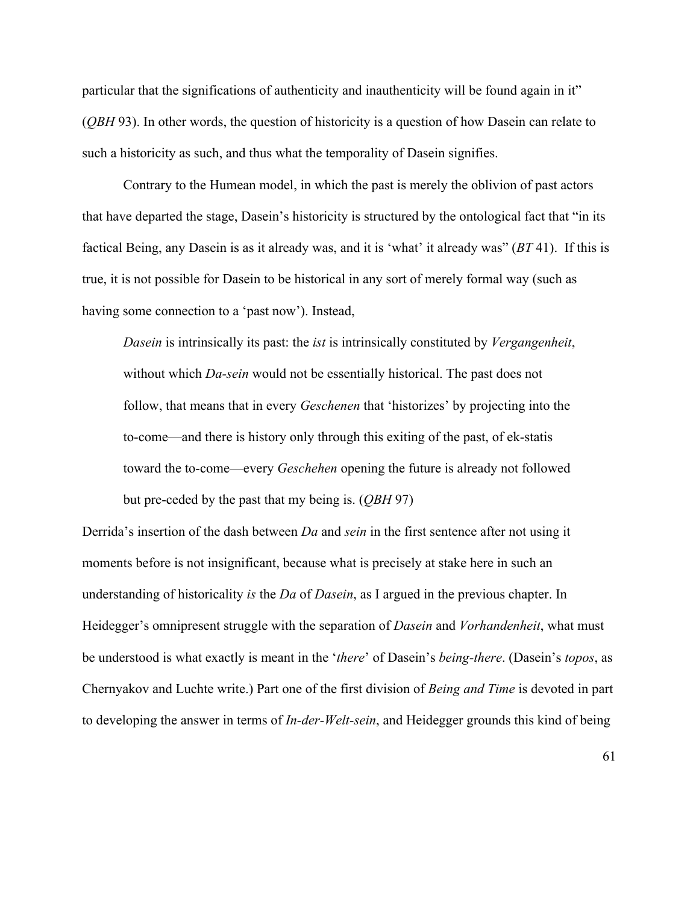particular that the significations of authenticity and inauthenticity will be found again in it" (*QBH* 93). In other words, the question of historicity is a question of how Dasein can relate to such a historicity as such, and thus what the temporality of Dasein signifies.

Contrary to the Humean model, in which the past is merely the oblivion of past actors that have departed the stage, Dasein's historicity is structured by the ontological fact that "in its factical Being, any Dasein is as it already was, and it is 'what' it already was" (*BT* 41). If this is true, it is not possible for Dasein to be historical in any sort of merely formal way (such as having some connection to a 'past now'). Instead,

> *Dasein* is intrinsically its past: the *ist* is intrinsically constituted by *Vergangenheit*, without which *Da-sein* would not be essentially historical. The past does not follow, that means that in every *Geschenen* that 'historizes' by projecting into the to-come—and there is history only through this exiting of the past, of ek-statis toward the to-come—every *Geschehen* opening the future is already not followed but pre-ceded by the past that my being is. (*QBH* 97)

Derrida's insertion of the dash between *Da* and *sein* in the first sentence after not using it moments before is not insignificant, because what is precisely at stake here in such an understanding of historicality *is* the *Da* of *Dasein*, as I argued in the previous chapter. In Heidegger's omnipresent struggle with the separation of *Dasein* and *Vorhandenheit*, what must be understood is what exactly is meant in the '*there*' of Dasein's *being-there*. (Dasein's *topos*, as Chernyakov and Luchte write.) Part one of the first division of *Being and Time* is devoted in part to developing the answer in terms of *In-der-Welt-sein*, and Heidegger grounds this kind of being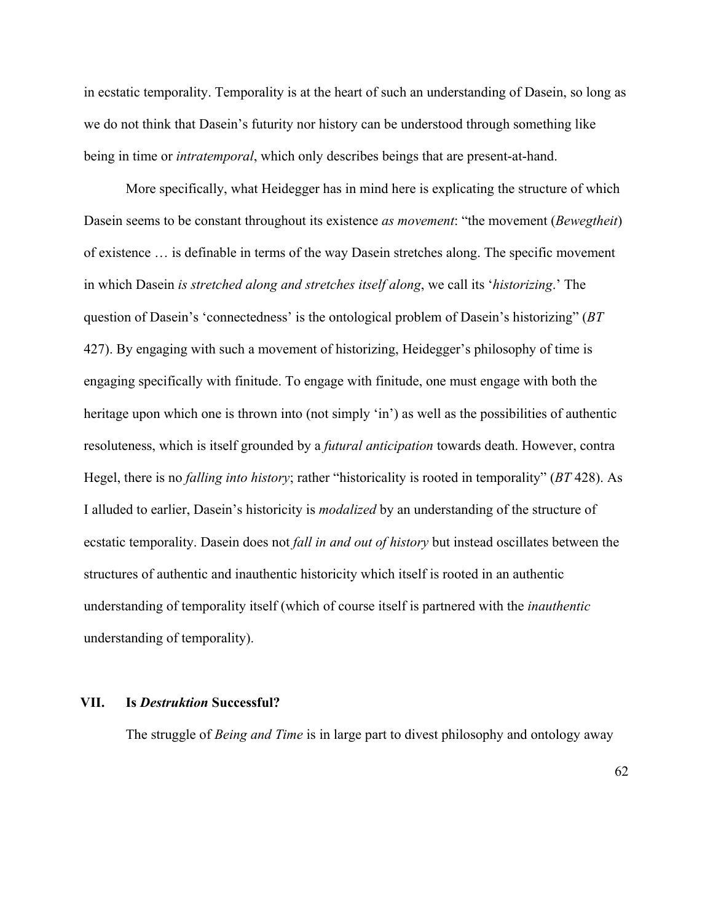in ecstatic temporality. Temporality is at the heart of such an understanding of Dasein, so long as we do not think that Dasein's futurity nor history can be understood through something like being in time or *intratemporal*, which only describes beings that are present-at-hand.

More specifically, what Heidegger has in mind here is explicating the structure of which Dasein seems to be constant throughout its existence *as movement*: "the movement (*Bewegtheit*) of existence … is definable in terms of the way Dasein stretches along. The specific movement in which Dasein *is stretched along and stretches itself along*, we call its '*historizing*.' The question of Dasein's 'connectedness' is the ontological problem of Dasein's historizing" (*BT* 427). By engaging with such a movement of historizing, Heidegger's philosophy of time is engaging specifically with finitude. To engage with finitude, one must engage with both the heritage upon which one is thrown into (not simply 'in') as well as the possibilities of authentic resoluteness, which is itself grounded by a *futural anticipation* towards death. However, contra Hegel, there is no *falling into history*; rather "historicality is rooted in temporality" (*BT* 428). As I alluded to earlier, Dasein's historicity is *modalized* by an understanding of the structure of ecstatic temporality. Dasein does not *fall in and out of history* but instead oscillates between the structures of authentic and inauthentic historicity which itself is rooted in an authentic understanding of temporality itself (which of course itself is partnered with the *inauthentic* understanding of temporality).

## VII. Is *Destruktion* Successful?

The struggle of *Being and Time* is in large part to divest philosophy and ontology away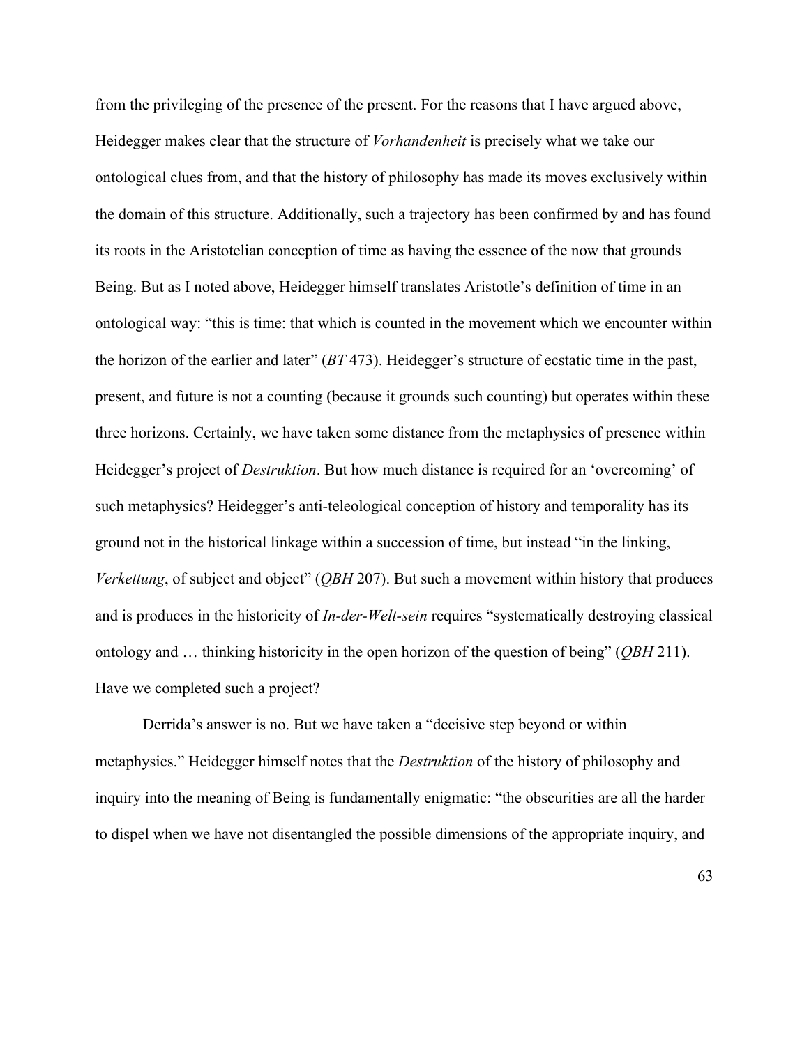from the privileging of the presence of the present. For the reasons that I have argued above, Heidegger makes clear that the structure of *Vorhandenheit* is precisely what we take our ontological clues from, and that the history of philosophy has made its moves exclusively within the domain of this structure. Additionally, such a trajectory has been confirmed by and has found its roots in the Aristotelian conception of time as having the essence of the now that grounds Being. But as I noted above, Heidegger himself translates Aristotle's definition of time in an ontological way: "this is time: that which is counted in the movement which we encounter within the horizon of the earlier and later" (*BT* 473). Heidegger's structure of ecstatic time in the past, present, and future is not a counting (because it grounds such counting) but operates within these three horizons. Certainly, we have taken some distance from the metaphysics of presence within Heidegger's project of *Destruktion*. But how much distance is required for an 'overcoming' of such metaphysics? Heidegger's anti-teleological conception of history and temporality has its ground not in the historical linkage within a succession of time, but instead "in the linking, *Verkettung*, of subject and object" (*QBH* 207). But such a movement within history that produces and is produces in the historicity of *In-der-Welt-sein* requires "systematically destroying classical ontology and … thinking historicity in the open horizon of the question of being" (*QBH* 211). Have we completed such a project?

Derrida's answer is no. But we have taken a "decisive step beyond or within metaphysics." Heidegger himself notes that the *Destruktion* of the history of philosophy and inquiry into the meaning of Being is fundamentally enigmatic: "the obscurities are all the harder to dispel when we have not disentangled the possible dimensions of the appropriate inquiry, and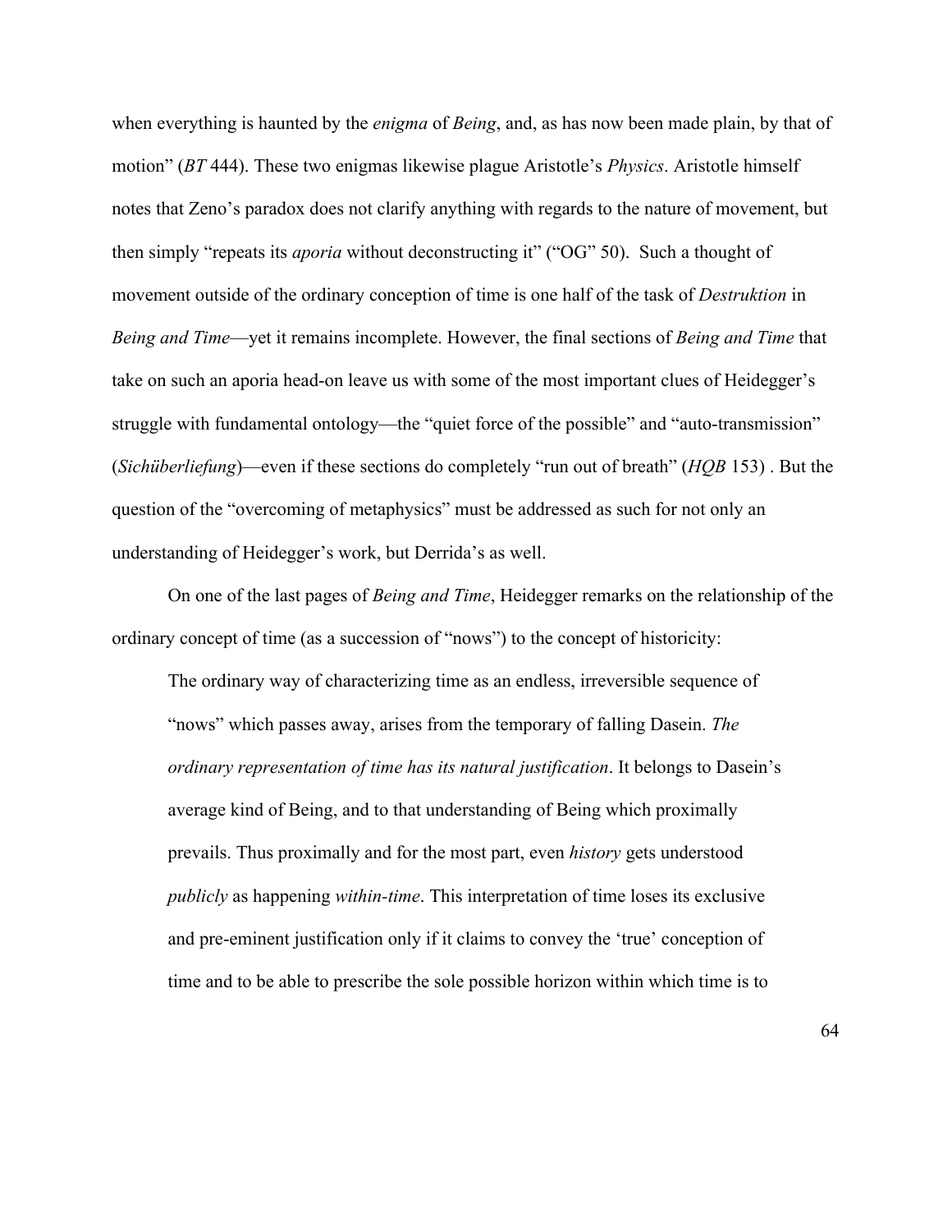when everything is haunted by the *enigma* of *Being*, and, as has now been made plain, by that of motion" (*BT* 444). These two enigmas likewise plague Aristotle's *Physics*. Aristotle himself notes that Zeno's paradox does not clarify anything with regards to the nature of movement, but then simply "repeats its *aporia* without deconstructing it" ("OG" 50). Such a thought of movement outside of the ordinary conception of time is one half of the task of *Destruktion* in *Being and Time*—yet it remains incomplete. However, the final sections of *Being and Time* that take on such an aporia head-on leave us with some of the most important clues of Heidegger's struggle with fundamental ontology—the "quiet force of the possible" and "auto-transmission" (*Sichüberliefung*)—even if these sections do completely "run out of breath" (*HQB* 153) . But the question of the "overcoming of metaphysics" must be addressed as such for not only an understanding of Heidegger's work, but Derrida's as well.

On one of the last pages of *Being and Time*, Heidegger remarks on the relationship of the ordinary concept of time (as a succession of "nows") to the concept of historicity:

> The ordinary way of characterizing time as an endless, irreversible sequence of "nows" which passes away, arises from the temporary of falling Dasein. *The ordinary representation of time has its natural justification*. It belongs to Dasein's average kind of Being, and to that understanding of Being which proximally prevails. Thus proximally and for the most part, even *history* gets understood *publicly* as happening *within-time*. This interpretation of time loses its exclusive and pre-eminent justification only if it claims to convey the 'true' conception of time and to be able to prescribe the sole possible horizon within which time is to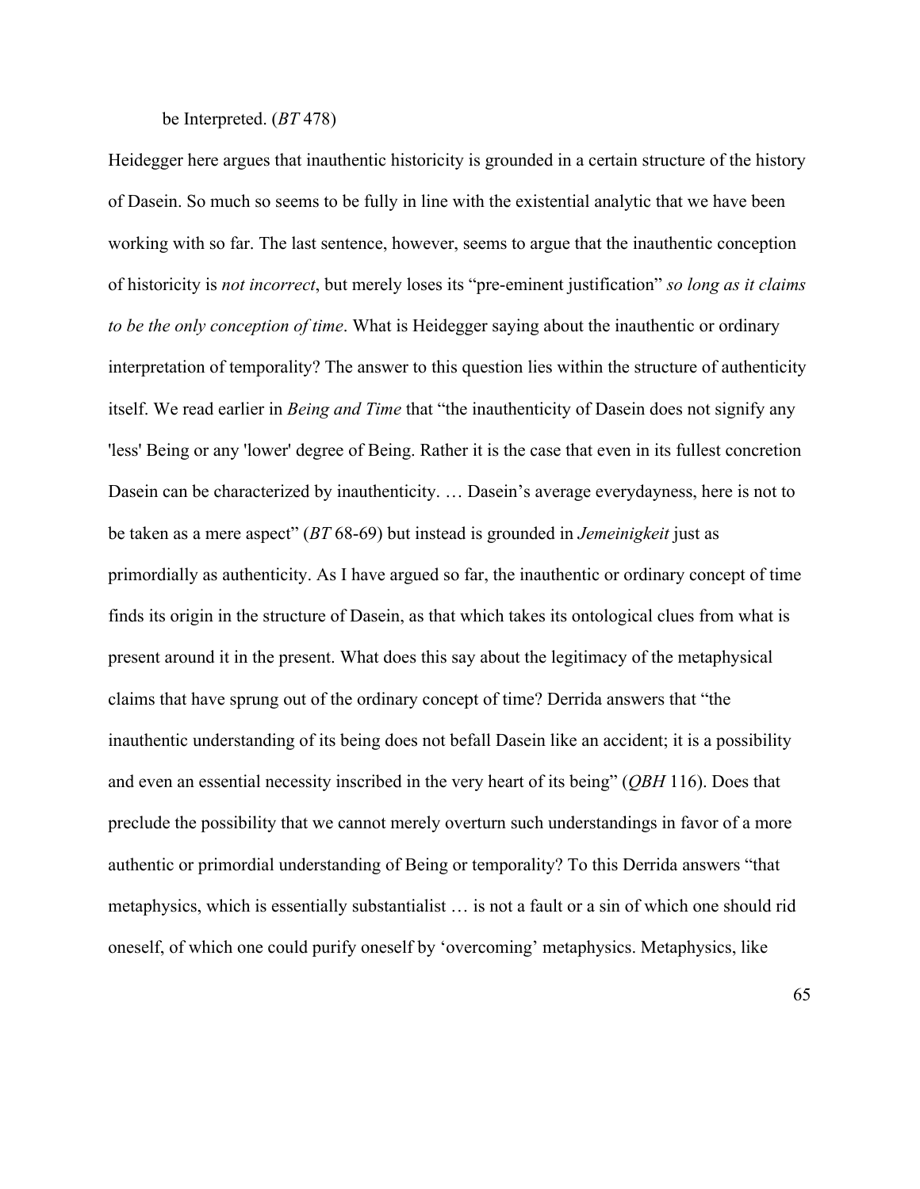be Interpreted. (*BT* 478)

Heidegger here argues that inauthentic historicity is grounded in a certain structure of the history of Dasein. So much so seems to be fully in line with the existential analytic that we have been working with so far. The last sentence, however, seems to argue that the inauthentic conception of historicity is *not incorrect*, but merely loses its "pre-eminent justification" *so long as it claims to be the only conception of time*. What is Heidegger saying about the inauthentic or ordinary interpretation of temporality? The answer to this question lies within the structure of authenticity itself. We read earlier in *Being and Time* that "the inauthenticity of Dasein does not signify any 'less' Being or any 'lower' degree of Being. Rather it is the case that even in its fullest concretion Dasein can be characterized by inauthenticity. … Dasein's average everydayness, here is not to be taken as a mere aspect" (*BT* 68-69) but instead is grounded in *Jemeinigkeit* just as primordially as authenticity. As I have argued so far, the inauthentic or ordinary concept of time finds its origin in the structure of Dasein, as that which takes its ontological clues from what is present around it in the present. What does this say about the legitimacy of the metaphysical claims that have sprung out of the ordinary concept of time? Derrida answers that "the inauthentic understanding of its being does not befall Dasein like an accident; it is a possibility and even an essential necessity inscribed in the very heart of its being" (*QBH* 116). Does that preclude the possibility that we cannot merely overturn such understandings in favor of a more authentic or primordial understanding of Being or temporality? To this Derrida answers "that metaphysics, which is essentially substantialist … is not a fault or a sin of which one should rid oneself, of which one could purify oneself by 'overcoming' metaphysics. Metaphysics, like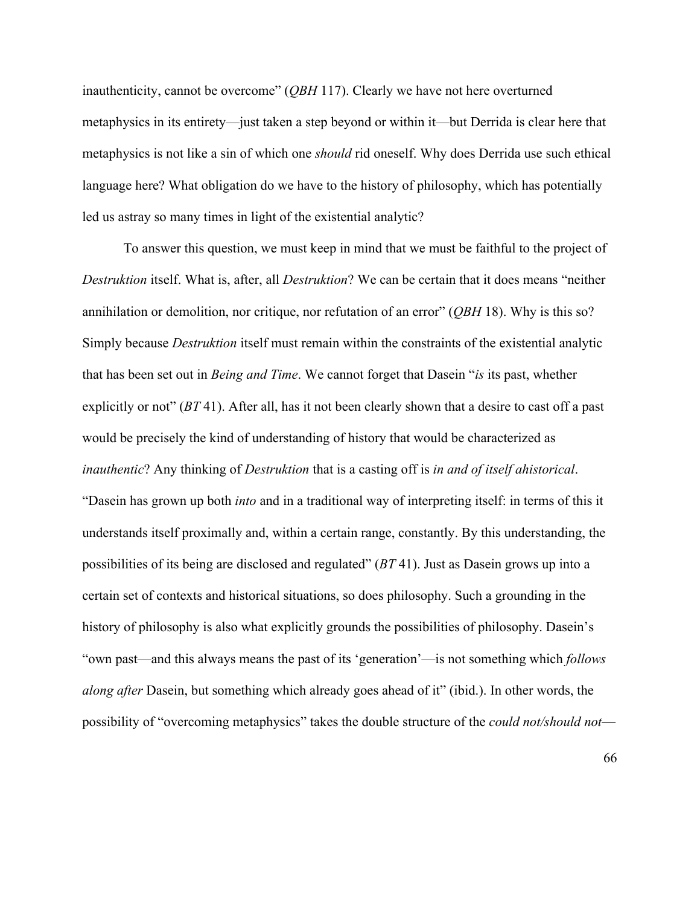inauthenticity, cannot be overcome" (*QBH* 117). Clearly we have not here overturned metaphysics in its entirety—just taken a step beyond or within it—but Derrida is clear here that metaphysics is not like a sin of which one *should* rid oneself. Why does Derrida use such ethical language here? What obligation do we have to the history of philosophy, which has potentially led us astray so many times in light of the existential analytic?

To answer this question, we must keep in mind that we must be faithful to the project of *Destruktion* itself. What is, after, all *Destruktion*? We can be certain that it does means "neither annihilation or demolition, nor critique, nor refutation of an error" (*QBH* 18). Why is this so? Simply because *Destruktion* itself must remain within the constraints of the existential analytic that has been set out in *Being and Time*. We cannot forget that Dasein "*is* its past, whether explicitly or not" (*BT* 41). After all, has it not been clearly shown that a desire to cast off a past would be precisely the kind of understanding of history that would be characterized as *inauthentic*? Any thinking of *Destruktion* that is a casting off is *in and of itself ahistorical*. "Dasein has grown up both *into* and in a traditional way of interpreting itself: in terms of this it understands itself proximally and, within a certain range, constantly. By this understanding, the possibilities of its being are disclosed and regulated" (*BT* 41). Just as Dasein grows up into a certain set of contexts and historical situations, so does philosophy. Such a grounding in the history of philosophy is also what explicitly grounds the possibilities of philosophy. Dasein's "own past—and this always means the past of its 'generation'—is not something which *follows along after* Dasein, but something which already goes ahead of it" (ibid.). In other words, the possibility of "overcoming metaphysics" takes the double structure of the *could not/should not*—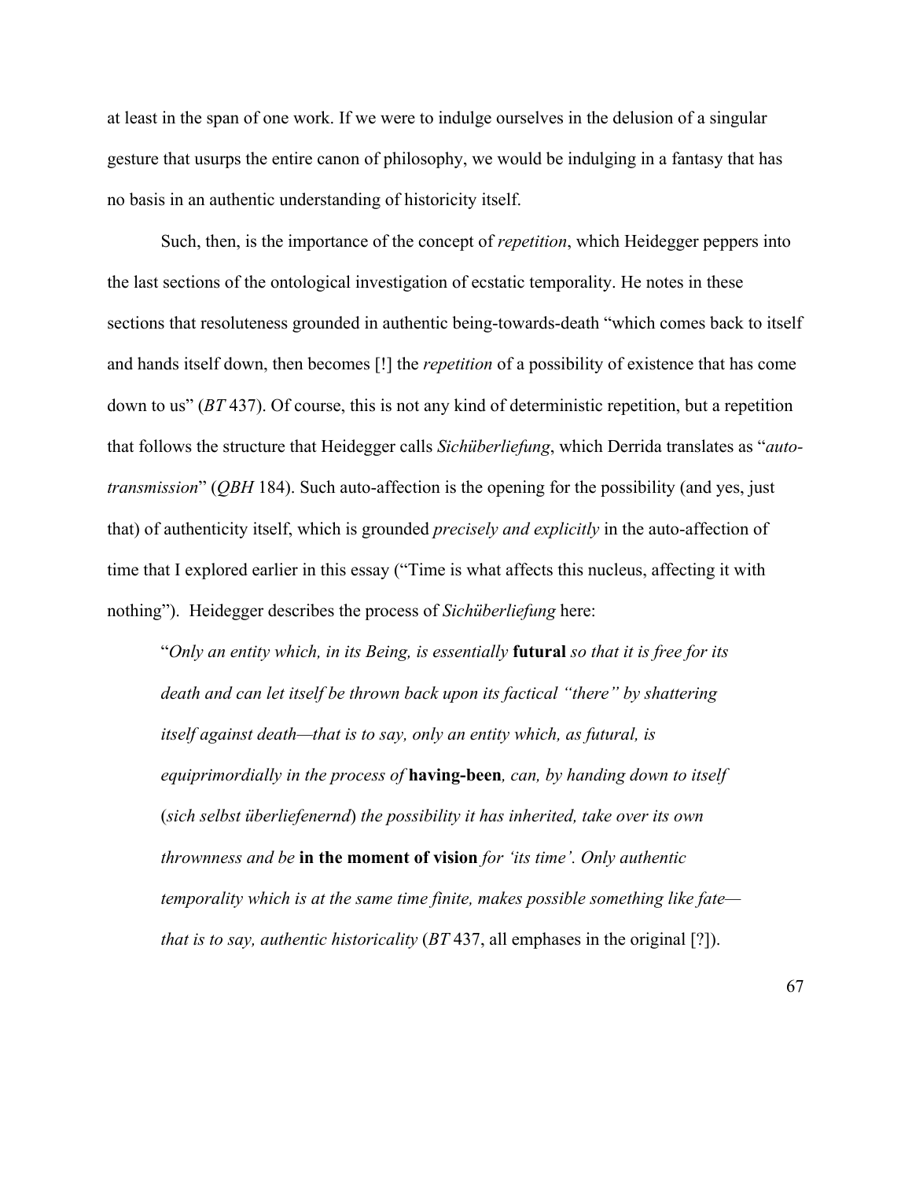at least in the span of one work. If we were to indulge ourselves in the delusion of a singular gesture that usurps the entire canon of philosophy, we would be indulging in a fantasy that has no basis in an authentic understanding of historicity itself.

Such, then, is the importance of the concept of *repetition*, which Heidegger peppers into the last sections of the ontological investigation of ecstatic temporality. He notes in these sections that resoluteness grounded in authentic being-towards-death "which comes back to itself and hands itself down, then becomes [!] the *repetition* of a possibility of existence that has come down to us" (*BT* 437). Of course, this is not any kind of deterministic repetition, but a repetition that follows the structure that Heidegger calls *Sichüberliefung*, which Derrida translates as "*auto-transmission*" (*QBH* 184). Such auto-affection is the opening for the possibility (and yes, just that) of authenticity itself, which is grounded *precisely and explicitly* in the auto-affection of time that I explored earlier in this essay ("Time is what affects this nucleus, affecting it with nothing"). Heidegger describes the process of *Sichüberliefung* here:

> "*Only an entity which, in its Being, is essentially* **futural** *so that it is free for its death and can let itself be thrown back upon its factical "there" by shattering itself against death—that is to say, only an entity which, as futural, is equiprimordially in the process of* **having-been***, can, by handing down to itself* (*sich selbst überliefenernd*) *the possibility it has inherited, take over its own thrownness and be* **in the moment of vision** *for 'its time'. Only authentic temporality which is at the same time finite, makes possible something like fate—that is to say, authentic historicality* (*BT* 437, all emphases in the original [?]).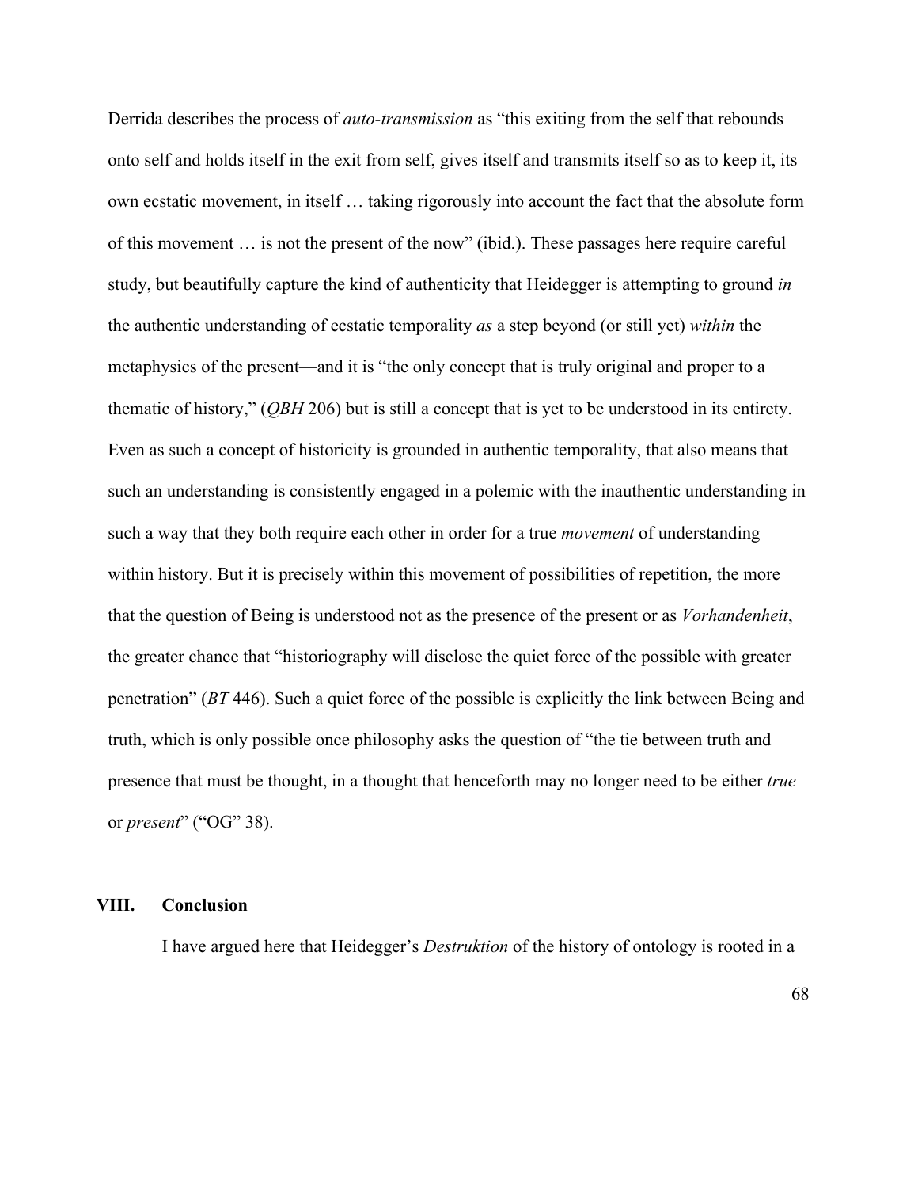Derrida describes the process of *auto-transmission* as "this exiting from the self that rebounds onto self and holds itself in the exit from self, gives itself and transmits itself so as to keep it, its own ecstatic movement, in itself … taking rigorously into account the fact that the absolute form of this movement … is not the present of the now" (ibid.). These passages here require careful study, but beautifully capture the kind of authenticity that Heidegger is attempting to ground *in* the authentic understanding of ecstatic temporality *as* a step beyond (or still yet) *within* the metaphysics of the present—and it is "the only concept that is truly original and proper to a thematic of history," (*QBH* 206) but is still a concept that is yet to be understood in its entirety. Even as such a concept of historicity is grounded in authentic temporality, that also means that such an understanding is consistently engaged in a polemic with the inauthentic understanding in such a way that they both require each other in order for a true *movement* of understanding within history. But it is precisely within this movement of possibilities of repetition, the more that the question of Being is understood not as the presence of the present or as *Vorhandenheit*, the greater chance that "historiography will disclose the quiet force of the possible with greater penetration" (*BT* 446). Such a quiet force of the possible is explicitly the link between Being and truth, which is only possible once philosophy asks the question of "the tie between truth and presence that must be thought, in a thought that henceforth may no longer need to be either *true* or *present*" ("OG" 38).

## VIII. Conclusion

I have argued here that Heidegger's *Destruktion* of the history of ontology is rooted in a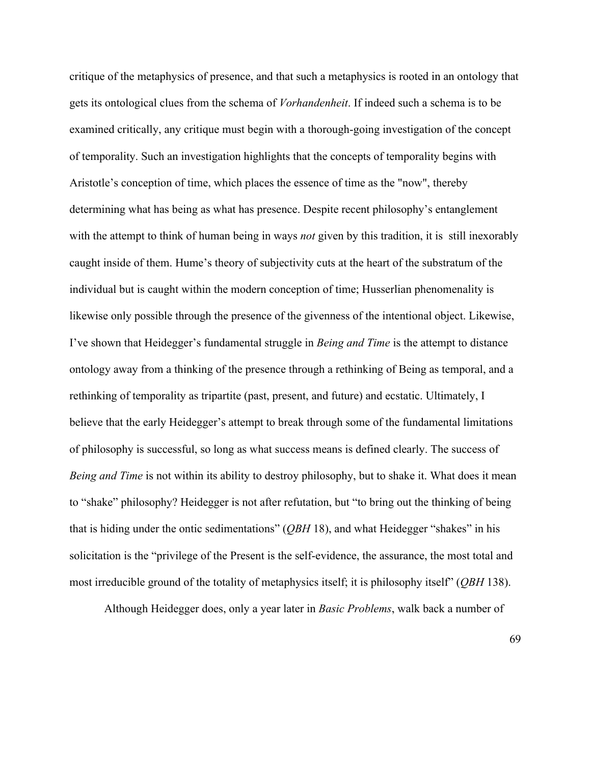critique of the metaphysics of presence, and that such a metaphysics is rooted in an ontology that gets its ontological clues from the schema of *Vorhandenheit*. If indeed such a schema is to be examined critically, any critique must begin with a thorough-going investigation of the concept of temporality. Such an investigation highlights that the concepts of temporality begins with Aristotle's conception of time, which places the essence of time as the "now", thereby determining what has being as what has presence. Despite recent philosophy's entanglement with the attempt to think of human being in ways *not* given by this tradition, it is still inexorably caught inside of them. Hume's theory of subjectivity cuts at the heart of the substratum of the individual but is caught within the modern conception of time; Husserlian phenomenality is likewise only possible through the presence of the givenness of the intentional object. Likewise, I've shown that Heidegger's fundamental struggle in *Being and Time* is the attempt to distance ontology away from a thinking of the presence through a rethinking of Being as temporal, and a rethinking of temporality as tripartite (past, present, and future) and ecstatic. Ultimately, I believe that the early Heidegger's attempt to break through some of the fundamental limitations of philosophy is successful, so long as what success means is defined clearly. The success of *Being and Time* is not within its ability to destroy philosophy, but to shake it. What does it mean to "shake" philosophy? Heidegger is not after refutation, but "to bring out the thinking of being that is hiding under the ontic sedimentations" (*QBH* 18), and what Heidegger "shakes" in his solicitation is the "privilege of the Present is the self-evidence, the assurance, the most total and most irreducible ground of the totality of metaphysics itself; it is philosophy itself" (*QBH* 138).

Although Heidegger does, only a year later in *Basic Problems*, walk back a number of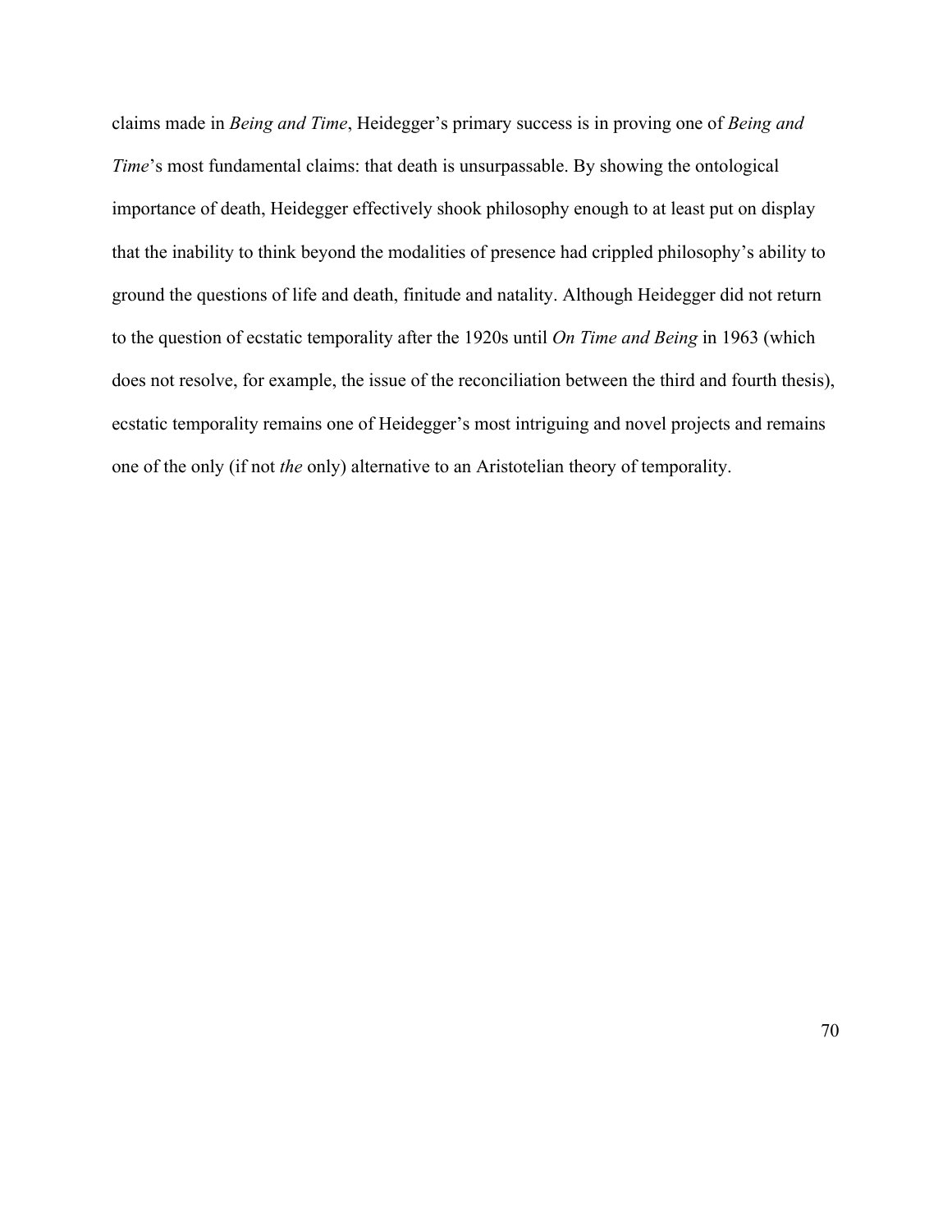claims made in *Being and Time*, Heidegger's primary success is in proving one of *Being and Time*'s most fundamental claims: that death is unsurpassable. By showing the ontological importance of death, Heidegger effectively shook philosophy enough to at least put on display that the inability to think beyond the modalities of presence had crippled philosophy's ability to ground the questions of life and death, finitude and natality. Although Heidegger did not return to the question of ecstatic temporality after the 1920s until *On Time and Being* in 1963 (which does not resolve, for example, the issue of the reconciliation between the third and fourth thesis), ecstatic temporality remains one of Heidegger's most intriguing and novel projects and remains one of the only (if not *the* only) alternative to an Aristotelian theory of temporality.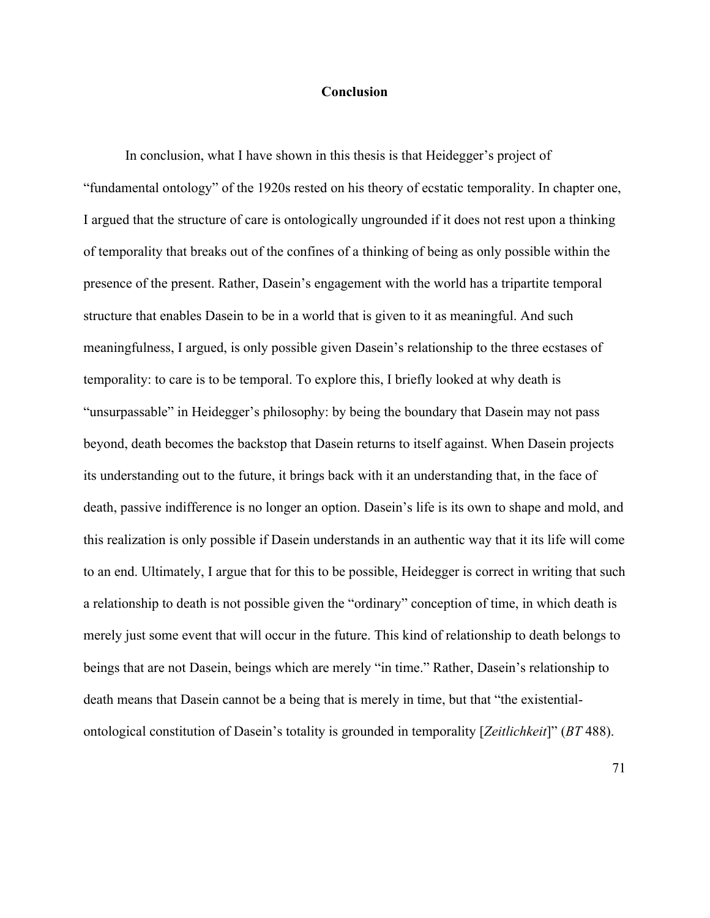# Conclusion

In conclusion, what I have shown in this thesis is that Heidegger's project of "fundamental ontology" of the 1920s rested on his theory of ecstatic temporality. In chapter one, I argued that the structure of care is ontologically ungrounded if it does not rest upon a thinking of temporality that breaks out of the confines of a thinking of being as only possible within the presence of the present. Rather, Dasein's engagement with the world has a tripartite temporal structure that enables Dasein to be in a world that is given to it as meaningful. And such meaningfulness, I argued, is only possible given Dasein's relationship to the three ecstases of temporality: to care is to be temporal. To explore this, I briefly looked at why death is "unsurpassable" in Heidegger's philosophy: by being the boundary that Dasein may not pass beyond, death becomes the backstop that Dasein returns to itself against. When Dasein projects its understanding out to the future, it brings back with it an understanding that, in the face of death, passive indifference is no longer an option. Dasein's life is its own to shape and mold, and this realization is only possible if Dasein understands in an authentic way that it its life will come to an end. Ultimately, I argue that for this to be possible, Heidegger is correct in writing that such a relationship to death is not possible given the "ordinary" conception of time, in which death is merely just some event that will occur in the future. This kind of relationship to death belongs to beings that are not Dasein, beings which are merely "in time." Rather, Dasein's relationship to death means that Dasein cannot be a being that is merely in time, but that "the existential-ontological constitution of Dasein's totality is grounded in temporality [*Zeitlichkeit*]" (*BT* 488).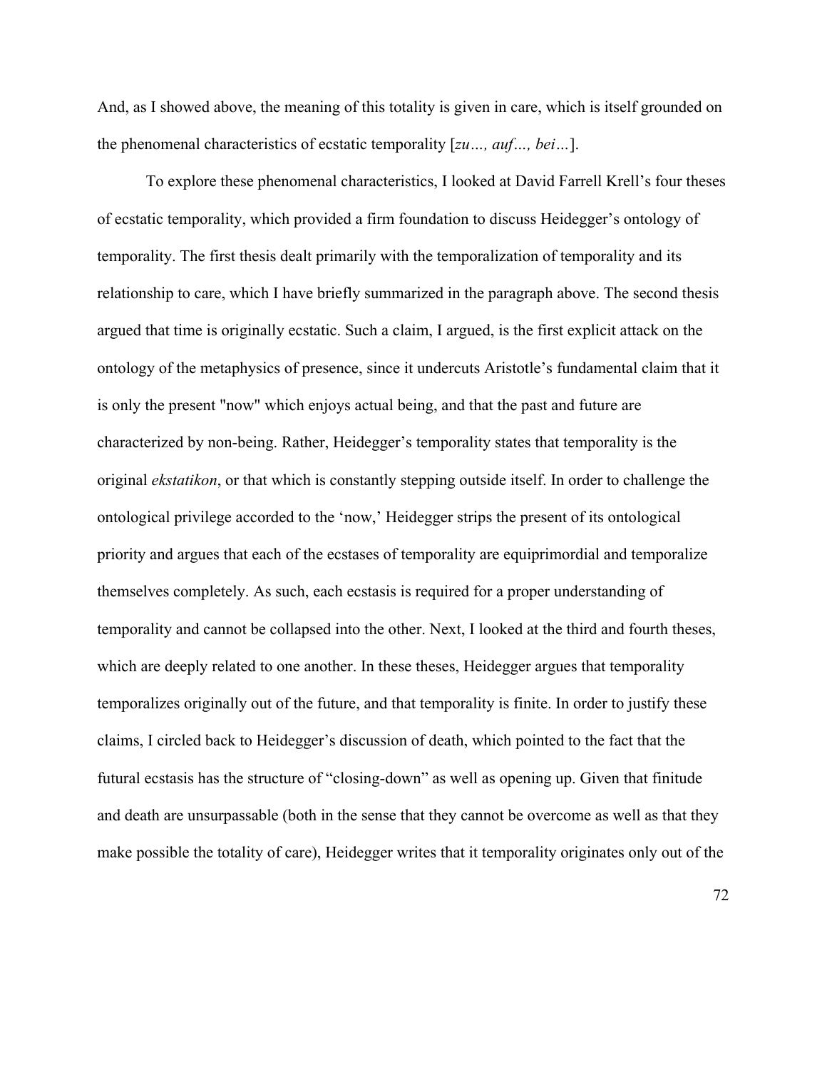And, as I showed above, the meaning of this totality is given in care, which is itself grounded on the phenomenal characteristics of ecstatic temporality [*zu…, auf…, bei…*].

To explore these phenomenal characteristics, I looked at David Farrell Krell's four theses of ecstatic temporality, which provided a firm foundation to discuss Heidegger's ontology of temporality. The first thesis dealt primarily with the temporalization of temporality and its relationship to care, which I have briefly summarized in the paragraph above. The second thesis argued that time is originally ecstatic. Such a claim, I argued, is the first explicit attack on the ontology of the metaphysics of presence, since it undercuts Aristotle's fundamental claim that it is only the present "now" which enjoys actual being, and that the past and future are characterized by non-being. Rather, Heidegger's temporality states that temporality is the original *ekstatikon*, or that which is constantly stepping outside itself. In order to challenge the ontological privilege accorded to the 'now,' Heidegger strips the present of its ontological priority and argues that each of the ecstases of temporality are equiprimordial and temporalize themselves completely. As such, each ecstasis is required for a proper understanding of temporality and cannot be collapsed into the other. Next, I looked at the third and fourth theses, which are deeply related to one another. In these theses, Heidegger argues that temporality temporalizes originally out of the future, and that temporality is finite. In order to justify these claims, I circled back to Heidegger's discussion of death, which pointed to the fact that the futural ecstasis has the structure of "closing-down" as well as opening up. Given that finitude and death are unsurpassable (both in the sense that they cannot be overcome as well as that they make possible the totality of care), Heidegger writes that it temporality originates only out of the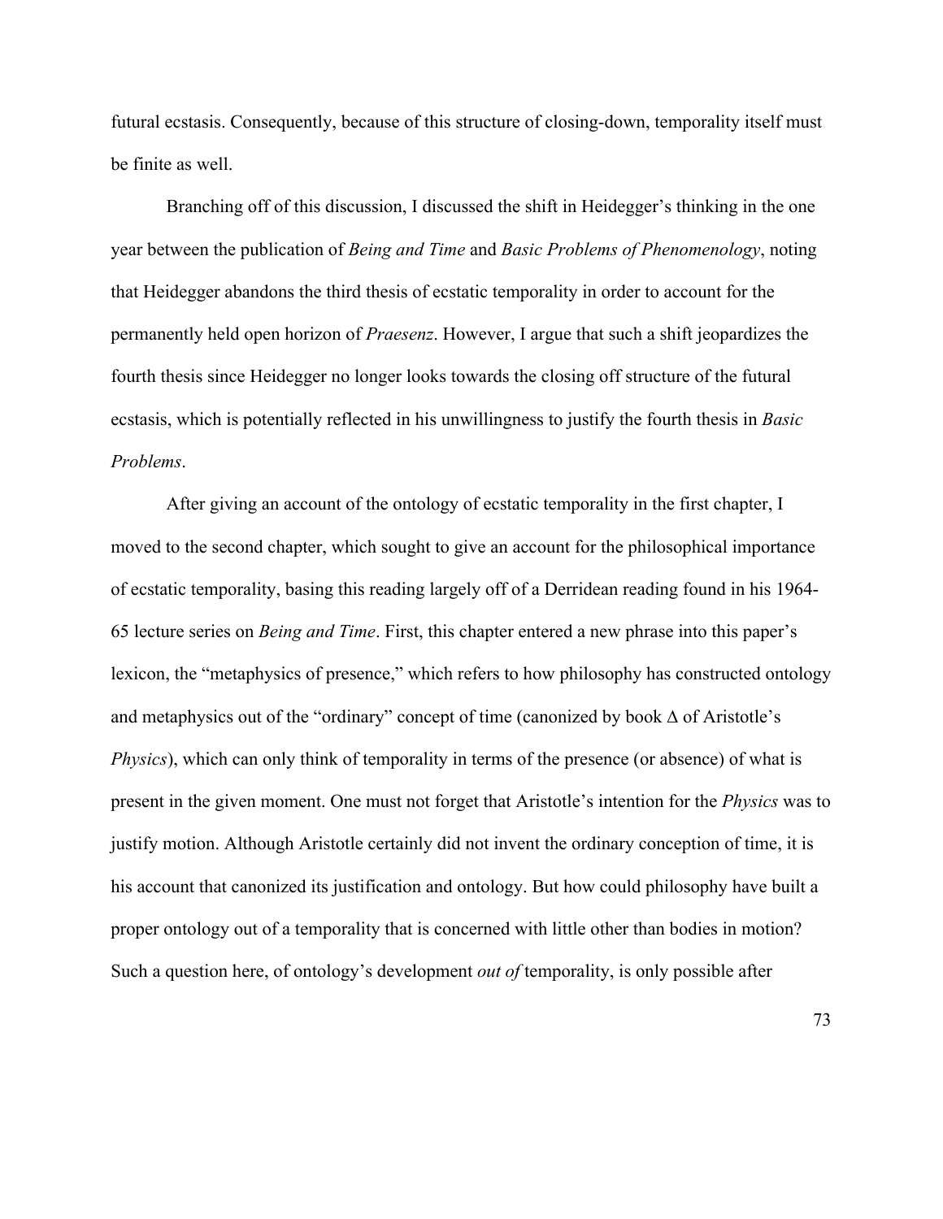futural ecstasis. Consequently, because of this structure of closing-down, temporality itself must be finite as well.

Branching off of this discussion, I discussed the shift in Heidegger's thinking in the one year between the publication of *Being and Time* and *Basic Problems of Phenomenology*, noting that Heidegger abandons the third thesis of ecstatic temporality in order to account for the permanently held open horizon of *Praesenz*. However, I argue that such a shift jeopardizes the fourth thesis since Heidegger no longer looks towards the closing off structure of the futural ecstasis, which is potentially reflected in his unwillingness to justify the fourth thesis in *Basic Problems*.

After giving an account of the ontology of ecstatic temporality in the first chapter, I moved to the second chapter, which sought to give an account for the philosophical importance of ecstatic temporality, basing this reading largely off of a Derridean reading found in his 1964-65 lecture series on *Being and Time*. First, this chapter entered a new phrase into this paper's lexicon, the "metaphysics of presence," which refers to how philosophy has constructed ontology and metaphysics out of the "ordinary" concept of time (canonized by book Δ of Aristotle's *Physics*), which can only think of temporality in terms of the presence (or absence) of what is present in the given moment. One must not forget that Aristotle's intention for the *Physics* was to justify motion. Although Aristotle certainly did not invent the ordinary conception of time, it is his account that canonized its justification and ontology. But how could philosophy have built a proper ontology out of a temporality that is concerned with little other than bodies in motion? Such a question here, of ontology's development *out of* temporality, is only possible after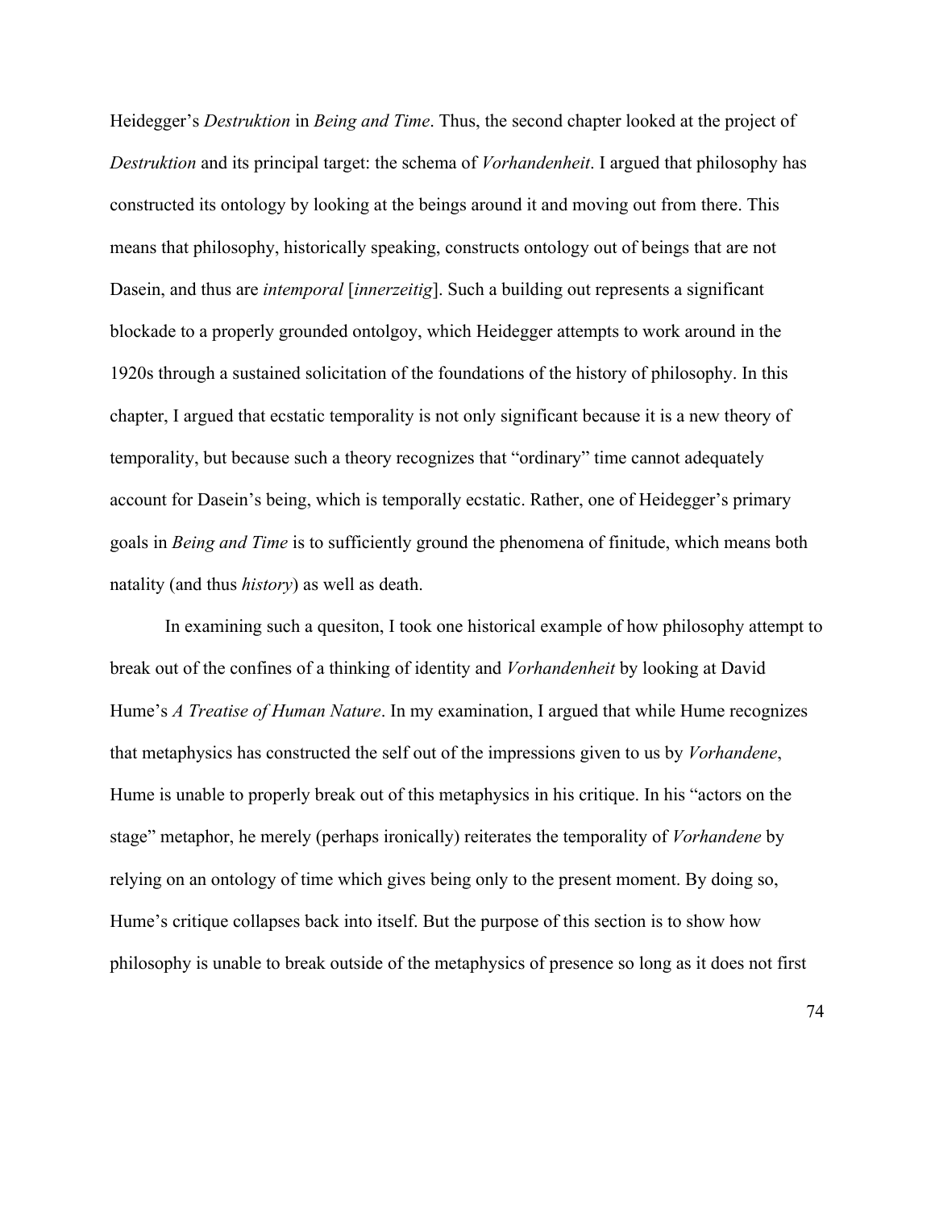Heidegger's *Destruktion* in *Being and Time*. Thus, the second chapter looked at the project of *Destruktion* and its principal target: the schema of *Vorhandenheit*. I argued that philosophy has constructed its ontology by looking at the beings around it and moving out from there. This means that philosophy, historically speaking, constructs ontology out of beings that are not Dasein, and thus are *intemporal* [*innerzeitig*]. Such a building out represents a significant blockade to a properly grounded ontolgoy, which Heidegger attempts to work around in the 1920s through a sustained solicitation of the foundations of the history of philosophy. In this chapter, I argued that ecstatic temporality is not only significant because it is a new theory of temporality, but because such a theory recognizes that "ordinary" time cannot adequately account for Dasein's being, which is temporally ecstatic. Rather, one of Heidegger's primary goals in *Being and Time* is to sufficiently ground the phenomena of finitude, which means both natality (and thus *history*) as well as death.

In examining such a quesiton, I took one historical example of how philosophy attempt to break out of the confines of a thinking of identity and *Vorhandenheit* by looking at David Hume's *A Treatise of Human Nature*. In my examination, I argued that while Hume recognizes that metaphysics has constructed the self out of the impressions given to us by *Vorhandene*, Hume is unable to properly break out of this metaphysics in his critique. In his "actors on the stage" metaphor, he merely (perhaps ironically) reiterates the temporality of *Vorhandene* by relying on an ontology of time which gives being only to the present moment. By doing so, Hume's critique collapses back into itself. But the purpose of this section is to show how philosophy is unable to break outside of the metaphysics of presence so long as it does not first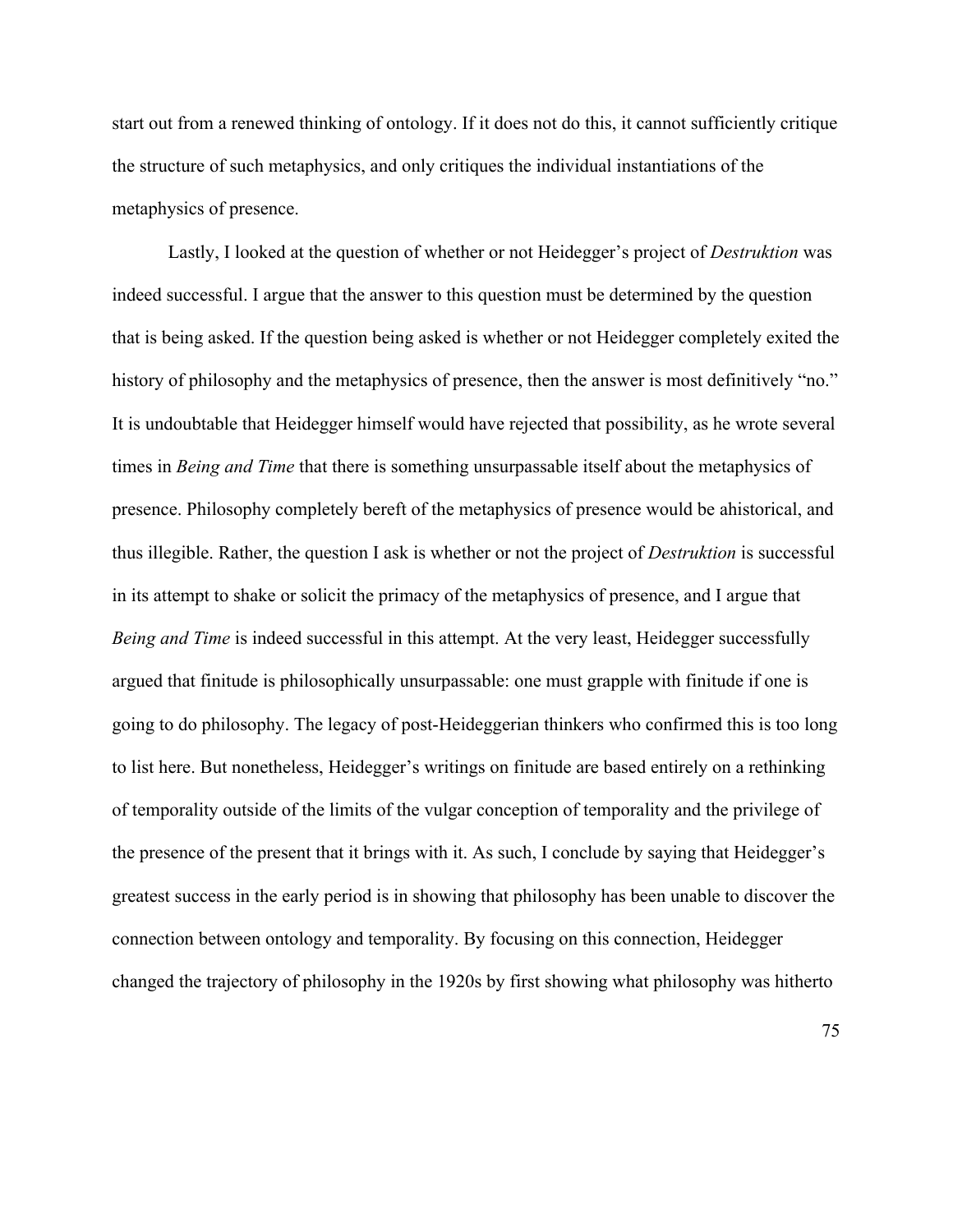start out from a renewed thinking of ontology. If it does not do this, it cannot sufficiently critique the structure of such metaphysics, and only critiques the individual instantiations of the metaphysics of presence.

Lastly, I looked at the question of whether or not Heidegger's project of *Destruktion* was indeed successful. I argue that the answer to this question must be determined by the question that is being asked. If the question being asked is whether or not Heidegger completely exited the history of philosophy and the metaphysics of presence, then the answer is most definitively "no." It is undoubtable that Heidegger himself would have rejected that possibility, as he wrote several times in *Being and Time* that there is something unsurpassable itself about the metaphysics of presence. Philosophy completely bereft of the metaphysics of presence would be ahistorical, and thus illegible. Rather, the question I ask is whether or not the project of *Destruktion* is successful in its attempt to shake or solicit the primacy of the metaphysics of presence, and I argue that *Being and Time* is indeed successful in this attempt. At the very least, Heidegger successfully argued that finitude is philosophically unsurpassable: one must grapple with finitude if one is going to do philosophy. The legacy of post-Heideggerian thinkers who confirmed this is too long to list here. But nonetheless, Heidegger's writings on finitude are based entirely on a rethinking of temporality outside of the limits of the vulgar conception of temporality and the privilege of the presence of the present that it brings with it. As such, I conclude by saying that Heidegger's greatest success in the early period is in showing that philosophy has been unable to discover the connection between ontology and temporality. By focusing on this connection, Heidegger changed the trajectory of philosophy in the 1920s by first showing what philosophy was hitherto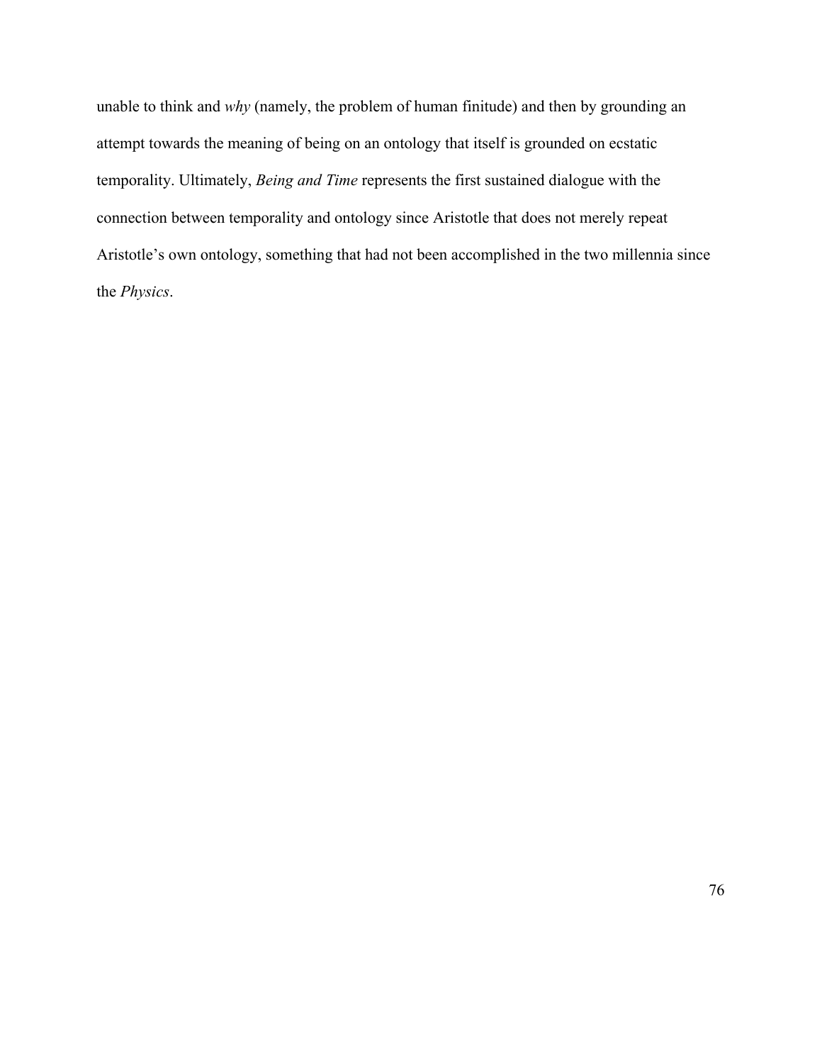unable to think and *why* (namely, the problem of human finitude) and then by grounding an attempt towards the meaning of being on an ontology that itself is grounded on ecstatic temporality. Ultimately, *Being and Time* represents the first sustained dialogue with the connection between temporality and ontology since Aristotle that does not merely repeat Aristotle's own ontology, something that had not been accomplished in the two millennia since the *Physics*.